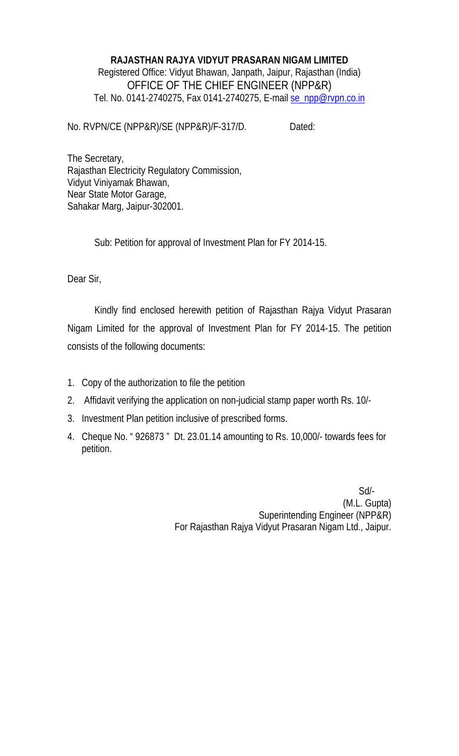**RAJASTHAN RAJYA VIDYUT PRASARAN NIGAM LIMITED**

Registered Office: Vidyut Bhawan, Janpath, Jaipur, Rajasthan (India)

OFFICE OF THE CHIEF ENGINEER (NPP&R)

Tel. No. 0141-2740275, Fax 0141-2740275, E-mail se_npp@rvpn.co.in

No. RVPN/CE (NPP&R)/SE (NPP&R)/F-317/D. Dated:

The Secretary,
Rajasthan Electricity Regulatory Commission,
Vidyut Viniyamak Bhawan,
Near State Motor Garage,
Sahakar Marg, Jaipur-302001.

Sub: Petition for approval of Investment Plan for FY 2014-15.

Dear Sir,

Kindly find enclosed herewith petition of Rajasthan Rajya Vidyut Prasaran Nigam Limited for the approval of Investment Plan for FY 2014-15. The petition consists of the following documents:

1. Copy of the authorization to file the petition
2. Affidavit verifying the application on non-judicial stamp paper worth Rs. 10/-
3. Investment Plan petition inclusive of prescribed forms.
4. Cheque No. " 926873 " Dt. 23.01.14 amounting to Rs. 10,000/- towards fees for petition.

Sd/-
(M.L. Gupta)
Superintending Engineer (NPP&R)
For Rajasthan Rajya Vidyut Prasaran Nigam Ltd., Jaipur.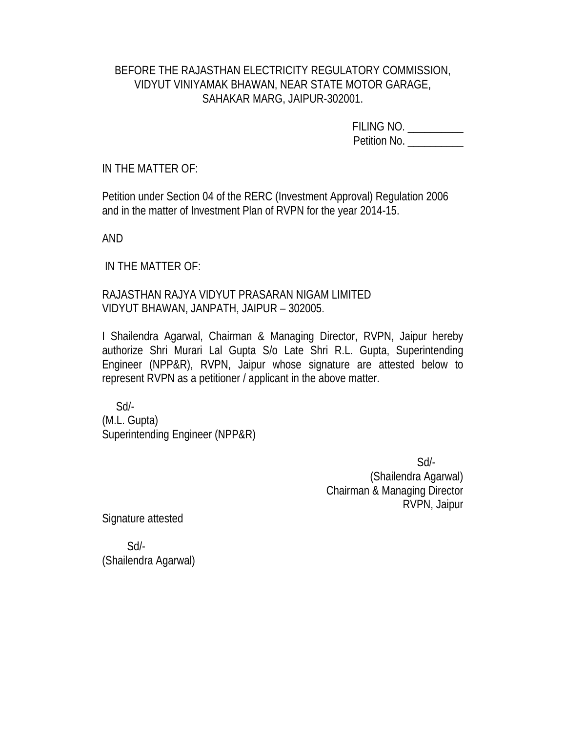BEFORE THE RAJASTHAN ELECTRICITY REGULATORY COMMISSION,
VIDYUT VINIYAMAK BHAWAN, NEAR STATE MOTOR GARAGE,
SAHAKAR MARG, JAIPUR-302001.

FILING NO. __________
Petition No. __________

IN THE MATTER OF:

Petition under Section 04 of the RERC (Investment Approval) Regulation 2006 and in the matter of Investment Plan of RVPN for the year 2014-15.

AND

IN THE MATTER OF:

RAJASTHAN RAJYA VIDYUT PRASARAN NIGAM LIMITED
VIDYUT BHAWAN, JANPATH, JAIPUR – 302005.

I Shailendra Agarwal, Chairman & Managing Director, RVPN, Jaipur hereby authorize Shri Murari Lal Gupta S/o Late Shri R.L. Gupta, Superintending Engineer (NPP&R), RVPN, Jaipur whose signature are attested below to represent RVPN as a petitioner / applicant in the above matter.

Sd/-
(M.L. Gupta)
Superintending Engineer (NPP&R)

Sd/-
(Shailendra Agarwal)
Chairman & Managing Director
RVPN, Jaipur

Signature attested

Sd/-
(Shailendra Agarwal)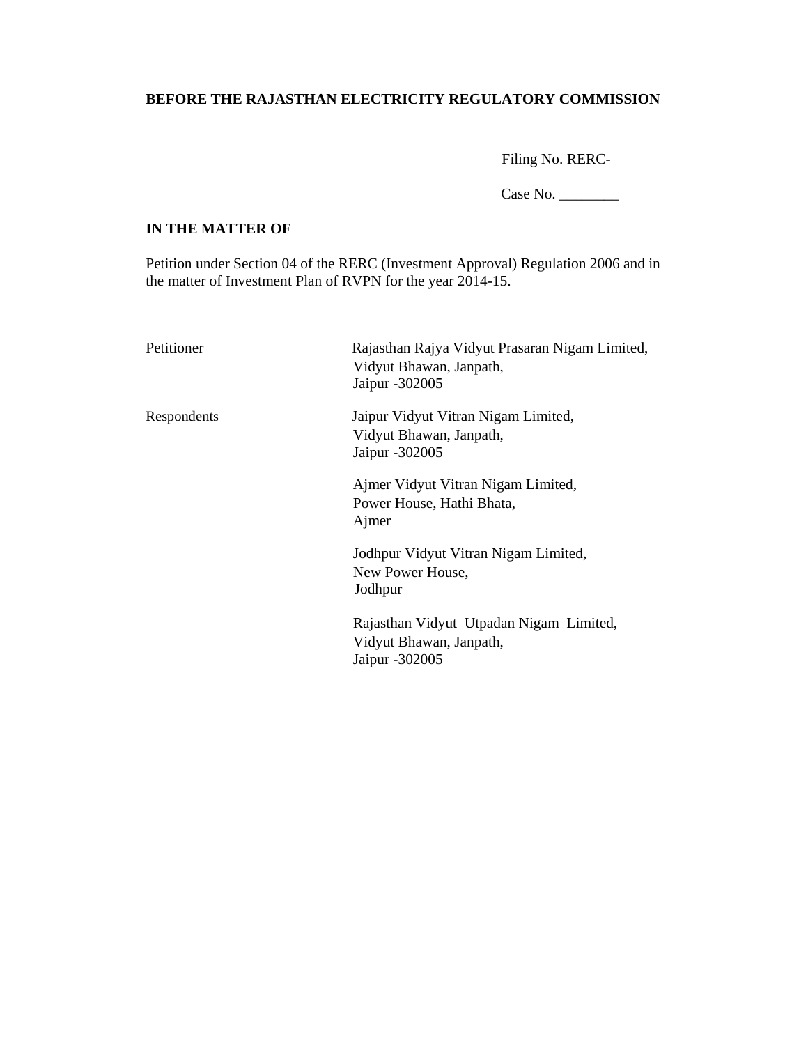**BEFORE THE RAJASTHAN ELECTRICITY REGULATORY COMMISSION**

Filing No. RERC-

Case No. ________

**IN THE MATTER OF**

Petition under Section 04 of the RERC (Investment Approval) Regulation 2006 and in the matter of Investment Plan of RVPN for the year 2014-15.

| | |
|---|---|
| Petitioner | Rajasthan Rajya Vidyut Prasaran Nigam Limited,<br>Vidyut Bhawan, Janpath,<br>Jaipur -302005 |
| Respondents | Jaipur Vidyut Vitran Nigam Limited,<br>Vidyut Bhawan, Janpath,<br>Jaipur -302005 |
| | Ajmer Vidyut Vitran Nigam Limited,<br>Power House, Hathi Bhata,<br>Ajmer |
| | Jodhpur Vidyut Vitran Nigam Limited,<br>New Power House,<br>Jodhpur |
| | Rajasthan Vidyut Utpadan Nigam Limited,<br>Vidyut Bhawan, Janpath,<br>Jaipur -302005 |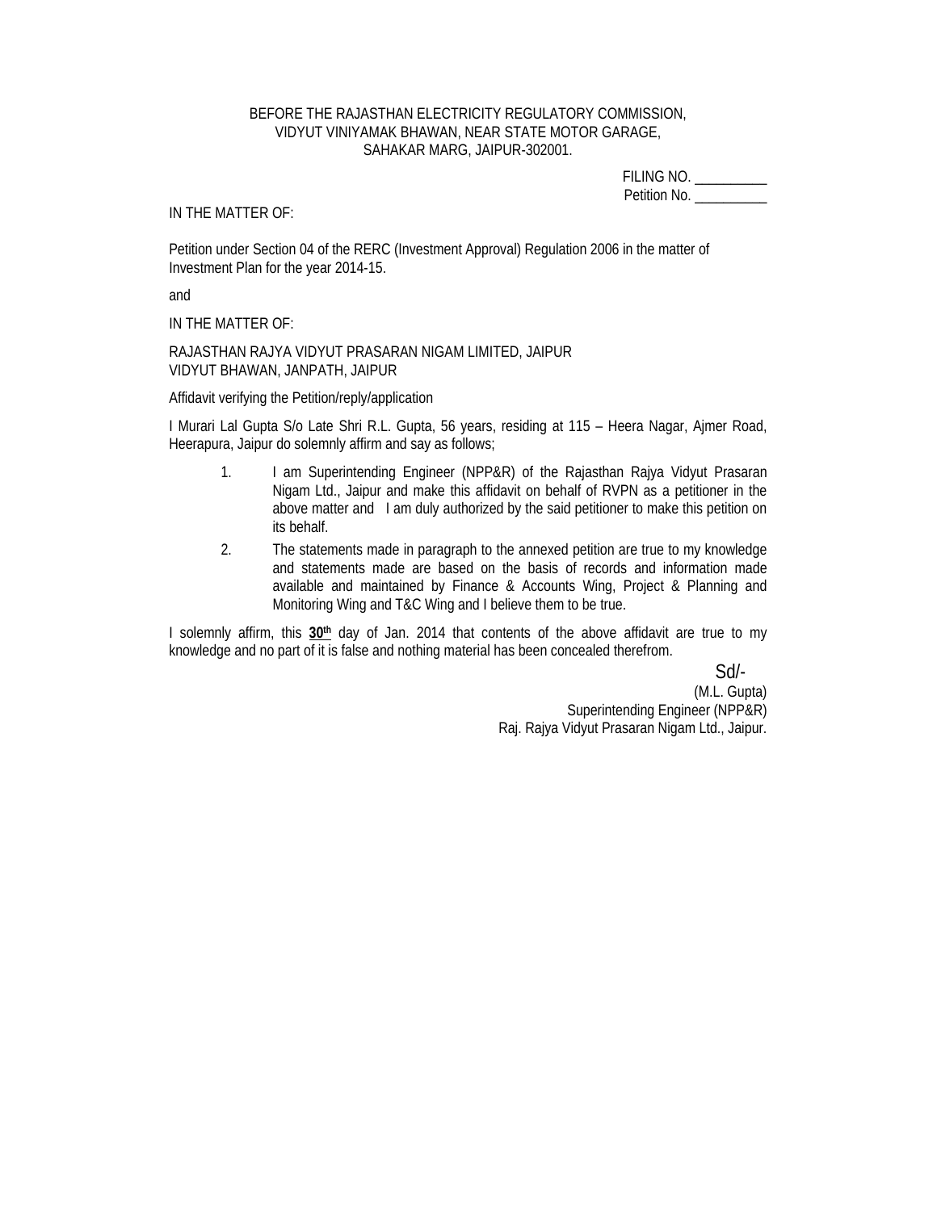BEFORE THE RAJASTHAN ELECTRICITY REGULATORY COMMISSION,
VIDYUT VINIYAMAK BHAWAN, NEAR STATE MOTOR GARAGE,
SAHAKAR MARG, JAIPUR-302001.

FILING NO. __________
Petition No. __________

IN THE MATTER OF:

Petition under Section 04 of the RERC (Investment Approval) Regulation 2006 in the matter of Investment Plan for the year 2014-15.

and

IN THE MATTER OF:

RAJASTHAN RAJYA VIDYUT PRASARAN NIGAM LIMITED, JAIPUR
VIDYUT BHAWAN, JANPATH, JAIPUR

Affidavit verifying the Petition/reply/application

I Murari Lal Gupta S/o Late Shri R.L. Gupta, 56 years, residing at 115 – Heera Nagar, Ajmer Road, Heerapura, Jaipur do solemnly affirm and say as follows;

1. I am Superintending Engineer (NPP&R) of the Rajasthan Rajya Vidyut Prasaran Nigam Ltd., Jaipur and make this affidavit on behalf of RVPN as a petitioner in the above matter and I am duly authorized by the said petitioner to make this petition on its behalf.
2. The statements made in paragraph to the annexed petition are true to my knowledge and statements made are based on the basis of records and information made available and maintained by Finance & Accounts Wing, Project & Planning and Monitoring Wing and T&C Wing and I believe them to be true.

I solemnly affirm, this **30th** day of Jan. 2014 that contents of the above affidavit are true to my knowledge and no part of it is false and nothing material has been concealed therefrom.

Sd/-
(M.L. Gupta)
Superintending Engineer (NPP&R)
Raj. Rajya Vidyut Prasaran Nigam Ltd., Jaipur.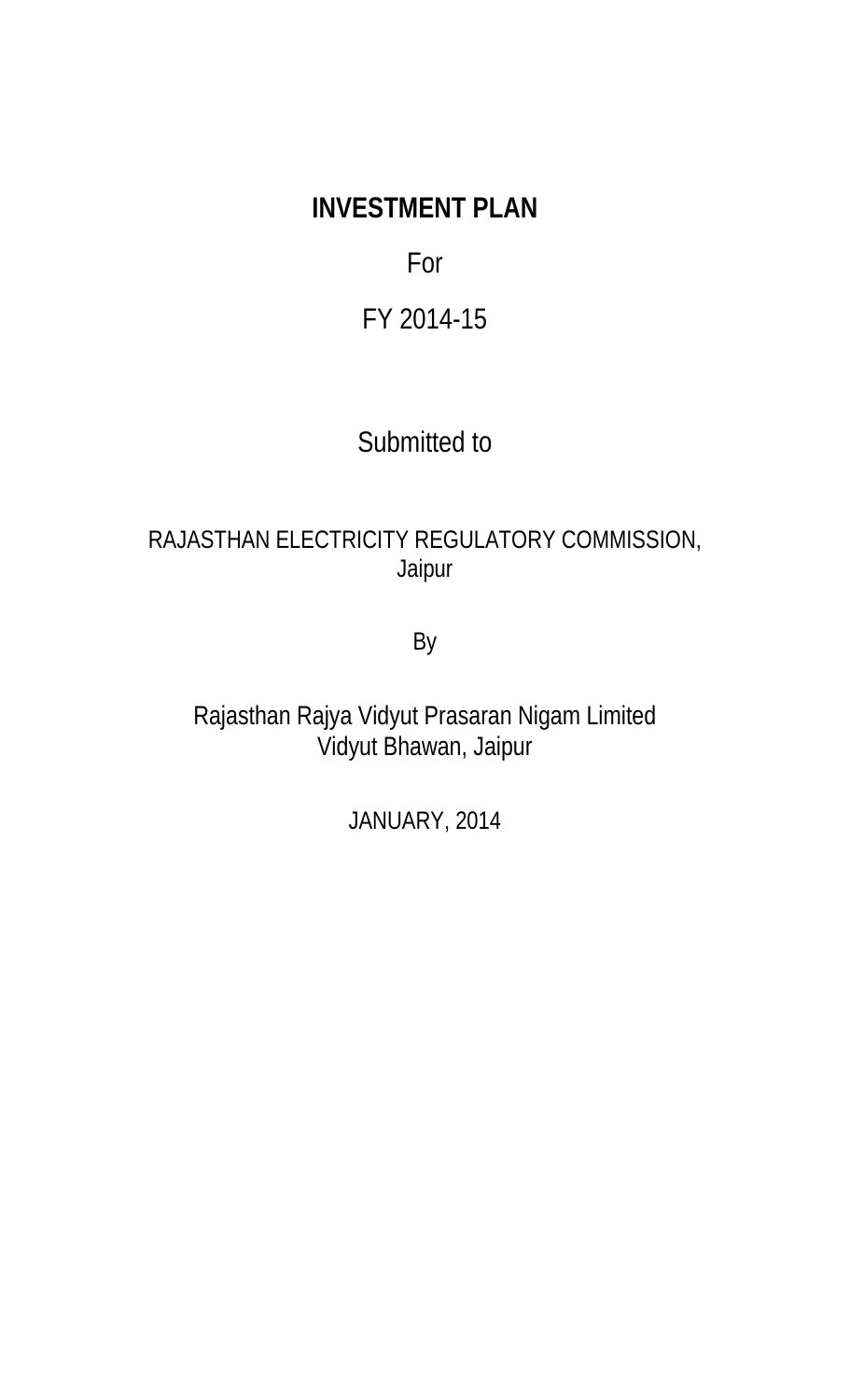# INVESTMENT PLAN

For

FY 2014-15

Submitted to

RAJASTHAN ELECTRICITY REGULATORY COMMISSION,
Jaipur

By

Rajasthan Rajya Vidyut Prasaran Nigam Limited
Vidyut Bhawan, Jaipur

JANUARY, 2014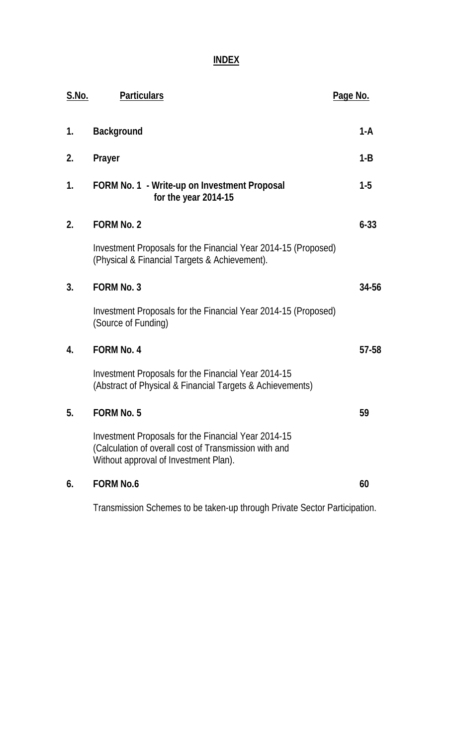# INDEX

| S.No. | Particulars | Page No. |
|---|---|---|
| 1. | **Background** | 1-A |
| 2. | **Prayer** | 1-B |
| 1. | **FORM No. 1 - Write-up on Investment Proposal for the year 2014-15** | 1-5 |
| 2. | **FORM No. 2**<br>Investment Proposals for the Financial Year 2014-15 (Proposed) (Physical & Financial Targets & Achievement). | 6-33 |
| 3. | **FORM No. 3**<br>Investment Proposals for the Financial Year 2014-15 (Proposed) (Source of Funding) | 34-56 |
| 4. | **FORM No. 4**<br>Investment Proposals for the Financial Year 2014-15 (Abstract of Physical & Financial Targets & Achievements) | 57-58 |
| 5. | **FORM No. 5**<br>Investment Proposals for the Financial Year 2014-15 (Calculation of overall cost of Transmission with and Without approval of Investment Plan). | 59 |
| 6. | **FORM No.6**<br>Transmission Schemes to be taken-up through Private Sector Participation. | 60 |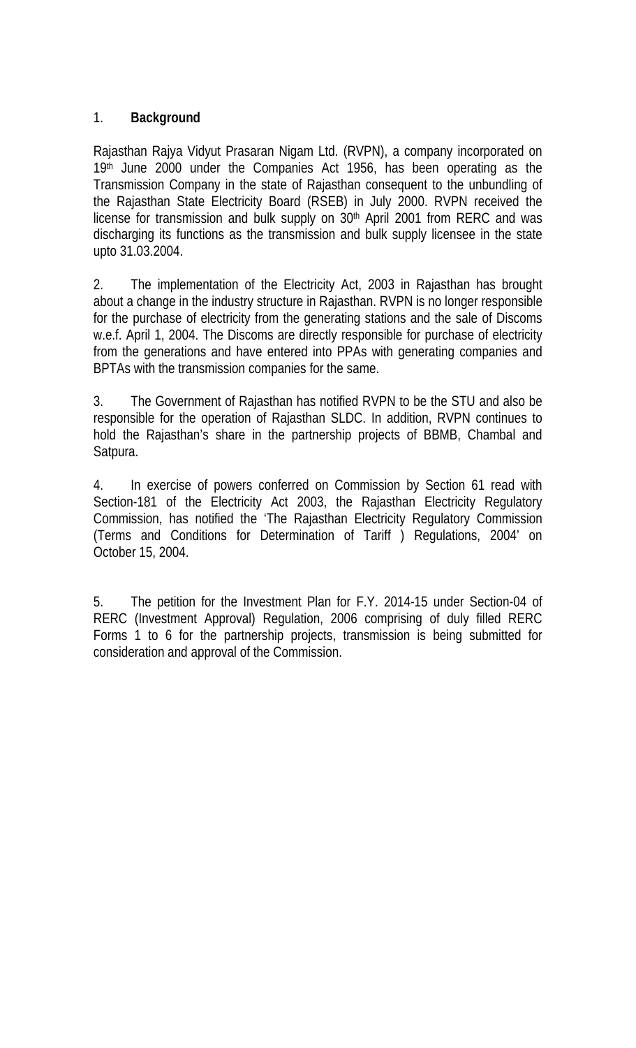## 1. **Background**

Rajasthan Rajya Vidyut Prasaran Nigam Ltd. (RVPN), a company incorporated on 19th June 2000 under the Companies Act 1956, has been operating as the Transmission Company in the state of Rajasthan consequent to the unbundling of the Rajasthan State Electricity Board (RSEB) in July 2000. RVPN received the license for transmission and bulk supply on 30th April 2001 from RERC and was discharging its functions as the transmission and bulk supply licensee in the state upto 31.03.2004.

2. The implementation of the Electricity Act, 2003 in Rajasthan has brought about a change in the industry structure in Rajasthan. RVPN is no longer responsible for the purchase of electricity from the generating stations and the sale of Discoms w.e.f. April 1, 2004. The Discoms are directly responsible for purchase of electricity from the generations and have entered into PPAs with generating companies and BPTAs with the transmission companies for the same.

3. The Government of Rajasthan has notified RVPN to be the STU and also be responsible for the operation of Rajasthan SLDC. In addition, RVPN continues to hold the Rajasthan's share in the partnership projects of BBMB, Chambal and Satpura.

4. In exercise of powers conferred on Commission by Section 61 read with Section-181 of the Electricity Act 2003, the Rajasthan Electricity Regulatory Commission, has notified the 'The Rajasthan Electricity Regulatory Commission (Terms and Conditions for Determination of Tariff ) Regulations, 2004' on October 15, 2004.

5. The petition for the Investment Plan for F.Y. 2014-15 under Section-04 of RERC (Investment Approval) Regulation, 2006 comprising of duly filled RERC Forms 1 to 6 for the partnership projects, transmission is being submitted for consideration and approval of the Commission.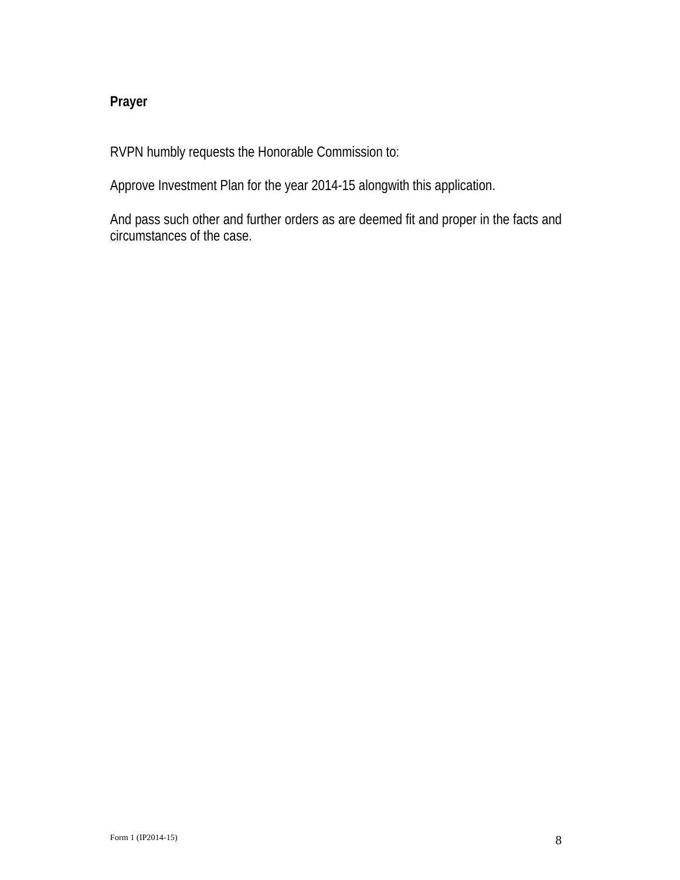**Prayer**

RVPN humbly requests the Honorable Commission to:

Approve Investment Plan for the year 2014-15 alongwith this application.

And pass such other and further orders as are deemed fit and proper in the facts and circumstances of the case.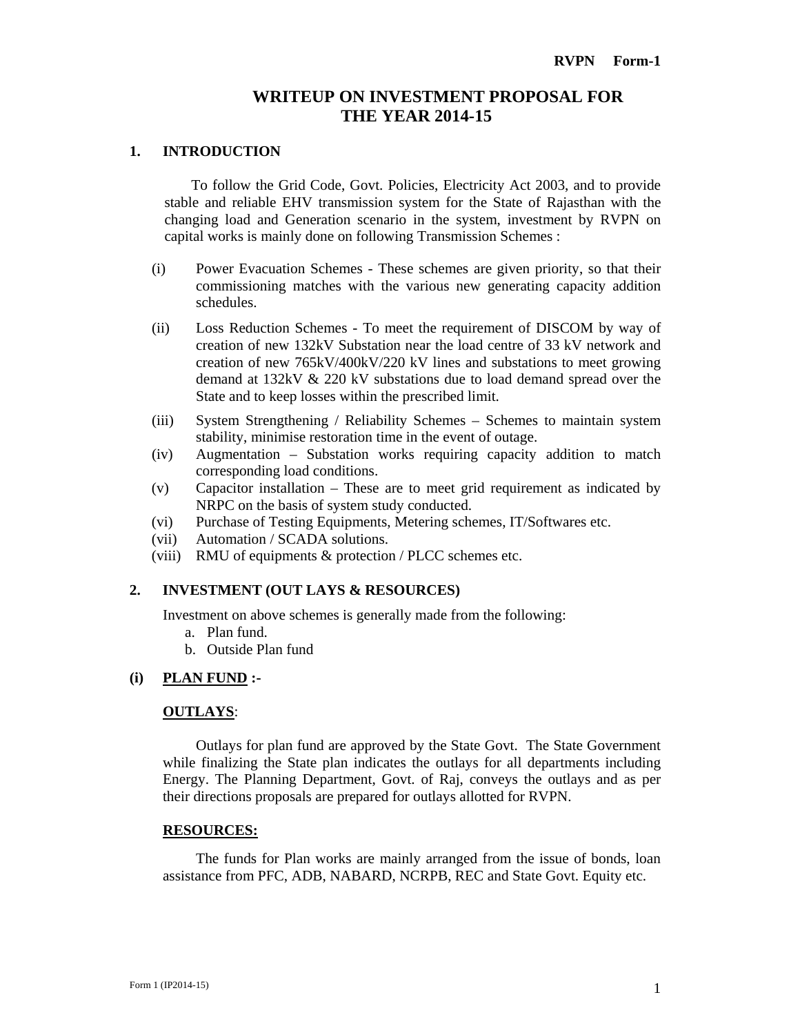**RVPN Form-1**

# WRITEUP ON INVESTMENT PROPOSAL FOR THE YEAR 2014-15

## 1. INTRODUCTION

To follow the Grid Code, Govt. Policies, Electricity Act 2003, and to provide stable and reliable EHV transmission system for the State of Rajasthan with the changing load and Generation scenario in the system, investment by RVPN on capital works is mainly done on following Transmission Schemes :

- (i) Power Evacuation Schemes - These schemes are given priority, so that their commissioning matches with the various new generating capacity addition schedules.
- (ii) Loss Reduction Schemes - To meet the requirement of DISCOM by way of creation of new 132kV Substation near the load centre of 33 kV network and creation of new 765kV/400kV/220 kV lines and substations to meet growing demand at 132kV & 220 kV substations due to load demand spread over the State and to keep losses within the prescribed limit.
- (iii) System Strengthening / Reliability Schemes – Schemes to maintain system stability, minimise restoration time in the event of outage.
- (iv) Augmentation – Substation works requiring capacity addition to match corresponding load conditions.
- (v) Capacitor installation – These are to meet grid requirement as indicated by NRPC on the basis of system study conducted.
- (vi) Purchase of Testing Equipments, Metering schemes, IT/Softwares etc.
- (vii) Automation / SCADA solutions.
- (viii) RMU of equipments & protection / PLCC schemes etc.

## 2. INVESTMENT (OUT LAYS & RESOURCES)

Investment on above schemes is generally made from the following:

a. Plan fund.
b. Outside Plan fund

### (i) <u>PLAN FUND</u> :-

**<u>OUTLAYS</u>**:

Outlays for plan fund are approved by the State Govt. The State Government while finalizing the State plan indicates the outlays for all departments including Energy. The Planning Department, Govt. of Raj, conveys the outlays and as per their directions proposals are prepared for outlays allotted for RVPN.

**<u>RESOURCES:</u>**

The funds for Plan works are mainly arranged from the issue of bonds, loan assistance from PFC, ADB, NABARD, NCRPB, REC and State Govt. Equity etc.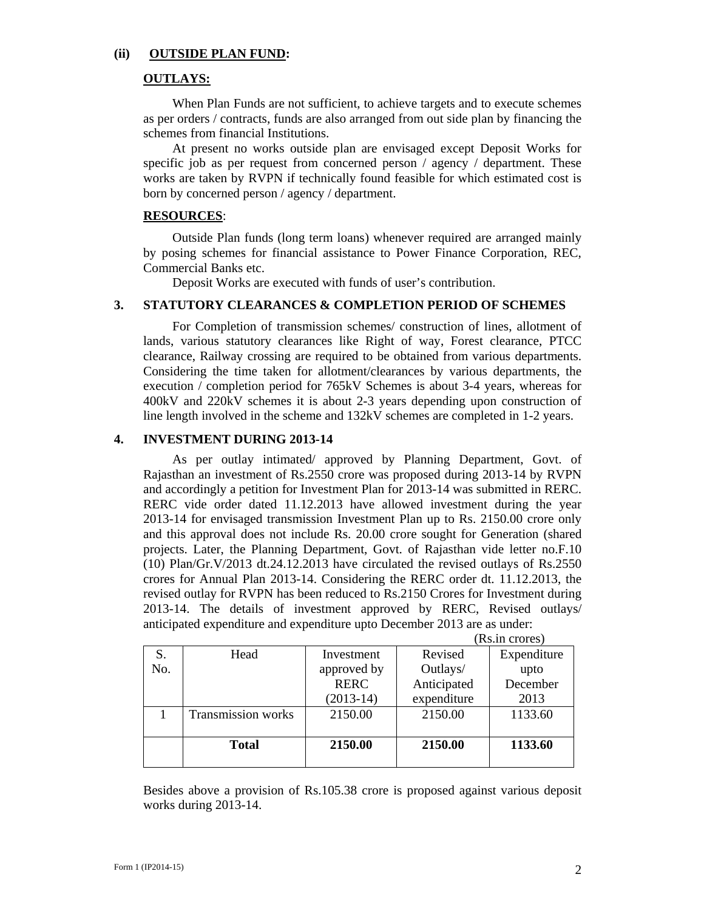### (ii) OUTSIDE PLAN FUND:

**OUTLAYS:**

When Plan Funds are not sufficient, to achieve targets and to execute schemes as per orders / contracts, funds are also arranged from out side plan by financing the schemes from financial Institutions.

At present no works outside plan are envisaged except Deposit Works for specific job as per request from concerned person / agency / department. These works are taken by RVPN if technically found feasible for which estimated cost is born by concerned person / agency / department.

**RESOURCES**:

Outside Plan funds (long term loans) whenever required are arranged mainly by posing schemes for financial assistance to Power Finance Corporation, REC, Commercial Banks etc.

Deposit Works are executed with funds of user's contribution.

## 3. STATUTORY CLEARANCES & COMPLETION PERIOD OF SCHEMES

For Completion of transmission schemes/ construction of lines, allotment of lands, various statutory clearances like Right of way, Forest clearance, PTCC clearance, Railway crossing are required to be obtained from various departments. Considering the time taken for allotment/clearances by various departments, the execution / completion period for 765kV Schemes is about 3-4 years, whereas for 400kV and 220kV schemes it is about 2-3 years depending upon construction of line length involved in the scheme and 132kV schemes are completed in 1-2 years.

## 4. INVESTMENT DURING 2013-14

As per outlay intimated/ approved by Planning Department, Govt. of Rajasthan an investment of Rs.2550 crore was proposed during 2013-14 by RVPN and accordingly a petition for Investment Plan for 2013-14 was submitted in RERC. RERC vide order dated 11.12.2013 have allowed investment during the year 2013-14 for envisaged transmission Investment Plan up to Rs. 2150.00 crore only and this approval does not include Rs. 20.00 crore sought for Generation (shared projects. Later, the Planning Department, Govt. of Rajasthan vide letter no.F.10 (10) Plan/Gr.V/2013 dt.24.12.2013 have circulated the revised outlays of Rs.2550 crores for Annual Plan 2013-14. Considering the RERC order dt. 11.12.2013, the revised outlay for RVPN has been reduced to Rs.2150 Crores for Investment during 2013-14. The details of investment approved by RERC, Revised outlays/ anticipated expenditure and expenditure upto December 2013 are as under:

(Rs.in crores)

| S. No. | Head | Investment approved by RERC (2013-14) | Revised Outlays/ Anticipated expenditure | Expenditure upto December 2013 |
|---|---|---|---|---|
| 1 | Transmission works | 2150.00 | 2150.00 | 1133.60 |
| | **Total** | **2150.00** | **2150.00** | **1133.60** |

Besides above a provision of Rs.105.38 crore is proposed against various deposit works during 2013-14.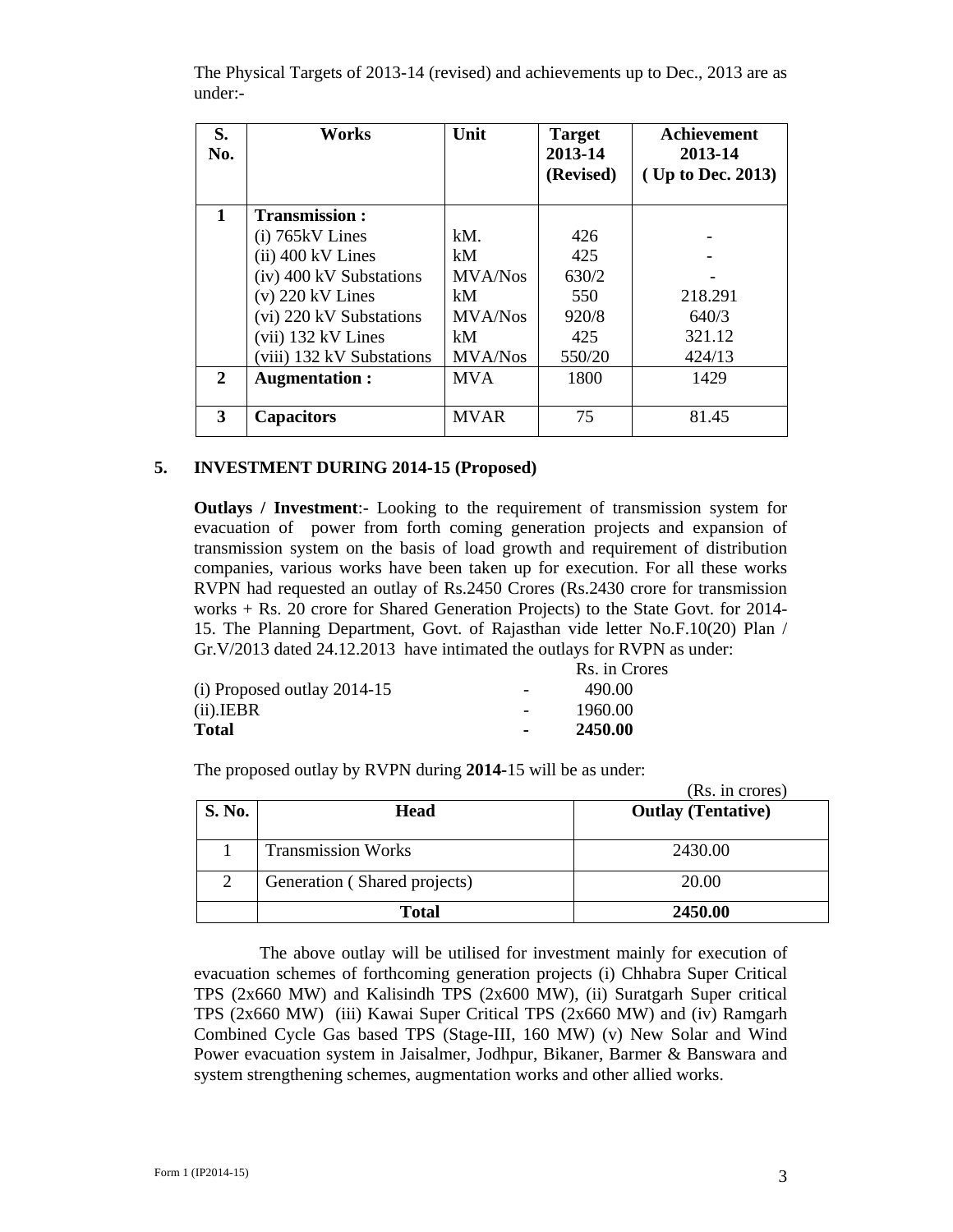The Physical Targets of 2013-14 (revised) and achievements up to Dec., 2013 are as under:-

| S. No. | Works | Unit | Target 2013-14 (Revised) | Achievement 2013-14 ( Up to Dec. 2013) |
|---|---|---|---|---|
| 1 | **Transmission :** | | | |
| | (i) 765kV Lines | kM. | 426 | - |
| | (ii) 400 kV Lines | kM | 425 | - |
| | (iv) 400 kV Substations | MVA/Nos | 630/2 | - |
| | (v) 220 kV Lines | kM | 550 | 218.291 |
| | (vi) 220 kV Substations | MVA/Nos | 920/8 | 640/3 |
| | (vii) 132 kV Lines | kM | 425 | 321.12 |
| | (viii) 132 kV Substations | MVA/Nos | 550/20 | 424/13 |
| 2 | **Augmentation :** | MVA | 1800 | 1429 |
| 3 | **Capacitors** | MVAR | 75 | 81.45 |

## 5. INVESTMENT DURING 2014-15 (Proposed)

**Outlays / Investment**:- Looking to the requirement of transmission system for evacuation of power from forth coming generation projects and expansion of transmission system on the basis of load growth and requirement of distribution companies, various works have been taken up for execution. For all these works RVPN had requested an outlay of Rs.2450 Crores (Rs.2430 crore for transmission works + Rs. 20 crore for Shared Generation Projects) to the State Govt. for 2014-15. The Planning Department, Govt. of Rajasthan vide letter No.F.10(20) Plan / Gr.V/2013 dated 24.12.2013 have intimated the outlays for RVPN as under:

| | | Rs. in Crores |
|---|---|---|
| (i) Proposed outlay 2014-15 | - | 490.00 |
| (ii).IEBR | - | 1960.00 |
| **Total** | **-** | **2450.00** |

The proposed outlay by RVPN during **2014-**15 will be as under:

(Rs. in crores)

| S. No. | Head | Outlay (Tentative) |
|---|---|---|
| 1 | Transmission Works | 2430.00 |
| 2 | Generation ( Shared projects) | 20.00 |
| | **Total** | **2450.00** |

The above outlay will be utilised for investment mainly for execution of evacuation schemes of forthcoming generation projects (i) Chhabra Super Critical TPS (2x660 MW) and Kalisindh TPS (2x600 MW), (ii) Suratgarh Super critical TPS (2x660 MW) (iii) Kawai Super Critical TPS (2x660 MW) and (iv) Ramgarh Combined Cycle Gas based TPS (Stage-III, 160 MW) (v) New Solar and Wind Power evacuation system in Jaisalmer, Jodhpur, Bikaner, Barmer & Banswara and system strengthening schemes, augmentation works and other allied works.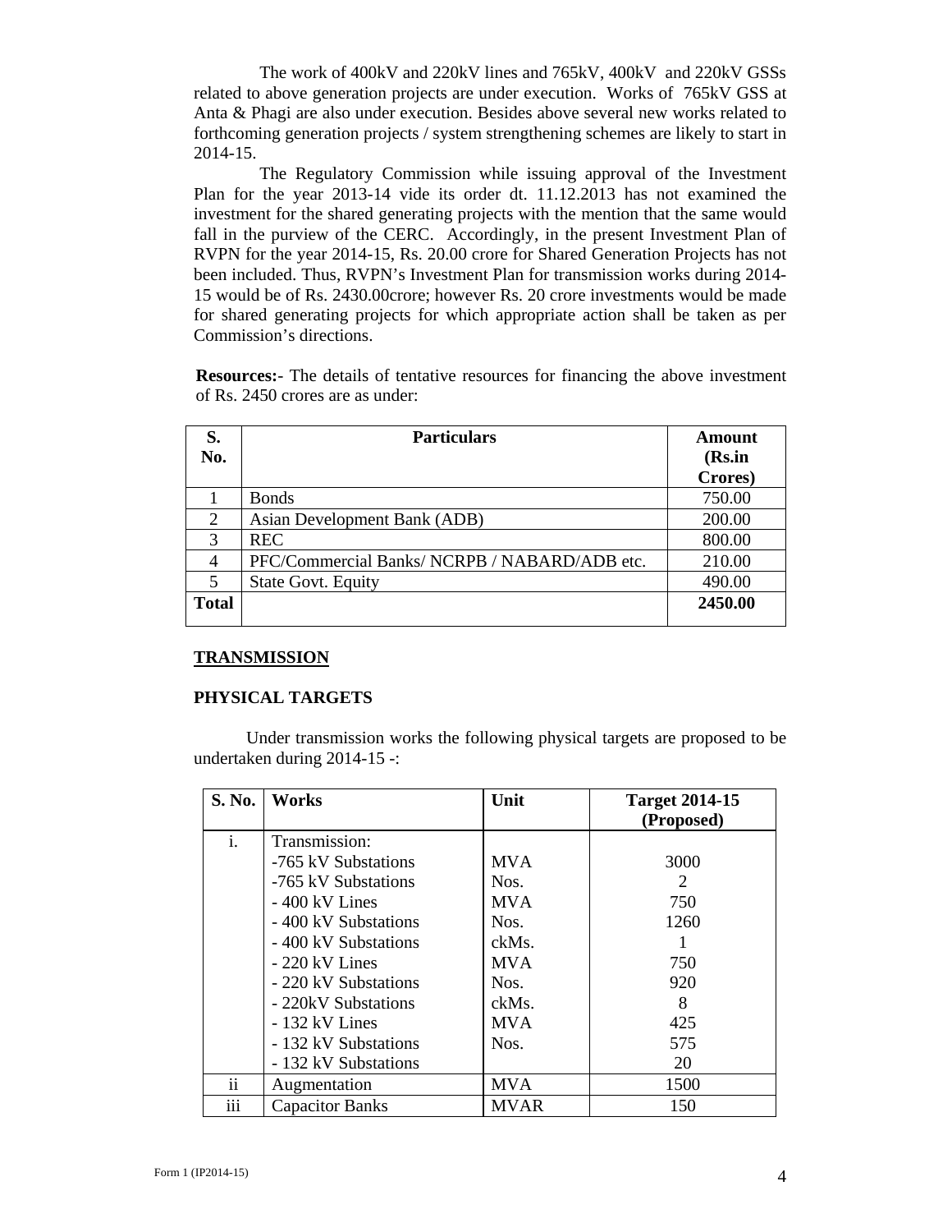The work of 400kV and 220kV lines and 765kV, 400kV and 220kV GSSs related to above generation projects are under execution. Works of 765kV GSS at Anta & Phagi are also under execution. Besides above several new works related to forthcoming generation projects / system strengthening schemes are likely to start in 2014-15.

The Regulatory Commission while issuing approval of the Investment Plan for the year 2013-14 vide its order dt. 11.12.2013 has not examined the investment for the shared generating projects with the mention that the same would fall in the purview of the CERC. Accordingly, in the present Investment Plan of RVPN for the year 2014-15, Rs. 20.00 crore for Shared Generation Projects has not been included. Thus, RVPN's Investment Plan for transmission works during 2014-15 would be of Rs. 2430.00crore; however Rs. 20 crore investments would be made for shared generating projects for which appropriate action shall be taken as per Commission's directions.

**Resources:**- The details of tentative resources for financing the above investment of Rs. 2450 crores are as under:

| S. No. | Particulars | Amount (Rs.in Crores) |
|---|---|---|
| 1 | Bonds | 750.00 |
| 2 | Asian Development Bank (ADB) | 200.00 |
| 3 | REC | 800.00 |
| 4 | PFC/Commercial Banks/ NCRPB / NABARD/ADB etc. | 210.00 |
| 5 | State Govt. Equity | 490.00 |
| **Total** | | **2450.00** |

## TRANSMISSION

### PHYSICAL TARGETS

Under transmission works the following physical targets are proposed to be undertaken during 2014-15 -:

| S. No. | Works | Unit | Target 2014-15 (Proposed) |
|---|---|---|---|
| i. | Transmission: | | |
| | -765 kV Substations | MVA | 3000 |
| | -765 kV Substations | Nos. | 2 |
| | - 400 kV Lines | MVA | 750 |
| | - 400 kV Substations | Nos. | 1260 |
| | - 400 kV Substations | ckMs. | 1 |
| | - 220 kV Lines | MVA | 750 |
| | - 220 kV Substations | Nos. | 920 |
| | - 220kV Substations | ckMs. | 8 |
| | - 132 kV Lines | MVA | 425 |
| | - 132 kV Substations | Nos. | 575 |
| | - 132 kV Substations | | 20 |
| ii | Augmentation | MVA | 1500 |
| iii | Capacitor Banks | MVAR | 150 |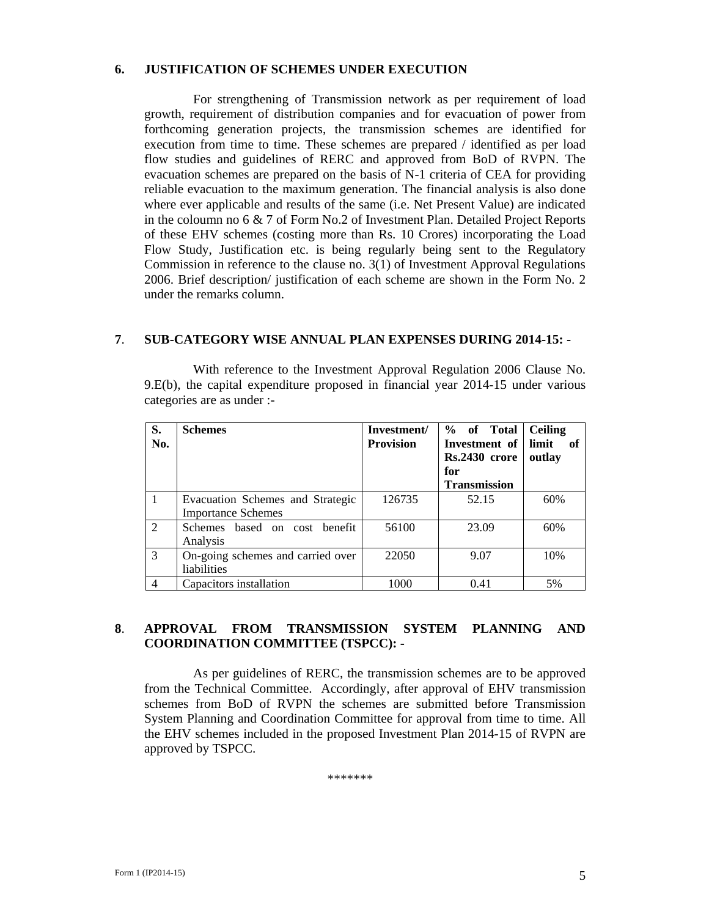## 6. JUSTIFICATION OF SCHEMES UNDER EXECUTION

For strengthening of Transmission network as per requirement of load growth, requirement of distribution companies and for evacuation of power from forthcoming generation projects, the transmission schemes are identified for execution from time to time. These schemes are prepared / identified as per load flow studies and guidelines of RERC and approved from BoD of RVPN. The evacuation schemes are prepared on the basis of N-1 criteria of CEA for providing reliable evacuation to the maximum generation. The financial analysis is also done where ever applicable and results of the same (i.e. Net Present Value) are indicated in the coloumn no 6 & 7 of Form No.2 of Investment Plan. Detailed Project Reports of these EHV schemes (costing more than Rs. 10 Crores) incorporating the Load Flow Study, Justification etc. is being regularly being sent to the Regulatory Commission in reference to the clause no. 3(1) of Investment Approval Regulations 2006. Brief description/ justification of each scheme are shown in the Form No. 2 under the remarks column.

## 7. SUB-CATEGORY WISE ANNUAL PLAN EXPENSES DURING 2014-15: -

With reference to the Investment Approval Regulation 2006 Clause No. 9.E(b), the capital expenditure proposed in financial year 2014-15 under various categories are as under :-

| S. No. | Schemes | Investment/ Provision | % of Total Investment of Rs.2430 crore for Transmission | Ceiling limit of outlay |
|---|---|---|---|---|
| 1 | Evacuation Schemes and Strategic Importance Schemes | 126735 | 52.15 | 60% |
| 2 | Schemes based on cost benefit Analysis | 56100 | 23.09 | 60% |
| 3 | On-going schemes and carried over liabilities | 22050 | 9.07 | 10% |
| 4 | Capacitors installation | 1000 | 0.41 | 5% |

## 8. APPROVAL FROM TRANSMISSION SYSTEM PLANNING AND COORDINATION COMMITTEE (TSPCC): -

As per guidelines of RERC, the transmission schemes are to be approved from the Technical Committee. Accordingly, after approval of EHV transmission schemes from BoD of RVPN the schemes are submitted before Transmission System Planning and Coordination Committee for approval from time to time. All the EHV schemes included in the proposed Investment Plan 2014-15 of RVPN are approved by TSPCC.

*******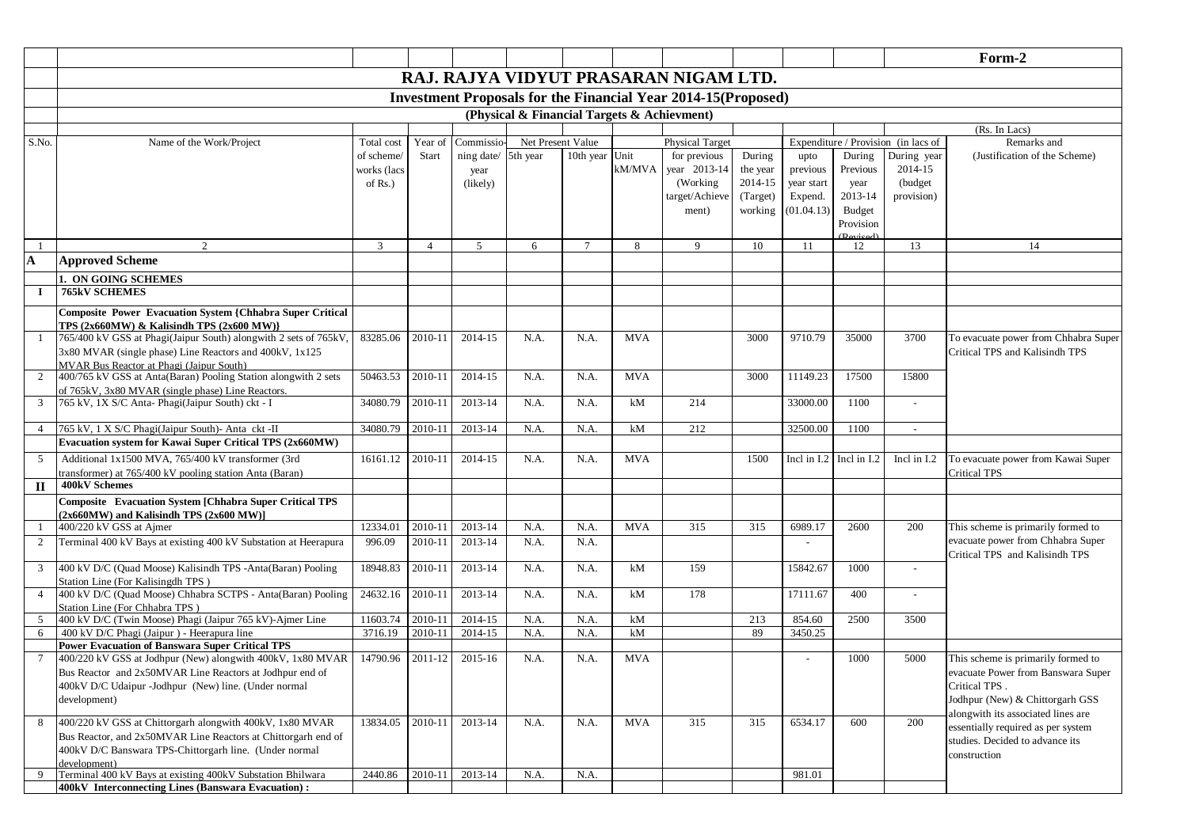Form-2

# RAJ. RAJYA VIDYUT PRASARAN NIGAM LTD.

## Investment Proposals for the Financial Year 2014-15(Proposed)

### (Physical & Financial Targets & Achievment)

(Rs. In Lacs)

| S.No. | Name of the Work/Project | Total cost of scheme/ works (lacs of Rs.) | Year of Start | Commissio-ning date/ year (likely) | Net Present Value | | Physical Target | | | Expenditure / Provision (in lacs of | | | Remarks and (Justification of the Scheme) |
|---|---|---|---|---|---|---|---|---|---|---|---|---|---|
| | | | | | 5th year | 10th year | Unit kM/MVA | for previous year 2013-14 (Working target/Achievement) | During the year 2014-15 (Target) working | upto previous year start Expend. (01.04.13) | During Previous year 2013-14 Budget Provision (Revised) | During year 2014-15 (budget provision) | |
| 1 | 2 | 3 | 4 | 5 | 6 | 7 | 8 | 9 | 10 | 11 | 12 | 13 | 14 |
| **A** | **Approved Scheme** | | | | | | | | | | | | |
| | **1. ON GOING SCHEMES** | | | | | | | | | | | | |
| **I** | **765kV SCHEMES** | | | | | | | | | | | | |
| | **Composite Power Evacuation System {Chhabra Super Critical TPS (2x660MW) & Kalisindh TPS (2x600 MW)}** | | | | | | | | | | | | |
| 1 | 765/400 kV GSS at Phagi(Jaipur South) alongwith 2 sets of 765kV, 3x80 MVAR (single phase) Line Reactors and 400kV, 1x125 MVAR Bus Reactor at Phagi (Jaipur South) | 83285.06 | 2010-11 | 2014-15 | N.A. | N.A. | MVA | | 3000 | 9710.79 | 35000 | 3700 | To evacuate power from Chhabra Super Critical TPS and Kalisindh TPS |
| 2 | 400/765 kV GSS at Anta(Baran) Pooling Station alongwith 2 sets of 765kV, 3x80 MVAR (single phase) Line Reactors. | 50463.53 | 2010-11 | 2014-15 | N.A. | N.A. | MVA | | 3000 | 11149.23 | 17500 | 15800 | |
| 3 | 765 kV, 1X S/C Anta- Phagi(Jaipur South) ckt - I | 34080.79 | 2010-11 | 2013-14 | N.A. | N.A. | kM | 214 | | 33000.00 | 1100 | - | |
| 4 | 765 kV, 1 X S/C Phagi(Jaipur South)- Anta ckt -II | 34080.79 | 2010-11 | 2013-14 | N.A. | N.A. | kM | 212 | | 32500.00 | 1100 | - | |
| | **Evacuation system for Kawai Super Critical TPS (2x660MW)** | | | | | | | | | | | | |
| 5 | Additional 1x1500 MVA, 765/400 kV transformer (3rd transformer) at 765/400 kV pooling station Anta (Baran) | 16161.12 | 2010-11 | 2014-15 | N.A. | N.A. | MVA | | 1500 | Incl in I.2 | Incl in I.2 | Incl in I.2 | To evacuate power from Kawai Super Critical TPS |
| **II** | **400kV Schemes** | | | | | | | | | | | | |
| | **Composite Evacuation System [Chhabra Super Critical TPS (2x660MW) and Kalisindh TPS (2x600 MW)]** | | | | | | | | | | | | |
| 1 | 400/220 kV GSS at Ajmer | 12334.01 | 2010-11 | 2013-14 | N.A. | N.A. | MVA | 315 | 315 | 6989.17 | 2600 | 200 | This scheme is primarily formed to evacuate power from Chhabra Super Critical TPS and Kalisindh TPS |
| 2 | Terminal 400 kV Bays at existing 400 kV Substation at Heerapura | 996.09 | 2010-11 | 2013-14 | N.A. | N.A. | | | | - | | | |
| 3 | 400 kV D/C (Quad Moose) Kalisindh TPS -Anta(Baran) Pooling Station Line (For Kalisingdh TPS ) | 18948.83 | 2010-11 | 2013-14 | N.A. | N.A. | kM | 159 | | 15842.67 | 1000 | - | |
| 4 | 400 kV D/C (Quad Moose) Chhabra SCTPS - Anta(Baran) Pooling Station Line (For Chhabra TPS ) | 24632.16 | 2010-11 | 2013-14 | N.A. | N.A. | kM | 178 | | 17111.67 | 400 | - | |
| 5 | 400 kV D/C (Twin Moose) Phagi (Jaipur 765 kV)-Ajmer Line | 11603.74 | 2010-11 | 2014-15 | N.A. | N.A. | kM | | 213 | 854.60 | 2500 | 3500 | |
| 6 | 400 kV D/C Phagi (Jaipur ) - Heerapura line | 3716.19 | 2010-11 | 2014-15 | N.A. | N.A. | kM | | 89 | 3450.25 | | | |
| | **Power Evacuation of Banswara Super Critical TPS** | | | | | | | | | | | | |
| 7 | 400/220 kV GSS at Jodhpur (New) alongwith 400kV, 1x80 MVAR Bus Reactor and 2x50MVAR Line Reactors at Jodhpur end of 400kV D/C Udaipur -Jodhpur (New) line. (Under normal development) | 14790.96 | 2011-12 | 2015-16 | N.A. | N.A. | MVA | | | - | 1000 | 5000 | This scheme is primarily formed to evacuate Power from Banswara Super Critical TPS . Jodhpur (New) & Chittorgarh GSS alongwith its associated lines are essentially required as per system studies. Decided to advance its construction |
| 8 | 400/220 kV GSS at Chittorgarh alongwith 400kV, 1x80 MVAR Bus Reactor, and 2x50MVAR Line Reactors at Chittorgarh end of 400kV D/C Banswara TPS-Chittorgarh line. (Under normal development) | 13834.05 | 2010-11 | 2013-14 | N.A. | N.A. | MVA | 315 | 315 | 6534.17 | 600 | 200 | |
| 9 | Terminal 400 kV Bays at existing 400kV Substation Bhilwara | 2440.86 | 2010-11 | 2013-14 | N.A. | N.A. | | | | 981.01 | | | |
| | **400kV Interconnecting Lines (Banswara Evacuation) :** | | | | | | | | | | | | |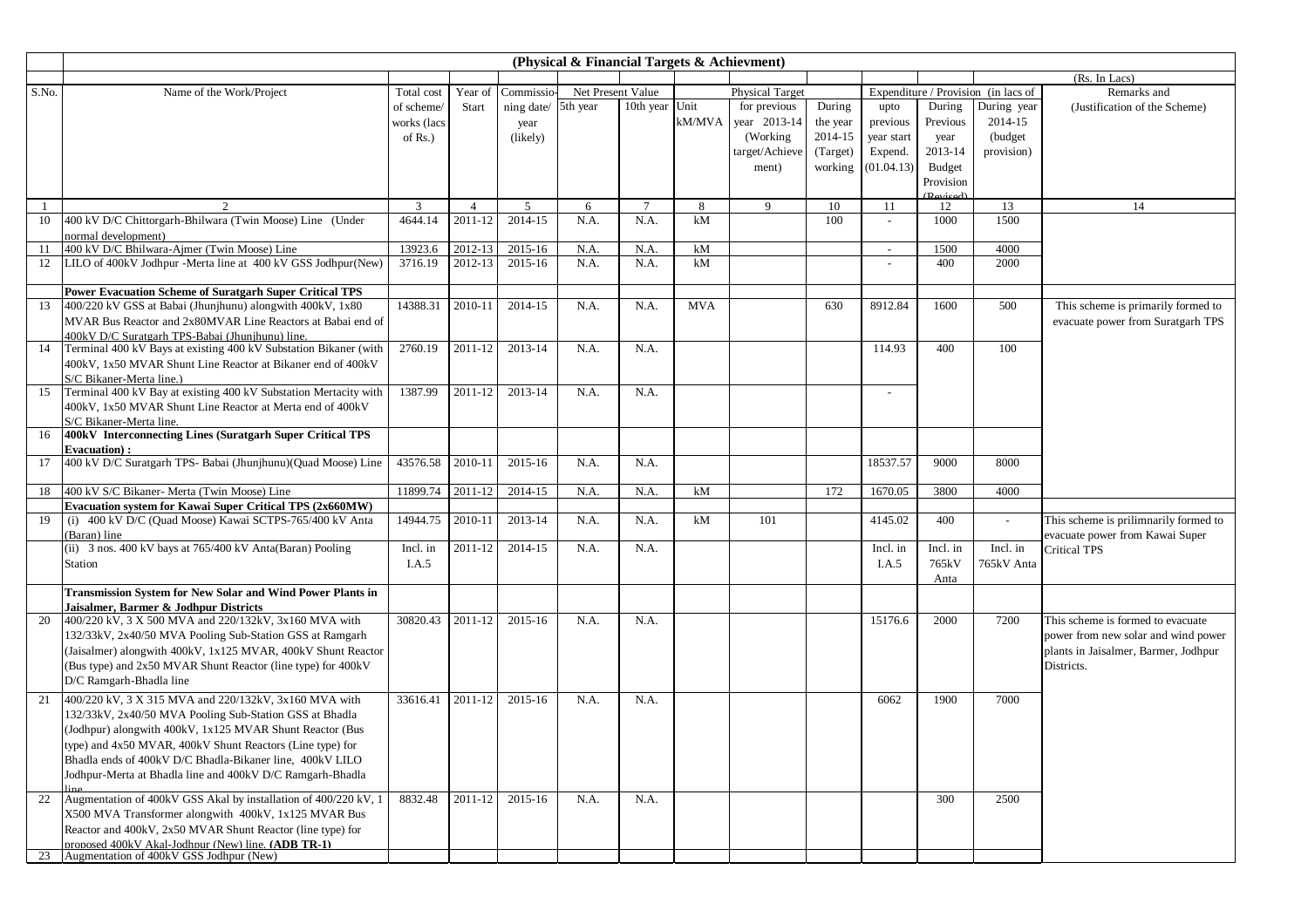**(Physical & Financial Targets & Achievment)**

(Rs. In Lacs)

| S.No. | Name of the Work/Project | Total cost of scheme/ works (lacs of Rs.) | Year of Start | Commissioning date/ year (likely) | Net Present Value | | Physical Target | | | Expenditure / Provision (in lacs of | | | Remarks and (Justification of the Scheme) |
|---|---|---|---|---|---|---|---|---|---|---|---|---|---|
| | | | | | 5th year | 10th year | Unit kM/MVA | for previous year 2013-14 (Working target/Achievement) | During the year 2014-15 (Target) working | upto previous year start Expend. (01.04.13) | During Previous year 2013-14 Budget Provision (Revised) | During year 2014-15 (budget provision) | |
| 1 | 2 | 3 | 4 | 5 | 6 | 7 | 8 | 9 | 10 | 11 | 12 | 13 | 14 |
| 10 | 400 kV D/C Chittorgarh-Bhilwara (Twin Moose) Line (Under normal development) | 4644.14 | 2011-12 | 2014-15 | N.A. | N.A. | kM | | 100 | - | 1000 | 1500 | |
| 11 | 400 kV D/C Bhilwara-Ajmer (Twin Moose) Line | 13923.6 | 2012-13 | 2015-16 | N.A. | N.A. | kM | | | - | 1500 | 4000 | |
| 12 | LILO of 400kV Jodhpur -Merta line at 400 kV GSS Jodhpur(New) | 3716.19 | 2012-13 | 2015-16 | N.A. | N.A. | kM | | | - | 400 | 2000 | |
| | **Power Evacuation Scheme of Suratgarh Super Critical TPS** | | | | | | | | | | | | |
| 13 | 400/220 kV GSS at Babai (Jhunjhunu) alongwith 400kV, 1x80 MVAR Bus Reactor and 2x80MVAR Line Reactors at Babai end of 400kV D/C Suratgarh TPS-Babai (Jhunjhunu) line. | 14388.31 | 2010-11 | 2014-15 | N.A. | N.A. | MVA | | 630 | 8912.84 | 1600 | 500 | This scheme is primarily formed to evacuate power from Suratgarh TPS |
| 14 | Terminal 400 kV Bays at existing 400 kV Substation Bikaner (with 400kV, 1x50 MVAR Shunt Line Reactor at Bikaner end of 400kV S/C Bikaner-Merta line.) | 2760.19 | 2011-12 | 2013-14 | N.A. | N.A. | | | | 114.93 | 400 | 100 | |
| 15 | Terminal 400 kV Bay at existing 400 kV Substation Mertacity with 400kV, 1x50 MVAR Shunt Line Reactor at Merta end of 400kV S/C Bikaner-Merta line. | 1387.99 | 2011-12 | 2013-14 | N.A. | N.A. | | | | - | | | |
| 16 | **400kV Interconnecting Lines (Suratgarh Super Critical TPS Evacuation) :** | | | | | | | | | | | | |
| 17 | 400 kV D/C Suratgarh TPS- Babai (Jhunjhunu)(Quad Moose) Line | 43576.58 | 2010-11 | 2015-16 | N.A. | N.A. | | | | 18537.57 | 9000 | 8000 | |
| 18 | 400 kV S/C Bikaner- Merta (Twin Moose) Line | 11899.74 | 2011-12 | 2014-15 | N.A. | N.A. | kM | | 172 | 1670.05 | 3800 | 4000 | |
| | **Evacuation system for Kawai Super Critical TPS (2x660MW)** | | | | | | | | | | | | |
| 19 | (i) 400 kV D/C (Quad Moose) Kawai SCTPS-765/400 kV Anta (Baran) line | 14944.75 | 2010-11 | 2013-14 | N.A. | N.A. | kM | 101 | | 4145.02 | 400 | - | This scheme is prilimnarily formed to evacuate power from Kawai Super Critical TPS |
| | (ii) 3 nos. 400 kV bays at 765/400 kV Anta(Baran) Pooling Station | Incl. in I.A.5 | 2011-12 | 2014-15 | N.A. | N.A. | | | | Incl. in I.A.5 | Incl. in 765kV Anta | Incl. in 765kV Anta | |
| | **Transmission System for New Solar and Wind Power Plants in Jaisalmer, Barmer & Jodhpur Districts** | | | | | | | | | | | | |
| 20 | 400/220 kV, 3 X 500 MVA and 220/132kV, 3x160 MVA with 132/33kV, 2x40/50 MVA Pooling Sub-Station GSS at Ramgarh (Jaisalmer) alongwith 400kV, 1x125 MVAR, 400kV Shunt Reactor (Bus type) and 2x50 MVAR Shunt Reactor (line type) for 400kV D/C Ramgarh-Bhadla line | 30820.43 | 2011-12 | 2015-16 | N.A. | N.A. | | | | 15176.6 | 2000 | 7200 | This scheme is formed to evacuate power from new solar and wind power plants in Jaisalmer, Barmer, Jodhpur Districts. |
| 21 | 400/220 kV, 3 X 315 MVA and 220/132kV, 3x160 MVA with 132/33kV, 2x40/50 MVA Pooling Sub-Station GSS at Bhadla (Jodhpur) alongwith 400kV, 1x125 MVAR Shunt Reactor (Bus type) and 4x50 MVAR, 400kV Shunt Reactors (Line type) for Bhadla ends of 400kV D/C Bhadla-Bikaner line, 400kV LILO Jodhpur-Merta at Bhadla line and 400kV D/C Ramgarh-Bhadla line | 33616.41 | 2011-12 | 2015-16 | N.A. | N.A. | | | | 6062 | 1900 | 7000 | |
| 22 | Augmentation of 400kV GSS Akal by installation of 400/220 kV, 1 X500 MVA Transformer alongwith 400kV, 1x125 MVAR Bus Reactor and 400kV, 2x50 MVAR Shunt Reactor (line type) for proposed 400kV Akal-Jodhpur (New) line. **(ADB TR-1)** | 8832.48 | 2011-12 | 2015-16 | N.A. | N.A. | | | | | 300 | 2500 | |
| 23 | Augmentation of 400kV GSS Jodhpur (New) | | | | | | | | | | | | |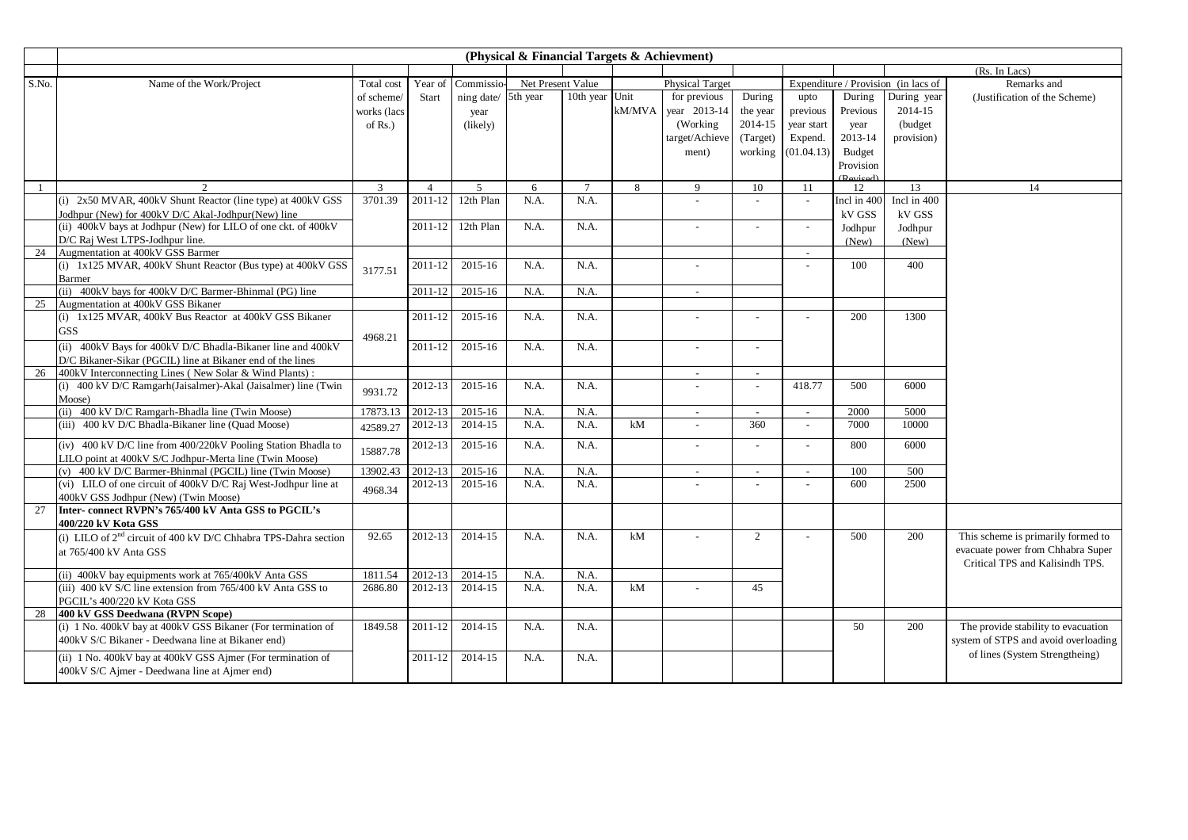## (Physical & Financial Targets & Achievment)

(Rs. In Lacs)

| S.No. | Name of the Work/Project | Total cost of scheme/ works (lacs of Rs.) | Year of Start | Commissio-ning date/ year (likely) | Net Present Value | | Physical Target | | | Expenditure / Provision (in lacs of | | | Remarks and (Justification of the Scheme) |
|---|---|---|---|---|---|---|---|---|---|---|---|---|---|
| | | | | | 5th year | 10th year | Unit kM/MVA | for previous year 2013-14 (Working target/Achievement) | During the year 2014-15 (Target) working | upto previous year start Expend. (01.04.13) | During Previous year 2013-14 Budget Provision (Revised) | During year 2014-15 (budget provision) | |
| 1 | 2 | 3 | 4 | 5 | 6 | 7 | 8 | 9 | 10 | 11 | 12 | 13 | 14 |
| | (i) 2x50 MVAR, 400kV Shunt Reactor (line type) at 400kV GSS Jodhpur (New) for 400kV D/C Akal-Jodhpur(New) line | 3701.39 | 2011-12 | 12th Plan | N.A. | N.A. | | - | - | - | Incl in 400 kV GSS Jodhpur (New) | Incl in 400 kV GSS Jodhpur (New) | |
| | (ii) 400kV bays at Jodhpur (New) for LILO of one ckt. of 400kV D/C Raj West LTPS-Jodhpur line. | | 2011-12 | 12th Plan | N.A. | N.A. | | - | - | - | | | |
| 24 | Augmentation at 400kV GSS Barmer | | | | | | | | | - | | | |
| | (i) 1x125 MVAR, 400kV Shunt Reactor (Bus type) at 400kV GSS Barmer | 3177.51 | 2011-12 | 2015-16 | N.A. | N.A. | | - | | - | 100 | 400 | |
| | (ii) 400kV bays for 400kV D/C Barmer-Bhinmal (PG) line | | 2011-12 | 2015-16 | N.A. | N.A. | | - | | | | | |
| 25 | Augmentation at 400kV GSS Bikaner | | | | | | | | | | | | |
| | (i) 1x125 MVAR, 400kV Bus Reactor at 400kV GSS Bikaner GSS | 4968.21 | 2011-12 | 2015-16 | N.A. | N.A. | | - | - | - | 200 | 1300 | |
| | (ii) 400kV Bays for 400kV D/C Bhadla-Bikaner line and 400kV D/C Bikaner-Sikar (PGCIL) line at Bikaner end of the lines | | 2011-12 | 2015-16 | N.A. | N.A. | | - | - | | | | |
| 26 | 400kV Interconnecting Lines ( New Solar & Wind Plants) : | | | | | | | - | - | | | | |
| | (i) 400 kV D/C Ramgarh(Jaisalmer)-Akal (Jaisalmer) line (Twin Moose) | 9931.72 | 2012-13 | 2015-16 | N.A. | N.A. | | - | - | 418.77 | 500 | 6000 | |
| | (ii) 400 kV D/C Ramgarh-Bhadla line (Twin Moose) | 17873.13 | 2012-13 | 2015-16 | N.A. | N.A. | | - | - | - | 2000 | 5000 | |
| | (iii) 400 kV D/C Bhadla-Bikaner line (Quad Moose) | 42589.27 | 2012-13 | 2014-15 | N.A. | N.A. | kM | - | 360 | - | 7000 | 10000 | |
| | (iv) 400 kV D/C line from 400/220kV Pooling Station Bhadla to LILO point at 400kV S/C Jodhpur-Merta line (Twin Moose) | 15887.78 | 2012-13 | 2015-16 | N.A. | N.A. | | - | - | - | 800 | 6000 | |
| | (v) 400 kV D/C Barmer-Bhinmal (PGCIL) line (Twin Moose) | 13902.43 | 2012-13 | 2015-16 | N.A. | N.A. | | - | - | - | 100 | 500 | |
| | (vi) LILO of one circuit of 400kV D/C Raj West-Jodhpur line at 400kV GSS Jodhpur (New) (Twin Moose) | 4968.34 | 2012-13 | 2015-16 | N.A. | N.A. | | - | - | - | 600 | 2500 | |
| 27 | **Inter- connect RVPN's 765/400 kV Anta GSS to PGCIL's 400/220 kV Kota GSS** | | | | | | | | | | | | |
| | (i) LILO of 2nd circuit of 400 kV D/C Chhabra TPS-Dahra section at 765/400 kV Anta GSS | 92.65 | 2012-13 | 2014-15 | N.A. | N.A. | kM | - | 2 | - | 500 | 200 | This scheme is primarily formed to evacuate power from Chhabra Super Critical TPS and Kalisindh TPS. |
| | (ii) 400kV bay equipments work at 765/400kV Anta GSS | 1811.54 | 2012-13 | 2014-15 | N.A. | N.A. | | | | | | | |
| | (iii) 400 kV S/C line extension from 765/400 kV Anta GSS to PGCIL's 400/220 kV Kota GSS | 2686.80 | 2012-13 | 2014-15 | N.A. | N.A. | kM | - | 45 | | | | |
| 28 | **400 kV GSS Deedwana (RVPN Scope)** | | | | | | | | | | | | |
| | (i) 1 No. 400kV bay at 400kV GSS Bikaner (For termination of 400kV S/C Bikaner - Deedwana line at Bikaner end) | 1849.58 | 2011-12 | 2014-15 | N.A. | N.A. | | | | | 50 | 200 | The provide stability to evacuation system of STPS and avoid overloading of lines (System Strengtheing) |
| | (ii) 1 No. 400kV bay at 400kV GSS Ajmer (For termination of 400kV S/C Ajmer - Deedwana line at Ajmer end) | | 2011-12 | 2014-15 | N.A. | N.A. | | | | | | | |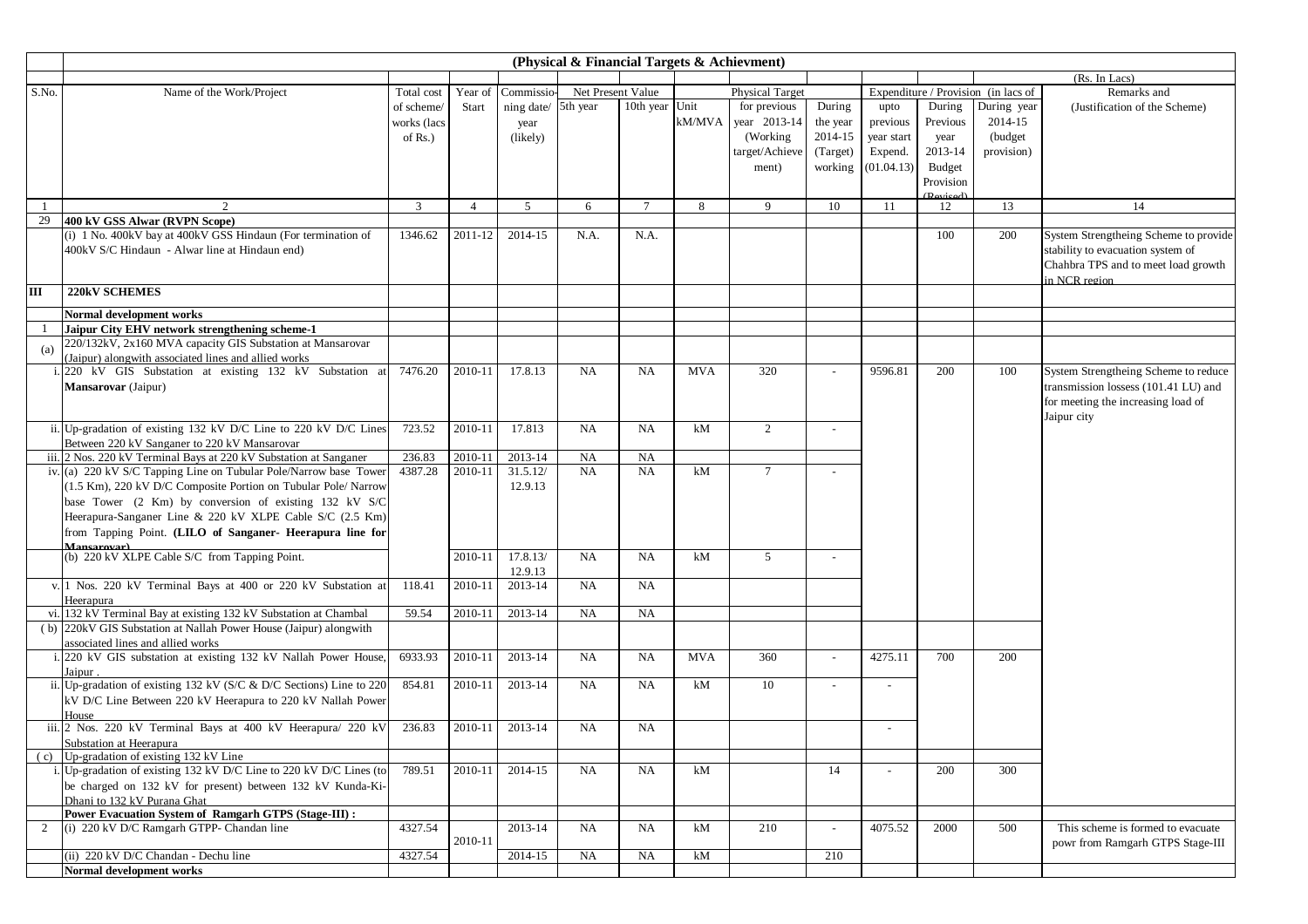**(Physical & Financial Targets & Achievment)**

(Rs. In Lacs)

| S.No. | Name of the Work/Project | Total cost of scheme/ works (lacs of Rs.) | Year of Start | Commissioning date/ year (likely) | Net Present Value | | Physical Target | | | | Expenditure / Provision (in lacs of | | | Remarks and (Justification of the Scheme) |
|---|---|---|---|---|---|---|---|---|---|---|---|---|---|---|
| | | | | | 5th year | 10th year | Unit kM/MVA | for previous year 2013-14 (Working target/Achievement) | During the year 2014-15 (Target) working | | upto previous year start Expend. (01.04.13) | During Previous year 2013-14 Budget Provision (Revised) | During year 2014-15 (budget provision) | |
| 1 | 2 | 3 | 4 | 5 | 6 | 7 | 8 | 9 | 10 | | 11 | 12 | 13 | 14 |
| 29 | **400 kV GSS Alwar (RVPN Scope)** | | | | | | | | | | | | | |
| | (i) 1 No. 400kV bay at 400kV GSS Hindaun (For termination of 400kV S/C Hindaun - Alwar line at Hindaun end) | 1346.62 | 2011-12 | 2014-15 | N.A. | N.A. | | | | | | 100 | 200 | System Strengtheing Scheme to provide stability to evacuation system of Chahbra TPS and to meet load growth in NCR region |
| **III** | **220kV SCHEMES** | | | | | | | | | | | | | |
| | **Normal development works** | | | | | | | | | | | | | |
| 1 | **Jaipur City EHV network strengthening scheme-1** | | | | | | | | | | | | | |
| (a) | 220/132kV, 2x160 MVA capacity GIS Substation at Mansarovar (Jaipur) alongwith associated lines and allied works | | | | | | | | | | | | | |
| i. | 220 kV GIS Substation at existing 132 kV Substation at **Mansarovar** (Jaipur) | 7476.20 | 2010-11 | 17.8.13 | NA | NA | MVA | 320 | - | | 9596.81 | 200 | 100 | System Strengtheing Scheme to reduce transmission lossess (101.41 LU) and for meeting the increasing load of Jaipur city |
| ii. | Up-gradation of existing 132 kV D/C Line to 220 kV D/C Lines Between 220 kV Sanganer to 220 kV Mansarovar | 723.52 | 2010-11 | 17.813 | NA | NA | kM | 2 | - | | | | | |
| iii. | 2 Nos. 220 kV Terminal Bays at 220 kV Substation at Sanganer | 236.83 | 2010-11 | 2013-14 | NA | NA | | | | | | | | |
| iv. | (a) 220 kV S/C Tapping Line on Tubular Pole/Narrow base Tower (1.5 Km), 220 kV D/C Composite Portion on Tubular Pole/ Narrow base Tower (2 Km) by conversion of existing 132 kV S/C Heerapura-Sanganer Line & 220 kV XLPE Cable S/C (2.5 Km) from Tapping Point. **(LILO of Sanganer- Heerapura line for Mansarovar)** | 4387.28 | 2010-11 | 31.5.12/ 12.9.13 | NA | NA | kM | 7 | - | | | | | |
| | (b) 220 kV XLPE Cable S/C from Tapping Point. | | 2010-11 | 17.8.13/ 12.9.13 | NA | NA | kM | 5 | - | | | | | |
| v. | 1 Nos. 220 kV Terminal Bays at 400 or 220 kV Substation at Heerapura | 118.41 | 2010-11 | 2013-14 | NA | NA | | | | | | | | |
| vi. | 132 kV Terminal Bay at existing 132 kV Substation at Chambal | 59.54 | 2010-11 | 2013-14 | NA | NA | | | | | | | | |
| ( b) | 220kV GIS Substation at Nallah Power House (Jaipur) alongwith associated lines and allied works | | | | | | | | | | | | | |
| i. | 220 kV GIS substation at existing 132 kV Nallah Power House, Jaipur . | 6933.93 | 2010-11 | 2013-14 | NA | NA | MVA | 360 | - | | 4275.11 | 700 | 200 | |
| ii. | Up-gradation of existing 132 kV (S/C & D/C Sections) Line to 220 kV D/C Line Between 220 kV Heerapura to 220 kV Nallah Power House | 854.81 | 2010-11 | 2013-14 | NA | NA | kM | 10 | - | | - | | | |
| iii. | 2 Nos. 220 kV Terminal Bays at 400 kV Heerapura/ 220 kV Substation at Heerapura | 236.83 | 2010-11 | 2013-14 | NA | NA | | | | | - | | | |
| ( c) | Up-gradation of existing 132 kV Line | | | | | | | | | | | | | |
| i. | Up-gradation of existing 132 kV D/C Line to 220 kV D/C Lines (to be charged on 132 kV for present) between 132 kV Kunda-Ki-Dhani to 132 kV Purana Ghat | 789.51 | 2010-11 | 2014-15 | NA | NA | kM | | 14 | | - | 200 | 300 | |
| | **Power Evacuation System of Ramgarh GTPS (Stage-III) :** | | | | | | | | | | | | | |
| 2 | (i) 220 kV D/C Ramgarh GTPP- Chandan line | 4327.54 | 2010-11 | 2013-14 | NA | NA | kM | 210 | - | | 4075.52 | 2000 | 500 | This scheme is formed to evacuate powr from Ramgarh GTPS Stage-III |
| | (ii) 220 kV D/C Chandan - Dechu line | 4327.54 | | 2014-15 | NA | NA | kM | | 210 | | | | | |
| | **Normal development works** | | | | | | | | | | | | | |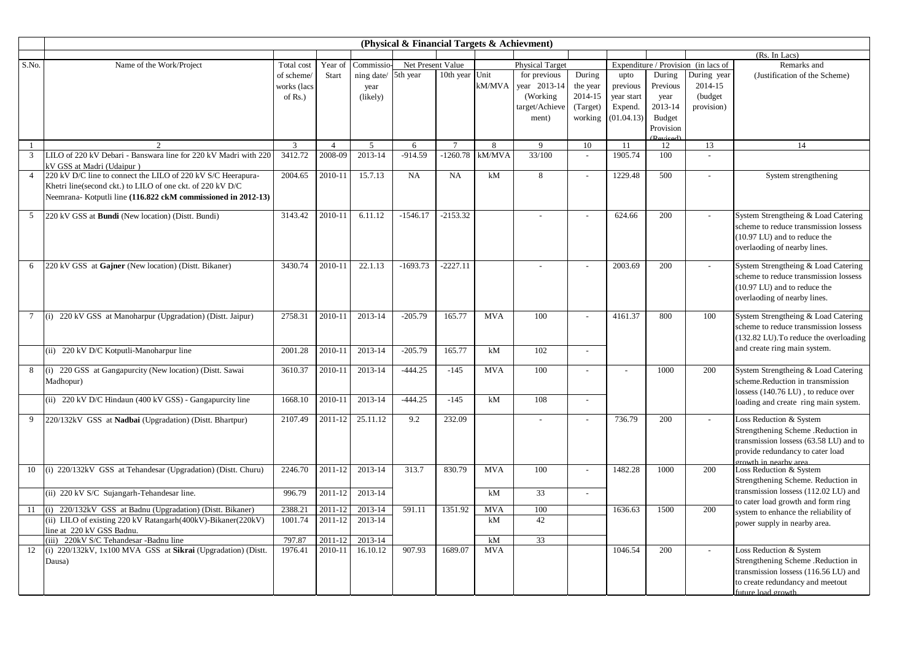## (Physical & Financial Targets & Achievment)

(Rs. In Lacs)

| S.No. | Name of the Work/Project | Total cost of scheme/ works (lacs of Rs.) | Year of Start | Commissio-ning date/ year (likely) | Net Present Value | | Unit kM/MVA | Physical Target | | Expenditure / Provision (in lacs of | | | Remarks and (Justification of the Scheme) |
|---|---|---|---|---|---|---|---|---|---|---|---|---|---|
| | | | | | 5th year | 10th year | | for previous year 2013-14 (Working target/Achievement) | During the year 2014-15 (Target) working | upto previous year start Expend. (01.04.13) | During Previous year 2013-14 Budget Provision (Revised) | During year 2014-15 (budget provision) | |
| 1 | 2 | 3 | 4 | 5 | 6 | 7 | 8 | 9 | 10 | 11 | 12 | 13 | 14 |
| 3 | LILO of 220 kV Debari - Banswara line for 220 kV Madri with 220 kV GSS at Madri (Udaipur ) | 3412.72 | 2008-09 | 2013-14 | -914.59 | -1260.78 | kM/MVA | 33/100 | - | 1905.74 | 100 | - | |
| 4 | 220 kV D/C line to connect the LILO of 220 kV S/C Heerapura-Khetri line(second ckt.) to LILO of one ckt. of 220 kV D/C Neemrana- Kotputli line **(116.822 ckM commissioned in 2012-13)** | 2004.65 | 2010-11 | 15.7.13 | NA | NA | kM | 8 | - | 1229.48 | 500 | - | System strengthening |
| 5 | 220 kV GSS at **Bundi** (New location) (Distt. Bundi) | 3143.42 | 2010-11 | 6.11.12 | -1546.17 | -2153.32 | | - | - | 624.66 | 200 | - | System Strengtheing & Load Catering scheme to reduce transmission lossess (10.97 LU) and to reduce the overlaoding of nearby lines. |
| 6 | 220 kV GSS at **Gajner** (New location) (Distt. Bikaner) | 3430.74 | 2010-11 | 22.1.13 | -1693.73 | -2227.11 | | - | - | 2003.69 | 200 | - | System Strengtheing & Load Catering scheme to reduce transmission lossess (10.97 LU) and to reduce the overlaoding of nearby lines. |
| 7 | (i) 220 kV GSS at Manoharpur (Upgradation) (Distt. Jaipur) | 2758.31 | 2010-11 | 2013-14 | -205.79 | 165.77 | MVA | 100 | - | 4161.37 | 800 | 100 | System Strengtheing & Load Catering scheme to reduce transmission lossess (132.82 LU).To reduce the overloading and create ring main system. |
| | (ii) 220 kV D/C Kotputli-Manoharpur line | 2001.28 | 2010-11 | 2013-14 | -205.79 | 165.77 | kM | 102 | - | | | | |
| 8 | (i) 220 GSS at Gangapurcity (New location) (Distt. Sawai Madhopur) | 3610.37 | 2010-11 | 2013-14 | -444.25 | -145 | MVA | 100 | - | - | 1000 | 200 | System Strengtheing & Load Catering scheme.Reduction in transmission lossess (140.76 LU) , to reduce over loading and create ring main system. |
| | (ii) 220 kV D/C Hindaun (400 kV GSS) - Gangapurcity line | 1668.10 | 2010-11 | 2013-14 | -444.25 | -145 | kM | 108 | - | | | | |
| 9 | 220/132kV GSS at **Nadbai** (Upgradation) (Distt. Bhartpur) | 2107.49 | 2011-12 | 25.11.12 | 9.2 | 232.09 | | - | - | 736.79 | 200 | - | Loss Reduction & System Strengthening Scheme .Reduction in transmission lossess (63.58 LU) and to provide redundancy to cater load growth in nearby area. |
| 10 | (i) 220/132kV GSS at Tehandesar (Upgradation) (Distt. Churu) | 2246.70 | 2011-12 | 2013-14 | 313.7 | 830.79 | MVA | 100 | - | 1482.28 | 1000 | 200 | Loss Reduction & System Strengthening Scheme. Reduction in transmission lossess (112.02 LU) and to cater load growth and form ring system to enhance the reliability of power supply in nearby area. |
| | (ii) 220 kV S/C Sujangarh-Tehandesar line. | 996.79 | 2011-12 | 2013-14 | | | kM | 33 | - | | | | |
| 11 | (i) 220/132kV GSS at Badnu (Upgradation) (Distt. Bikaner) | 2388.21 | 2011-12 | 2013-14 | 591.11 | 1351.92 | MVA | 100 | | 1636.63 | 1500 | 200 | |
| | (ii) LILO of existing 220 kV Ratangarh(400kV)-Bikaner(220kV) line at 220 kV GSS Badnu. | 1001.74 | 2011-12 | 2013-14 | | | kM | 42 | | | | | |
| | (iii) 220kV S/C Tehandesar -Badnu line | 797.87 | 2011-12 | 2013-14 | | | kM | 33 | | | | | |
| 12 | (i) 220/132kV, 1x100 MVA GSS at **Sikrai** (Upgradation) (Distt. Dausa) | 1976.41 | 2010-11 | 16.10.12 | 907.93 | 1689.07 | MVA | | | 1046.54 | 200 | - | Loss Reduction & System Strengthening Scheme .Reduction in transmission lossess (116.56 LU) and to create redundancy and meetout future load growth. |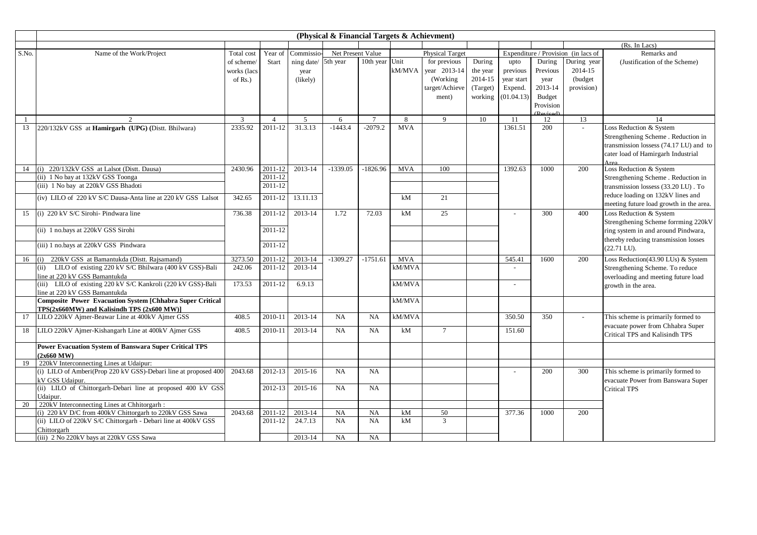**(Physical & Financial Targets & Achievment)**

(Rs. In Lacs)

| S.No. | Name of the Work/Project | Total cost of scheme/ works (lacs of Rs.) | Year of Start | Commissioning date/ year (likely) | Net Present Value | | Physical Target | | | Expenditure / Provision (in lacs of | | | Remarks and (Justification of the Scheme) |
|---|---|---|---|---|---|---|---|---|---|---|---|---|---|
| | | | | | 5th year | 10th year | Unit kM/MVA | for previous year 2013-14 (Working target/Achievement) | During the year 2014-15 (Target) working | upto previous year start Expend. (01.04.13) | During Previous year 2013-14 Budget Provision (Revised) | During year 2014-15 (budget provision) | |
| 1 | 2 | 3 | 4 | 5 | 6 | 7 | 8 | 9 | 10 | 11 | 12 | 13 | 14 |
| 13 | 220/132kV GSS at **Hamirgarh (UPG) (**Distt. Bhilwara) | 2335.92 | 2011-12 | 31.3.13 | -1443.4 | -2079.2 | MVA | | | 1361.51 | 200 | - | Loss Reduction & System Strengthening Scheme . Reduction in transmission lossess (74.17 LU) and to cater load of Hamirgarh Industrial Area |
| 14 | (i) 220/132kV GSS at Lalsot (Distt. Dausa) | 2430.96 | 2011-12 | 2013-14 | -1339.05 | -1826.96 | MVA | 100 | | 1392.63 | 1000 | 200 | Loss Reduction & System Strengthening Scheme . Reduction in transmission lossess (33.20 LU) . To reduce loading on 132kV lines and meeting future load growth in the area. |
| | (ii) 1 No bay at 132kV GSS Toonga | | 2011-12 | | | | | | | | | | |
| | (iii) 1 No bay at 220kV GSS Bhadoti | | 2011-12 | | | | | | | | | | |
| | (iv) LILO of 220 kV S/C Dausa-Anta line at 220 kV GSS Lalsot | 342.65 | 2011-12 | 13.11.13 | | | kM | 21 | | | | | |
| 15 | (i) 220 kV S/C Sirohi- Pindwara line | 736.38 | 2011-12 | 2013-14 | 1.72 | 72.03 | kM | 25 | | - | 300 | 400 | Loss Reduction & System Strengthening Scheme forrming 220kV ring system in and around Pindwara, thereby reducing transmission losses (22.71 LU). |
| | (ii) 1 no.bays at 220kV GSS Sirohi | | 2011-12 | | | | | | | | | | |
| | (iii) 1 no.bays at 220kV GSS Pindwara | | 2011-12 | | | | | | | | | | |
| 16 | (i) 220kV GSS at Bamantukda (Distt. Rajsamand) | 3273.50 | 2011-12 | 2013-14 | -1309.27 | -1751.61 | MVA | | | 545.41 | 1600 | 200 | Loss Reduction(43.90 LUs) & System Strengthening Scheme. To reduce overloading and meeting future load growth in the area. |
| | (ii) LILO of existing 220 kV S/C Bhilwara (400 kV GSS)-Bali line at 220 kV GSS Bamantukda | 242.06 | 2011-12 | 2013-14 | | | kM/MVA | | | - | | | |
| | (iii) LILO of existing 220 kV S/C Kankroli (220 kV GSS)-Bali line at 220 kV GSS Bamantukda | 173.53 | 2011-12 | 6.9.13 | | | kM/MVA | | | - | | | |
| | **Composite Power Evacuation System [Chhabra Super Critical TPS(2x660MW) and Kalisindh TPS (2x600 MW)]** | | | | | | kM/MVA | | | | | | |
| 17 | LILO 220kV Ajmer-Beawar Line at 400kV Ajmer GSS | 408.5 | 2010-11 | 2013-14 | NA | NA | kM/MVA | | | 350.50 | 350 | - | This scheme is primarily formed to evacuate power from Chhabra Super Critical TPS and Kalisindh TPS |
| 18 | LILO 220kV Ajmer-Kishangarh Line at 400kV Ajmer GSS | 408.5 | 2010-11 | 2013-14 | NA | NA | kM | 7 | | 151.60 | | | |
| | **Power Evacuation System of Banswara Super Critical TPS (2x660 MW)** | | | | | | | | | | | | |
| 19 | 220kV Interconnecting Lines at Udaipur: | | | | | | | | | | | | |
| | (i) LILO of Amberi(Prop 220 kV GSS)-Debari line at proposed 400 kV GSS Udaipur. | 2043.68 | 2012-13 | 2015-16 | NA | NA | | | | - | 200 | 300 | This scheme is primarily formed to evacuate Power from Banswara Super Critical TPS |
| | (ii) LILO of Chittorgarh-Debari line at proposed 400 kV GSS Udaipur. | | 2012-13 | 2015-16 | NA | NA | | | | | | | |
| 20 | 220kV Interconnecting Lines at Chhitorgarh : | | | | | | | | | | | | |
| | (i) 220 kV D/C from 400kV Chittorgarh to 220kV GSS Sawa | 2043.68 | 2011-12 | 2013-14 | NA | NA | kM | 50 | | 377.36 | 1000 | 200 | |
| | (ii) LILO of 220kV S/C Chittorgarh - Debari line at 400kV GSS Chittorgarh | | 2011-12 | 24.7.13 | NA | NA | kM | 3 | | | | | |
| | (iii) 2 No 220kV bays at 220kV GSS Sawa | | | 2013-14 | NA | NA | | | | | | | |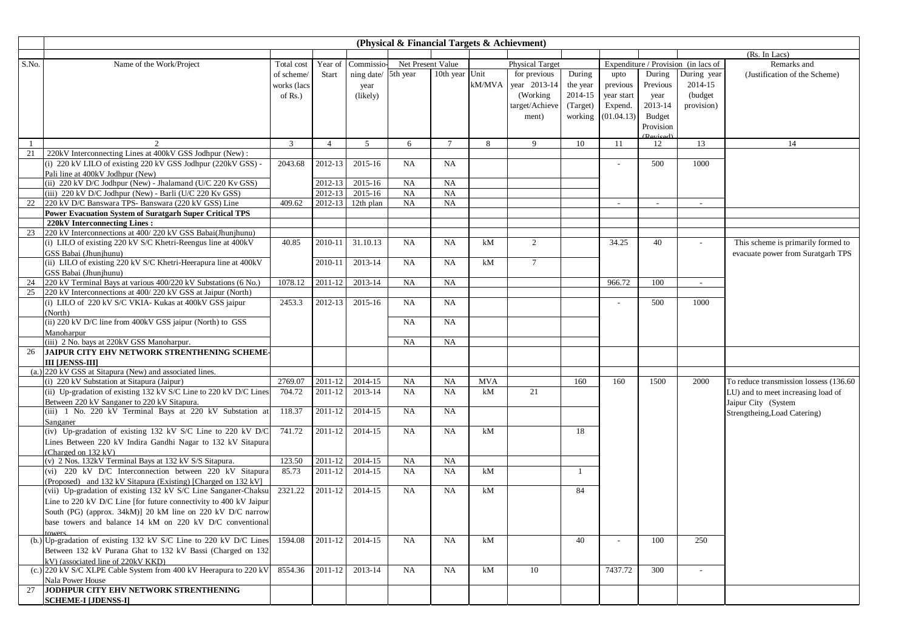## (Physical & Financial Targets & Achievment)

(Rs. In Lacs)

| S.No. | Name of the Work/Project | Total cost of scheme/ works (lacs of Rs.) | Year of Start | Commissio-ning date/ year (likely) | Net Present Value | | Physical Target | | | Expenditure / Provision (in lacs of | | | Remarks and (Justification of the Scheme) |
|---|---|---|---|---|---|---|---|---|---|---|---|---|---|
| | | | | | 5th year | 10th year | Unit kM/MVA | for previous year 2013-14 (Working target/Achievement) | During the year 2014-15 (Target) working | upto previous year start Expend. (01.04.13) | During Previous year 2013-14 Budget Provision (Revised) | During year 2014-15 (budget provision) | |
| 1 | 2 | 3 | 4 | 5 | 6 | 7 | 8 | 9 | 10 | 11 | 12 | 13 | 14 |
| 21 | 220kV Interconnecting Lines at 400kV GSS Jodhpur (New) : | | | | | | | | | | | | |
| | (i) 220 kV LILO of existing 220 kV GSS Jodhpur (220kV GSS) - Pali line at 400kV Jodhpur (New) | 2043.68 | 2012-13 | 2015-16 | NA | NA | | | | - | 500 | 1000 | |
| | (ii) 220 kV D/C Jodhpur (New) - Jhalamand (U/C 220 Kv GSS) | | 2012-13 | 2015-16 | NA | NA | | | | | | | |
| | (iii) 220 kV D/C Jodhpur (New) - Barli (U/C 220 Kv GSS) | | 2012-13 | 2015-16 | NA | NA | | | | | | | |
| 22 | 220 kV D/C Banswara TPS- Banswara (220 kV GSS) Line | 409.62 | 2012-13 | 12th plan | NA | NA | | | | - | - | - | |
| | **Power Evacuation System of Suratgarh Super Critical TPS** | | | | | | | | | | | | |
| | **220kV Interconnecting Lines :** | | | | | | | | | | | | |
| 23 | 220 kV Interconnections at 400/ 220 kV GSS Babai(Jhunjhunu) | | | | | | | | | | | | |
| | (i) LILO of existing 220 kV S/C Khetri-Reengus line at 400kV GSS Babai (Jhunjhunu) | 40.85 | 2010-11 | 31.10.13 | NA | NA | kM | 2 | | 34.25 | 40 | - | This scheme is primarily formed to evacuate power from Suratgarh TPS |
| | (ii) LILO of existing 220 kV S/C Khetri-Heerapura line at 400kV GSS Babai (Jhunjhunu) | | 2010-11 | 2013-14 | NA | NA | kM | 7 | | | | | |
| 24 | 220 kV Terminal Bays at various 400/220 kV Substations (6 No.) | 1078.12 | 2011-12 | 2013-14 | NA | NA | | | | 966.72 | 100 | - | |
| 25 | 220 kV Interconnections at 400/ 220 kV GSS at Jaipur (North) | | | | | | | | | | | | |
| | (i) LILO of 220 kV S/C VKIA- Kukas at 400kV GSS jaipur (North) | 2453.3 | 2012-13 | 2015-16 | NA | NA | | | | - | 500 | 1000 | |
| | (ii) 220 kV D/C line from 400kV GSS jaipur (North) to GSS Manoharpur | | | | NA | NA | | | | | | | |
| | (iii) 2 No. bays at 220kV GSS Manoharpur. | | | | NA | NA | | | | | | | |
| 26 | **JAIPUR CITY EHV NETWORK STRENTHENING SCHEME-III [JENSS-III]** | | | | | | | | | | | | |
| (a.) | 220 kV GSS at Sitapura (New) and associated lines. | | | | | | | | | | | | |
| | (i) 220 kV Substation at Sitapura (Jaipur) | 2769.07 | 2011-12 | 2014-15 | NA | NA | MVA | | 160 | 160 | 1500 | 2000 | To reduce transmission lossess (136.60 LU) and to meet increasing load of Jaipur City (System Strengtheing,Load Catering) |
| | (ii) Up-gradation of existing 132 kV S/C Line to 220 kV D/C Lines Between 220 kV Sanganer to 220 kV Sitapura. | 704.72 | 2011-12 | 2013-14 | NA | NA | kM | 21 | | | | | |
| | (iii) 1 No. 220 kV Terminal Bays at 220 kV Substation at Sanganer | 118.37 | 2011-12 | 2014-15 | NA | NA | | | | | | | |
| | (iv) Up-gradation of existing 132 kV S/C Line to 220 kV D/C Lines Between 220 kV Indira Gandhi Nagar to 132 kV Sitapura (Charged on 132 kV) | 741.72 | 2011-12 | 2014-15 | NA | NA | kM | | 18 | | | | |
| | (v) 2 Nos. 132kV Terminal Bays at 132 kV S/S Sitapura. | 123.50 | 2011-12 | 2014-15 | NA | NA | | | | | | | |
| | (vi) 220 kV D/C Interconnection between 220 kV Sitapura (Proposed) and 132 kV Sitapura (Existing) [Charged on 132 kV] | 85.73 | 2011-12 | 2014-15 | NA | NA | kM | | 1 | | | | |
| | (vii) Up-gradation of existing 132 kV S/C Line Sanganer-Chaksu Line to 220 kV D/C Line [for future connectivity to 400 kV Jaipur South (PG) (approx. 34kM)] 20 kM line on 220 kV D/C narrow base towers and balance 14 kM on 220 kV D/C conventional towers. | 2321.22 | 2011-12 | 2014-15 | NA | NA | kM | | 84 | | | | |
| (b.) | Up-gradation of existing 132 kV S/C Line to 220 kV D/C Lines Between 132 kV Purana Ghat to 132 kV Bassi (Charged on 132 kV) (associated line of 220kV KKD) | 1594.08 | 2011-12 | 2014-15 | NA | NA | kM | | 40 | - | 100 | 250 | |
| (c.) | 220 kV S/C XLPE Cable System from 400 kV Heerapura to 220 kV Nala Power House | 8554.36 | 2011-12 | 2013-14 | NA | NA | kM | 10 | | 7437.72 | 300 | - | |
| 27 | **JODHPUR CITY EHV NETWORK STRENTHENING SCHEME-I [JDENSS-I]** | | | | | | | | | | | | |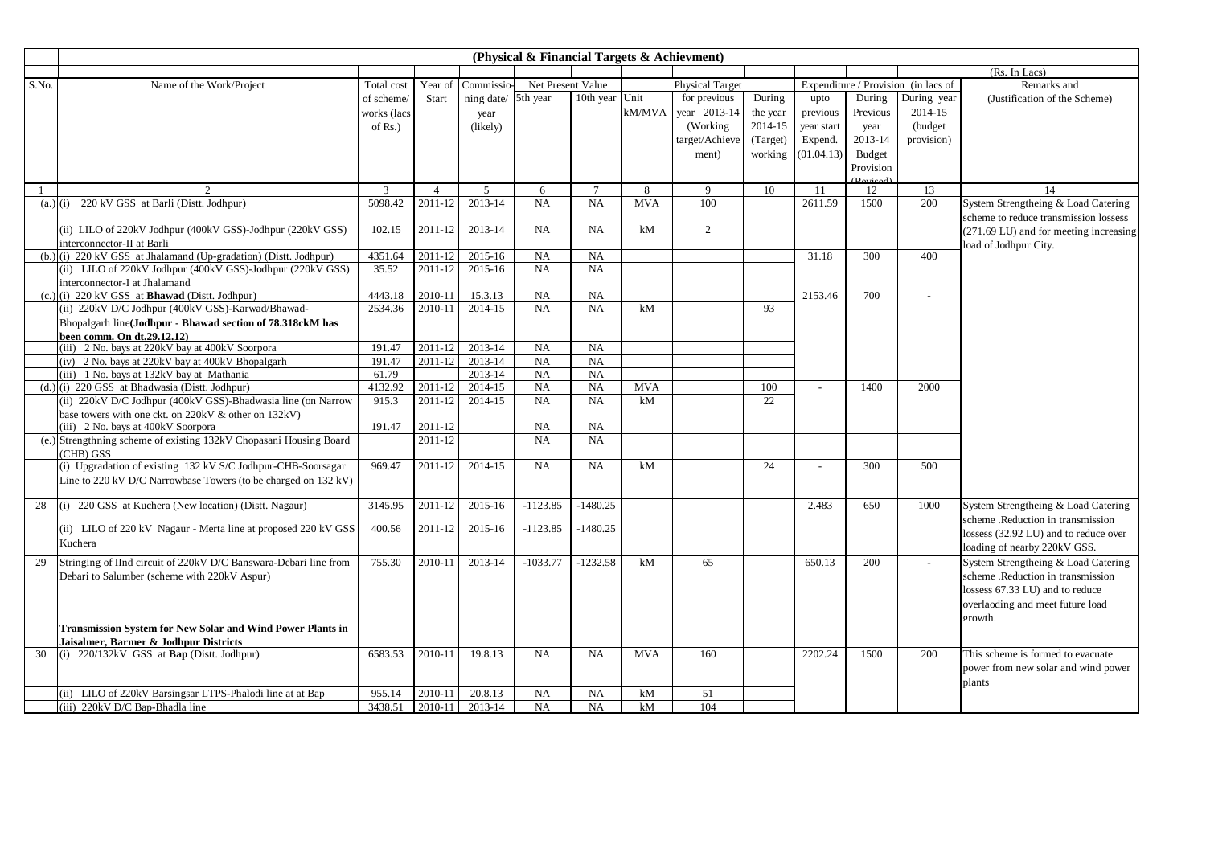**(Physical & Financial Targets & Achievment)**

(Rs. In Lacs)

| S.No. | Name of the Work/Project | Total cost of scheme/ works (lacs of Rs.) | Year of Start | Commissioning date/ year (likely) | Net Present Value | | Physical Target | | | Expenditure / Provision (in lacs of | | | Remarks and (Justification of the Scheme) |
|---|---|---|---|---|---|---|---|---|---|---|---|---|---|
| | | | | | 5th year | 10th year | Unit kM/MVA | for previous year 2013-14 (Working target/Achievement) | During the year 2014-15 (Target) working | upto previous year start Expend. (01.04.13) | During Previous year 2013-14 Budget Provision (Revised) | During year 2014-15 (budget provision) | |
| 1 | 2 | 3 | 4 | 5 | 6 | 7 | 8 | 9 | 10 | 11 | 12 | 13 | 14 |
| (a.) | (i) 220 kV GSS at Barli (Distt. Jodhpur) | 5098.42 | 2011-12 | 2013-14 | NA | NA | MVA | 100 | | 2611.59 | 1500 | 200 | System Strengtheing & Load Catering scheme to reduce transmission lossess (271.69 LU) and for meeting increasing load of Jodhpur City. |
| | (ii) LILO of 220kV Jodhpur (400kV GSS)-Jodhpur (220kV GSS) interconnector-II at Barli | 102.15 | 2011-12 | 2013-14 | NA | NA | kM | 2 | | | | | |
| (b.) | (i) 220 kV GSS at Jhalamand (Up-gradation) (Distt. Jodhpur) | 4351.64 | 2011-12 | 2015-16 | NA | NA | | | | 31.18 | 300 | 400 | |
| | (ii) LILO of 220kV Jodhpur (400kV GSS)-Jodhpur (220kV GSS) interconnector-I at Jhalamand | 35.52 | 2011-12 | 2015-16 | NA | NA | | | | | | | |
| (c.) | (i) 220 kV GSS at **Bhawad** (Distt. Jodhpur) | 4443.18 | 2010-11 | 15.3.13 | NA | NA | | | | 2153.46 | 700 | - | |
| | (ii) 220kV D/C Jodhpur (400kV GSS)-Karwad/Bhawad-Bhopalgarh line**(Jodhpur - Bhawad section of 78.318ckM has been comm. On dt.29.12.12)** | 2534.36 | 2010-11 | 2014-15 | NA | NA | kM | | 93 | | | | |
| | (iii) 2 No. bays at 220kV bay at 400kV Soorpora | 191.47 | 2011-12 | 2013-14 | NA | NA | | | | | | | |
| | (iv) 2 No. bays at 220kV bay at 400kV Bhopalgarh | 191.47 | 2011-12 | 2013-14 | NA | NA | | | | | | | |
| | (iii) 1 No. bays at 132kV bay at Mathania | 61.79 | | 2013-14 | NA | NA | | | | | | | |
| (d.) | (i) 220 GSS at Bhadwasia (Distt. Jodhpur) | 4132.92 | 2011-12 | 2014-15 | NA | NA | MVA | | 100 | - | 1400 | 2000 | |
| | (ii) 220kV D/C Jodhpur (400kV GSS)-Bhadwasia line (on Narrow base towers with one ckt. on 220kV & other on 132kV) | 915.3 | 2011-12 | 2014-15 | NA | NA | kM | | 22 | | | | |
| | (iii) 2 No. bays at 400kV Soorpora | 191.47 | 2011-12 | | NA | NA | | | | | | | |
| (e.) | Strengthning scheme of existing 132kV Chopasani Housing Board (CHB) GSS | | 2011-12 | | NA | NA | | | | | | | |
| | (i) Upgradation of existing 132 kV S/C Jodhpur-CHB-Soorsagar Line to 220 kV D/C Narrowbase Towers (to be charged on 132 kV) | 969.47 | 2011-12 | 2014-15 | NA | NA | kM | | 24 | - | 300 | 500 | |
| 28 | (i) 220 GSS at Kuchera (New location) (Distt. Nagaur) | 3145.95 | 2011-12 | 2015-16 | -1123.85 | -1480.25 | | | | 2.483 | 650 | 1000 | System Strengtheing & Load Catering scheme .Reduction in transmission lossess (32.92 LU) and to reduce over loading of nearby 220kV GSS. |
| | (ii) LILO of 220 kV Nagaur - Merta line at proposed 220 kV GSS Kuchera | 400.56 | 2011-12 | 2015-16 | -1123.85 | -1480.25 | | | | | | | |
| 29 | Stringing of IInd circuit of 220kV D/C Banswara-Debari line from Debari to Salumber (scheme with 220kV Aspur) | 755.30 | 2010-11 | 2013-14 | -1033.77 | -1232.58 | kM | 65 | | 650.13 | 200 | - | System Strengtheing & Load Catering scheme .Reduction in transmission lossess 67.33 LU) and to reduce overlaoding and meet future load growth |
| | **Transmission System for New Solar and Wind Power Plants in Jaisalmer, Barmer & Jodhpur Districts** | | | | | | | | | | | | |
| 30 | (i) 220/132kV GSS at **Bap** (Distt. Jodhpur) | 6583.53 | 2010-11 | 19.8.13 | NA | NA | MVA | 160 | | 2202.24 | 1500 | 200 | This scheme is formed to evacuate power from new solar and wind power plants |
| | (ii) LILO of 220kV Barsingsar LTPS-Phalodi line at at Bap | 955.14 | 2010-11 | 20.8.13 | NA | NA | kM | 51 | | | | | |
| | (iii) 220kV D/C Bap-Bhadla line | 3438.51 | 2010-11 | 2013-14 | NA | NA | kM | 104 | | | | | |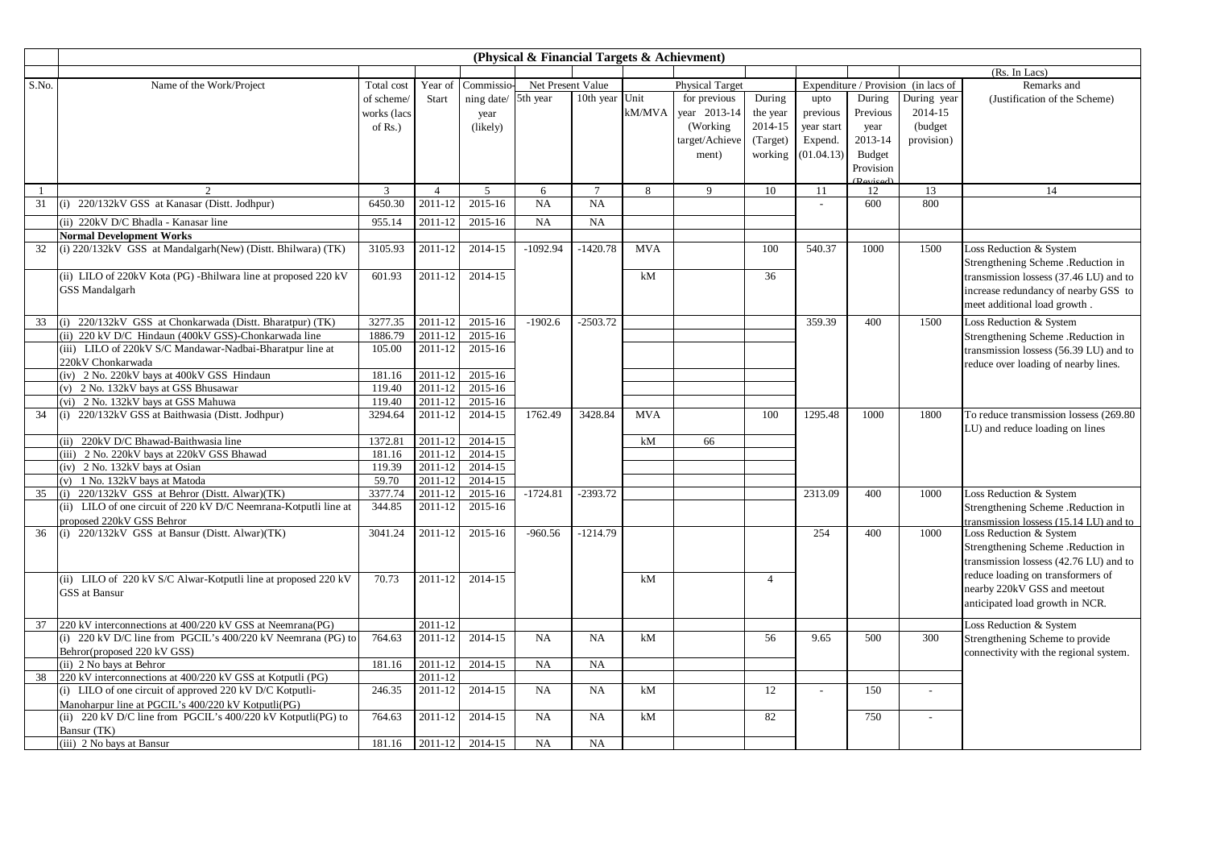**(Physical & Financial Targets & Achievment)**

(Rs. In Lacs)

| S.No. | Name of the Work/Project | Total cost of scheme/ works (lacs of Rs.) | Year of Start | Commissioning date/ year (likely) | Net Present Value | | Physical Target | | | Expenditure / Provision (in lacs of | | | Remarks and (Justification of the Scheme) |
|---|---|---|---|---|---|---|---|---|---|---|---|---|---|
| | | | | | 5th year | 10th year | Unit kM/MVA | for previous year 2013-14 (Working target/Achievement) | During the year 2014-15 (Target) working | upto previous year start Expend. (01.04.13) | During Previous year 2013-14 Budget Provision (Revised) | During year 2014-15 (budget provision) | |
| 1 | 2 | 3 | 4 | 5 | 6 | 7 | 8 | 9 | 10 | 11 | 12 | 13 | 14 |
| 31 | (i) 220/132kV GSS at Kanasar (Distt. Jodhpur) | 6450.30 | 2011-12 | 2015-16 | NA | NA | | | | - | 600 | 800 | |
| | (ii) 220kV D/C Bhadla - Kanasar line | 955.14 | 2011-12 | 2015-16 | NA | NA | | | | | | | |
| | **Normal Development Works** | | | | | | | | | | | | |
| 32 | (i) 220/132kV GSS at Mandalgarh(New) (Distt. Bhilwara) (TK) | 3105.93 | 2011-12 | 2014-15 | -1092.94 | -1420.78 | MVA | | 100 | 540.37 | 1000 | 1500 | Loss Reduction & System Strengthening Scheme .Reduction in transmission lossess (37.46 LU) and to increase redundancy of nearby GSS to meet additional load growth . |
| | (ii) LILO of 220kV Kota (PG) -Bhilwara line at proposed 220 kV GSS Mandalgarh | 601.93 | 2011-12 | 2014-15 | | | kM | | 36 | | | | |
| 33 | (i) 220/132kV GSS at Chonkarwada (Distt. Bharatpur) (TK) | 3277.35 | 2011-12 | 2015-16 | -1902.6 | -2503.72 | | | | 359.39 | 400 | 1500 | Loss Reduction & System Strengthening Scheme .Reduction in transmission lossess (56.39 LU) and to reduce over loading of nearby lines. |
| | (ii) 220 kV D/C Hindaun (400kV GSS)-Chonkarwada line | 1886.79 | 2011-12 | 2015-16 | | | | | | | | | |
| | (iii) LILO of 220kV S/C Mandawar-Nadbai-Bharatpur line at 220kV Chonkarwada | 105.00 | 2011-12 | 2015-16 | | | | | | | | | |
| | (iv) 2 No. 220kV bays at 400kV GSS Hindaun | 181.16 | 2011-12 | 2015-16 | | | | | | | | | |
| | (v) 2 No. 132kV bays at GSS Bhusawar | 119.40 | 2011-12 | 2015-16 | | | | | | | | | |
| | (vi) 2 No. 132kV bays at GSS Mahuwa | 119.40 | 2011-12 | 2015-16 | | | | | | | | | |
| 34 | (i) 220/132kV GSS at Baithwasia (Distt. Jodhpur) | 3294.64 | 2011-12 | 2014-15 | 1762.49 | 3428.84 | MVA | | 100 | 1295.48 | 1000 | 1800 | To reduce transmission lossess (269.80 LU) and reduce loading on lines |
| | (ii) 220kV D/C Bhawad-Baithwasia line | 1372.81 | 2011-12 | 2014-15 | | | kM | 66 | | | | | |
| | (iii) 2 No. 220kV bays at 220kV GSS Bhawad | 181.16 | 2011-12 | 2014-15 | | | | | | | | | |
| | (iv) 2 No. 132kV bays at Osian | 119.39 | 2011-12 | 2014-15 | | | | | | | | | |
| | (v) 1 No. 132kV bays at Matoda | 59.70 | 2011-12 | 2014-15 | | | | | | | | | |
| 35 | (i) 220/132kV GSS at Behror (Distt. Alwar)(TK) | 3377.74 | 2011-12 | 2015-16 | -1724.81 | -2393.72 | | | | 2313.09 | 400 | 1000 | Loss Reduction & System Strengthening Scheme .Reduction in transmission lossess (15.14 LU) and to |
| | (ii) LILO of one circuit of 220 kV D/C Neemrana-Kotputli line at proposed 220kV GSS Behror | 344.85 | 2011-12 | 2015-16 | | | | | | | | | |
| 36 | (i) 220/132kV GSS at Bansur (Distt. Alwar)(TK) | 3041.24 | 2011-12 | 2015-16 | -960.56 | -1214.79 | | | | 254 | 400 | 1000 | Loss Reduction & System Strengthening Scheme .Reduction in transmission lossess (42.76 LU) and to reduce loading on transformers of nearby 220kV GSS and meetout anticipated load growth in NCR. |
| | (ii) LILO of 220 kV S/C Alwar-Kotputli line at proposed 220 kV GSS at Bansur | 70.73 | 2011-12 | 2014-15 | | | kM | | 4 | | | | |
| 37 | 220 kV interconnections at 400/220 kV GSS at Neemrana(PG) | | 2011-12 | | | | | | | | | | Loss Reduction & System Strengthening Scheme to provide connectivity with the regional system. |
| | (i) 220 kV D/C line from PGCIL's 400/220 kV Neemrana (PG) to Behror(proposed 220 kV GSS) | 764.63 | 2011-12 | 2014-15 | NA | NA | kM | | 56 | 9.65 | 500 | 300 | |
| | (ii) 2 No bays at Behror | 181.16 | 2011-12 | 2014-15 | NA | NA | | | | | | | |
| 38 | 220 kV interconnections at 400/220 kV GSS at Kotputli (PG) | | 2011-12 | | | | | | | | | | |
| | (i) LILO of one circuit of approved 220 kV D/C Kotputli-Manoharpur line at PGCIL's 400/220 kV Kotputli(PG) | 246.35 | 2011-12 | 2014-15 | NA | NA | kM | | 12 | - | 150 | - | |
| | (ii) 220 kV D/C line from PGCIL's 400/220 kV Kotputli(PG) to Bansur (TK) | 764.63 | 2011-12 | 2014-15 | NA | NA | kM | | 82 | | 750 | - | |
| | (iii) 2 No bays at Bansur | 181.16 | 2011-12 | 2014-15 | NA | NA | | | | | | | |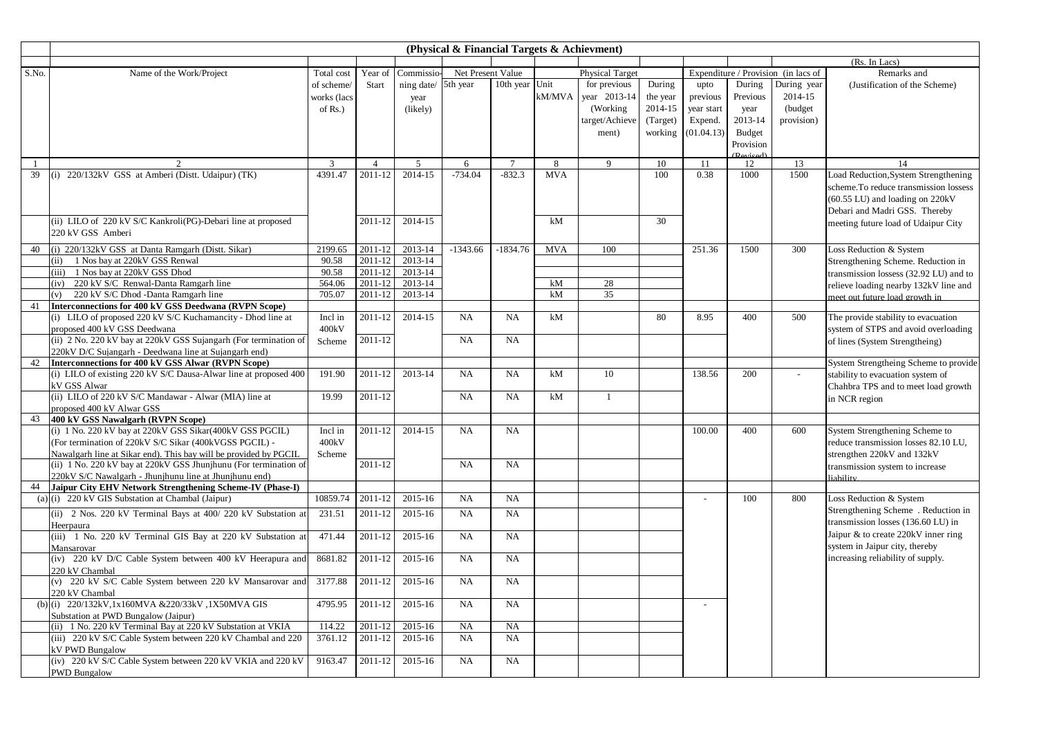## (Physical & Financial Targets & Achievment)

(Rs. In Lacs)

| S.No. | Name of the Work/Project | Total cost of scheme/ works (lacs of Rs.) | Year of Start | Commissio-ning date/ year (likely) | Net Present Value | | Unit kM/MVA | Physical Target | | Expenditure / Provision (in lacs of | | | Remarks and (Justification of the Scheme) |
|---|---|---|---|---|---|---|---|---|---|---|---|---|---|
| | | | | | 5th year | 10th year | | for previous year 2013-14 (Working target/Achievement) | During the year 2014-15 (Target) working | upto previous year start Expend. (01.04.13) | During Previous year 2013-14 Budget Provision (Revised) | During year 2014-15 (budget provision) | |
| 1 | 2 | 3 | 4 | 5 | 6 | 7 | 8 | 9 | 10 | 11 | 12 | 13 | 14 |
| 39 | (i) 220/132kV GSS at Amberi (Distt. Udaipur) (TK) | 4391.47 | 2011-12 | 2014-15 | -734.04 | -832.3 | MVA | | 100 | 0.38 | 1000 | 1500 | Load Reduction,System Strengthening scheme.To reduce transmission lossess (60.55 LU) and loading on 220kV Debari and Madri GSS. Thereby meeting future load of Udaipur City |
| | (ii) LILO of 220 kV S/C Kankroli(PG)-Debari line at proposed 220 kV GSS Amberi | | 2011-12 | 2014-15 | | | kM | | 30 | | | | |
| 40 | (i) 220/132kV GSS at Danta Ramgarh (Distt. Sikar) | 2199.65 | 2011-12 | 2013-14 | -1343.66 | -1834.76 | MVA | 100 | | 251.36 | 1500 | 300 | Loss Reduction & System Strengthening Scheme. Reduction in transmission lossess (32.92 LU) and to relieve loading nearby 132kV line and meet out future load growth in |
| | (ii) 1 Nos bay at 220kV GSS Renwal | 90.58 | 2011-12 | 2013-14 | | | | | | | | | |
| | (iii) 1 Nos bay at 220kV GSS Dhod | 90.58 | 2011-12 | 2013-14 | | | | | | | | | |
| | (iv) 220 kV S/C Renwal-Danta Ramgarh line | 564.06 | 2011-12 | 2013-14 | | | kM | 28 | | | | | |
| | (v) 220 kV S/C Dhod -Danta Ramgarh line | 705.07 | 2011-12 | 2013-14 | | | kM | 35 | | | | | |
| 41 | **Interconnections for 400 kV GSS Deedwana (RVPN Scope)** | | | | | | | | | | | | |
| | (i) LILO of proposed 220 kV S/C Kuchamancity - Dhod line at proposed 400 kV GSS Deedwana | Incl in 400kV Scheme | 2011-12 | 2014-15 | NA | NA | kM | | 80 | 8.95 | 400 | 500 | The provide stability to evacuation system of STPS and avoid overloading of lines (System Strengtheing) |
| | (ii) 2 No. 220 kV bay at 220kV GSS Sujangarh (For termination of 220kV D/C Sujangarh - Deedwana line at Sujangarh end) | | 2011-12 | | NA | NA | | | | | | | |
| 42 | **Interconnections for 400 kV GSS Alwar (RVPN Scope)** | | | | | | | | | | | | System Strengtheing Scheme to provide stability to evacuation system of Chahbra TPS and to meet load growth in NCR region |
| | (i) LILO of existing 220 kV S/C Dausa-Alwar line at proposed 400 kV GSS Alwar | 191.90 | 2011-12 | 2013-14 | NA | NA | kM | 10 | | 138.56 | 200 | - | |
| | (ii) LILO of 220 kV S/C Mandawar - Alwar (MIA) line at proposed 400 kV Alwar GSS | 19.99 | 2011-12 | | NA | NA | kM | 1 | | | | | |
| 43 | **400 kV GSS Nawalgarh (RVPN Scope)** | | | | | | | | | | | | |
| | (i) 1 No. 220 kV bay at 220kV GSS Sikar(400kV GSS PGCIL) (For termination of 220kV S/C Sikar (400kVGSS PGCIL) - Nawalgarh line at Sikar end). This bay will be provided by PGCIL | Incl in 400kV Scheme | 2011-12 | 2014-15 | NA | NA | | | | 100.00 | 400 | 600 | System Strengthening Scheme to reduce transmission losses 82.10 LU, strengthen 220kV and 132kV transmission system to increase liability |
| | (ii) 1 No. 220 kV bay at 220kV GSS Jhunjhunu (For termination of 220kV S/C Nawalgarh - Jhunjhunu line at Jhunjhunu end) | | 2011-12 | | NA | NA | | | | | | | |
| 44 | **Jaipur City EHV Network Strengthening Scheme-IV (Phase-I)** | | | | | | | | | | | | |
| (a) | (i) 220 kV GIS Substation at Chambal (Jaipur) | 10859.74 | 2011-12 | 2015-16 | NA | NA | | | | - | 100 | 800 | Loss Reduction & System Strengthening Scheme . Reduction in transmission losses (136.60 LU) in Jaipur & to create 220kV inner ring system in Jaipur city, thereby increasing reliability of supply. |
| | (ii) 2 Nos. 220 kV Terminal Bays at 400/ 220 kV Substation at Heerpaura | 231.51 | 2011-12 | 2015-16 | NA | NA | | | | | | | |
| | (iii) 1 No. 220 kV Terminal GIS Bay at 220 kV Substation at Mansarovar | 471.44 | 2011-12 | 2015-16 | NA | NA | | | | | | | |
| | (iv) 220 kV D/C Cable System between 400 kV Heerapura and 220 kV Chambal | 8681.82 | 2011-12 | 2015-16 | NA | NA | | | | | | | |
| | (v) 220 kV S/C Cable System between 220 kV Mansarovar and 220 kV Chambal | 3177.88 | 2011-12 | 2015-16 | NA | NA | | | | | | | |
| (b) | (i) 220/132kV,1x160MVA &220/33kV ,1X50MVA GIS Substation at PWD Bungalow (Jaipur) | 4795.95 | 2011-12 | 2015-16 | NA | NA | | | | - | | | |
| | (ii) 1 No. 220 kV Terminal Bay at 220 kV Substation at VKIA | 114.22 | 2011-12 | 2015-16 | NA | NA | | | | | | | |
| | (iii) 220 kV S/C Cable System between 220 kV Chambal and 220 kV PWD Bungalow | 3761.12 | 2011-12 | 2015-16 | NA | NA | | | | | | | |
| | (iv) 220 kV S/C Cable System between 220 kV VKIA and 220 kV PWD Bungalow | 9163.47 | 2011-12 | 2015-16 | NA | NA | | | | | | | |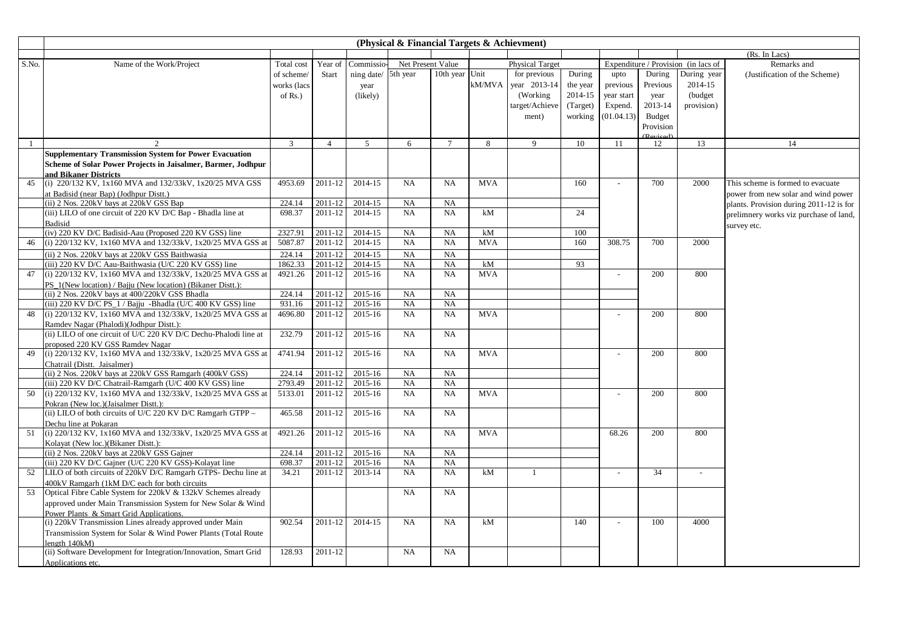**(Physical & Financial Targets & Achievment)**

(Rs. In Lacs)

| S.No. | Name of the Work/Project | Total cost of scheme/ works (lacs of Rs.) | Year of Start | Commissioning date/ year (likely) | Net Present Value | | Physical Target | | | Expenditure / Provision (in lacs of | | | Remarks and (Justification of the Scheme) |
|---|---|---|---|---|---|---|---|---|---|---|---|---|---|
| | | | | | 5th year | 10th year | Unit kM/MVA | for previous year 2013-14 (Working target/Achievement) | During the year 2014-15 (Target) working | upto previous year start Expend. (01.04.13) | During Previous year 2013-14 Budget Provision (Revised) | During year 2014-15 (budget provision) | |
| 1 | 2 | 3 | 4 | 5 | 6 | 7 | 8 | 9 | 10 | 11 | 12 | 13 | 14 |
| | **Supplementary Transmission System for Power Evacuation Scheme of Solar Power Projects in Jaisalmer, Barmer, Jodhpur and Bikaner Districts** | | | | | | | | | | | | |
| 45 | (i) 220/132 KV, 1x160 MVA and 132/33kV, 1x20/25 MVA GSS at Badisid (near Bap) (Jodhpur Distt.) | 4953.69 | 2011-12 | 2014-15 | NA | NA | MVA | | 160 | - | 700 | 2000 | This scheme is formed to evacuate power from new solar and wind power plants. Provision during 2011-12 is for prelimnery works viz purchase of land, survey etc. |
| | (ii) 2 Nos. 220kV bays at 220kV GSS Bap | 224.14 | 2011-12 | 2014-15 | NA | NA | | | | | | | |
| | (iii) LILO of one circuit of 220 KV D/C Bap - Bhadla line at Badisid | 698.37 | 2011-12 | 2014-15 | NA | NA | kM | | 24 | | | | |
| | (iv) 220 KV D/C Badisid-Aau (Proposed 220 KV GSS) line | 2327.91 | 2011-12 | 2014-15 | NA | NA | kM | | 100 | | | | |
| 46 | (i) 220/132 KV, 1x160 MVA and 132/33kV, 1x20/25 MVA GSS at | 5087.87 | 2011-12 | 2014-15 | NA | NA | MVA | | 160 | 308.75 | 700 | 2000 | |
| | (ii) 2 Nos. 220kV bays at 220kV GSS Baithwasia | 224.14 | 2011-12 | 2014-15 | NA | NA | | | | | | | |
| | (iii) 220 KV D/C Aau-Baithwasia (U/C 220 KV GSS) line | 1862.33 | 2011-12 | 2014-15 | NA | NA | kM | | 93 | | | | |
| 47 | (i) 220/132 KV, 1x160 MVA and 132/33kV, 1x20/25 MVA GSS at PS_1(New location) / Bajju (New location) (Bikaner Distt.): | 4921.26 | 2011-12 | 2015-16 | NA | NA | MVA | | | - | 200 | 800 | |
| | (ii) 2 Nos. 220kV bays at 400/220kV GSS Bhadla | 224.14 | 2011-12 | 2015-16 | NA | NA | | | | | | | |
| | (iii) 220 KV D/C PS_1 / Bajju -Bhadla (U/C 400 KV GSS) line | 931.16 | 2011-12 | 2015-16 | NA | NA | | | | | | | |
| 48 | (i) 220/132 KV, 1x160 MVA and 132/33kV, 1x20/25 MVA GSS at Ramdev Nagar (Phalodi)(Jodhpur Distt.): | 4696.80 | 2011-12 | 2015-16 | NA | NA | MVA | | | - | 200 | 800 | |
| | (ii) LILO of one circuit of U/C 220 KV D/C Dechu-Phalodi line at proposed 220 KV GSS Ramdev Nagar | 232.79 | 2011-12 | 2015-16 | NA | NA | | | | | | | |
| 49 | (i) 220/132 KV, 1x160 MVA and 132/33kV, 1x20/25 MVA GSS at Chatrail (Distt. Jaisalmer) | 4741.94 | 2011-12 | 2015-16 | NA | NA | MVA | | | - | 200 | 800 | |
| | (ii) 2 Nos. 220kV bays at 220kV GSS Ramgarh (400kV GSS) | 224.14 | 2011-12 | 2015-16 | NA | NA | | | | | | | |
| | (iii) 220 KV D/C Chatrail-Ramgarh (U/C 400 KV GSS) line | 2793.49 | 2011-12 | 2015-16 | NA | NA | | | | | | | |
| 50 | (i) 220/132 KV, 1x160 MVA and 132/33kV, 1x20/25 MVA GSS at Pokran (New loc.)(Jaisalmer Distt.): | 5133.01 | 2011-12 | 2015-16 | NA | NA | MVA | | | - | 200 | 800 | |
| | (ii) LILO of both circuits of U/C 220 KV D/C Ramgarh GTPP – Dechu line at Pokaran | 465.58 | 2011-12 | 2015-16 | NA | NA | | | | | | | |
| 51 | (i) 220/132 KV, 1x160 MVA and 132/33kV, 1x20/25 MVA GSS at Kolayat (New loc.)(Bikaner Distt.): | 4921.26 | 2011-12 | 2015-16 | NA | NA | MVA | | | 68.26 | 200 | 800 | |
| | (ii) 2 Nos. 220kV bays at 220kV GSS Gajner | 224.14 | 2011-12 | 2015-16 | NA | NA | | | | | | | |
| | (iii) 220 KV D/C Gajner (U/C 220 KV GSS)-Kolayat line | 698.37 | 2011-12 | 2015-16 | NA | NA | | | | | | | |
| 52 | LILO of both circuits of 220kV D/C Ramgarh GTPS- Dechu line at 400kV Ramgarh (1kM D/C each for both circuits | 34.21 | 2011-12 | 2013-14 | NA | NA | kM | 1 | | - | 34 | - | |
| 53 | Optical Fibre Cable System for 220kV & 132kV Schemes already approved under Main Transmission System for New Solar & Wind Power Plants & Smart Grid Applications. | | | | NA | NA | | | | | | | |
| | (i) 220kV Transmission Lines already approved under Main Transmission System for Solar & Wind Power Plants (Total Route length 140kM) | 902.54 | 2011-12 | 2014-15 | NA | NA | kM | | 140 | - | 100 | 4000 | |
| | (ii) Software Development for Integration/Innovation, Smart Grid Applications etc. | 128.93 | 2011-12 | | NA | NA | | | | | | | |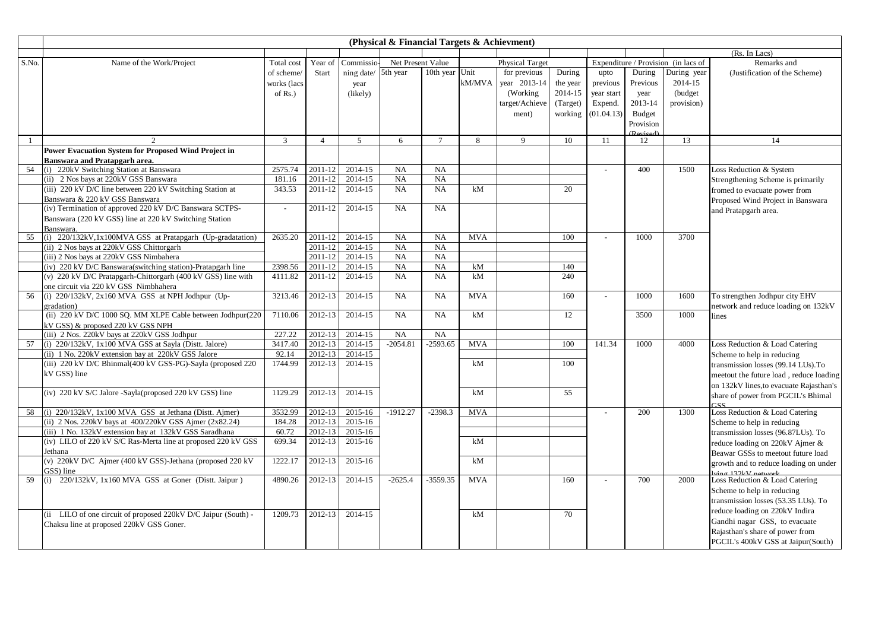## (Physical & Financial Targets & Achievment)

(Rs. In Lacs)

| S.No. | Name of the Work/Project | Total cost of scheme/ works (lacs of Rs.) | Year of Start | Commissioning date/ year (likely) | Net Present Value | | Physical Target | | | Expenditure / Provision (in lacs of | | | Remarks and (Justification of the Scheme) |
|---|---|---|---|---|---|---|---|---|---|---|---|---|---|
| | | | | | 5th year | 10th year | Unit kM/MVA | for previous year 2013-14 (Working target/Achievement) | During the year 2014-15 (Target) working | upto previous year start Expend. (01.04.13) | During Previous year 2013-14 Budget Provision (Revised) | During year 2014-15 (budget provision) | |
| 1 | 2 | 3 | 4 | 5 | 6 | 7 | 8 | 9 | 10 | 11 | 12 | 13 | 14 |
| | **Power Evacuation System for Proposed Wind Project in Banswara and Pratapgarh area.** | | | | | | | | | | | | |
| 54 | (i) 220kV Switching Station at Banswara | 2575.74 | 2011-12 | 2014-15 | NA | NA | | | | - | 400 | 1500 | Loss Reduction & System Strengthening Scheme is primarily fromed to evacuate power from Proposed Wind Project in Banswara and Pratapgarh area. |
| | (ii) 2 Nos bays at 220kV GSS Banswara | 181.16 | 2011-12 | 2014-15 | NA | NA | | | | | | | |
| | (iii) 220 kV D/C line between 220 kV Switching Station at Banswara & 220 kV GSS Banswara | 343.53 | 2011-12 | 2014-15 | NA | NA | kM | | 20 | | | | |
| | (iv) Termination of approved 220 kV D/C Banswara SCTPS-Banswara (220 kV GSS) line at 220 kV Switching Station Banswara. | - | 2011-12 | 2014-15 | NA | NA | | | | | | | |
| 55 | (i) 220/132kV,1x100MVA GSS at Pratapgarh (Up-gradatation) | 2635.20 | 2011-12 | 2014-15 | NA | NA | MVA | | 100 | - | 1000 | 3700 | |
| | (ii) 2 Nos bays at 220kV GSS Chittorgarh | | 2011-12 | 2014-15 | NA | NA | | | | | | | |
| | (iii) 2 Nos bays at 220kV GSS Nimbahera | | 2011-12 | 2014-15 | NA | NA | | | | | | | |
| | (iv) 220 kV D/C Banswara(switching station)-Pratapgarh line | 2398.56 | 2011-12 | 2014-15 | NA | NA | kM | | 140 | | | | |
| | (v) 220 kV D/C Pratapgarh-Chittorgarh (400 kV GSS) line with one circuit via 220 kV GSS Nimbhahera | 4111.82 | 2011-12 | 2014-15 | NA | NA | kM | | 240 | | | | |
| 56 | (i) 220/132kV, 2x160 MVA GSS at NPH Jodhpur (Up-gradation) | 3213.46 | 2012-13 | 2014-15 | NA | NA | MVA | | 160 | - | 1000 | 1600 | To strengthen Jodhpur city EHV network and reduce loading on 132kV lines |
| | (ii) 220 kV D/C 1000 SQ. MM XLPE Cable between Jodhpur(220 kV GSS) & proposed 220 kV GSS NPH | 7110.06 | 2012-13 | 2014-15 | NA | NA | kM | | 12 | | 3500 | 1000 | |
| | (iii) 2 Nos. 220kV bays at 220kV GSS Jodhpur | 227.22 | 2012-13 | 2014-15 | NA | NA | | | | | | | |
| 57 | (i) 220/132kV, 1x100 MVA GSS at Sayla (Distt. Jalore) | 3417.40 | 2012-13 | 2014-15 | -2054.81 | -2593.65 | MVA | | 100 | 141.34 | 1000 | 4000 | Loss Reduction & Load Catering Scheme to help in reducing transmission losses (99.14 LUs).To meetout the future load , reduce loading on 132kV lines,to evacuate Rajasthan's share of power from PGCIL's Bhimal GSS |
| | (ii) 1 No. 220kV extension bay at 220kV GSS Jalore | 92.14 | 2012-13 | 2014-15 | | | | | | | | | |
| | (iii) 220 kV D/C Bhinmal(400 kV GSS-PG)-Sayla (proposed 220 kV GSS) line | 1744.99 | 2012-13 | 2014-15 | | | kM | | 100 | | | | |
| | (iv) 220 kV S/C Jalore -Sayla(proposed 220 kV GSS) line | 1129.29 | 2012-13 | 2014-15 | | | kM | | 55 | | | | |
| 58 | (i) 220/132kV, 1x100 MVA GSS at Jethana (Distt. Ajmer) | 3532.99 | 2012-13 | 2015-16 | -1912.27 | -2398.3 | MVA | | | - | 200 | 1300 | Loss Reduction & Load Catering Scheme to help in reducing transmission losses (96.87LUs). To reduce loading on 220kV Ajmer & Beawar GSSs to meetout future load growth and to reduce loading on under lying 132kV network |
| | (ii) 2 Nos. 220kV bays at 400/220kV GSS Ajmer (2x82.24) | 184.28 | 2012-13 | 2015-16 | | | | | | | | | |
| | (iii) 1 No. 132kV extension bay at 132kV GSS Saradhana | 60.72 | 2012-13 | 2015-16 | | | | | | | | | |
| | (iv) LILO of 220 kV S/C Ras-Merta line at proposed 220 kV GSS Jethana | 699.34 | 2012-13 | 2015-16 | | | kM | | | | | | |
| | (v) 220kV D/C Ajmer (400 kV GSS)-Jethana (proposed 220 kV GSS) line | 1222.17 | 2012-13 | 2015-16 | | | kM | | | | | | |
| 59 | (i) 220/132kV, 1x160 MVA GSS at Goner (Distt. Jaipur ) | 4890.26 | 2012-13 | 2014-15 | -2625.4 | -3559.35 | MVA | | 160 | - | 700 | 2000 | Loss Reduction & Load Catering Scheme to help in reducing transmission losses (53.35 LUs). To reduce loading on 220kV Indira Gandhi nagar GSS, to evacuate Rajasthan's share of power from PGCIL's 400kV GSS at Jaipur(South) |
| | (ii LILO of one circuit of proposed 220kV D/C Jaipur (South) - Chaksu line at proposed 220kV GSS Goner. | 1209.73 | 2012-13 | 2014-15 | | | kM | | 70 | | | | |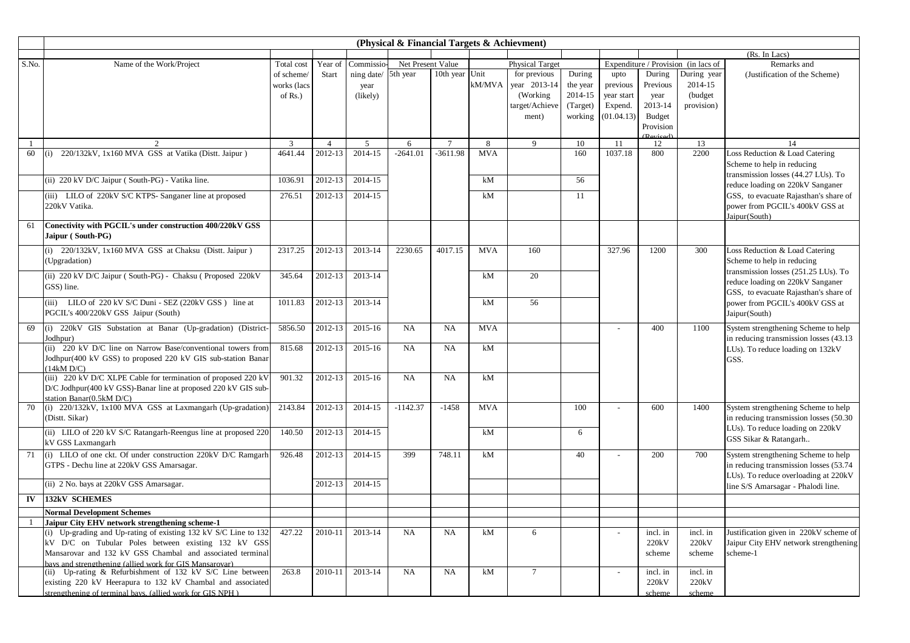**(Physical & Financial Targets & Achievment)**

(Rs. In Lacs)

| S.No. | Name of the Work/Project | Total cost of scheme/ works (lacs of Rs.) | Year of Start | Commissioning date/ year (likely) | Net Present Value | | Unit kM/MVA | Physical Target | | Expenditure / Provision (in lacs of | | | Remarks and (Justification of the Scheme) |
|---|---|---|---|---|---|---|---|---|---|---|---|---|---|
| | | | | | 5th year | 10th year | | for previous year 2013-14 (Working target/Achievement) | During the year 2014-15 (Target) working | upto previous year start Expend. (01.04.13) | During Previous year 2013-14 Budget Provision (Revised) | During year 2014-15 (budget provision) | |
| 1 | 2 | 3 | 4 | 5 | 6 | 7 | 8 | 9 | 10 | 11 | 12 | 13 | 14 |
| 60 | (i) 220/132kV, 1x160 MVA GSS at Vatika (Distt. Jaipur ) | 4641.44 | 2012-13 | 2014-15 | -2641.01 | -3611.98 | MVA | | 160 | 1037.18 | 800 | 2200 | Loss Reduction & Load Catering Scheme to help in reducing transmission losses (44.27 LUs). To reduce loading on 220kV Sanganer GSS, to evacuate Rajasthan's share of power from PGCIL's 400kV GSS at Jaipur(South) |
| | (ii) 220 kV D/C Jaipur ( South-PG) - Vatika line. | 1036.91 | 2012-13 | 2014-15 | | | kM | | 56 | | | | |
| | (iii) LILO of 220kV S/C KTPS- Sanganer line at proposed 220kV Vatika. | 276.51 | 2012-13 | 2014-15 | | | kM | | 11 | | | | |
| 61 | **Conectivity with PGCIL's under construction 400/220kV GSS Jaipur ( South-PG)** | | | | | | | | | | | | |
| | (i) 220/132kV, 1x160 MVA GSS at Chaksu (Distt. Jaipur ) (Upgradation) | 2317.25 | 2012-13 | 2013-14 | 2230.65 | 4017.15 | MVA | 160 | | 327.96 | 1200 | 300 | Loss Reduction & Load Catering Scheme to help in reducing transmission losses (251.25 LUs). To reduce loading on 220kV Sanganer GSS, to evacuate Rajasthan's share of power from PGCIL's 400kV GSS at Jaipur(South) |
| | (ii) 220 kV D/C Jaipur ( South-PG) - Chaksu ( Proposed 220kV GSS) line. | 345.64 | 2012-13 | 2013-14 | | | kM | 20 | | | | | |
| | (iii) LILO of 220 kV S/C Duni - SEZ (220kV GSS ) line at PGCIL's 400/220kV GSS Jaipur (South) | 1011.83 | 2012-13 | 2013-14 | | | kM | 56 | | | | | |
| 69 | (i) 220kV GIS Substation at Banar (Up-gradation) (District-Jodhpur) | 5856.50 | 2012-13 | 2015-16 | NA | NA | MVA | | | - | 400 | 1100 | System strengthening Scheme to help in reducing transmission losses (43.13 LUs). To reduce loading on 132kV GSS. |
| | (ii) 220 kV D/C line on Narrow Base/conventional towers from Jodhpur(400 kV GSS) to proposed 220 kV GIS sub-station Banar (14kM D/C) | 815.68 | 2012-13 | 2015-16 | NA | NA | kM | | | | | | |
| | (iii) 220 kV D/C XLPE Cable for termination of proposed 220 kV D/C Jodhpur(400 kV GSS)-Banar line at proposed 220 kV GIS sub-station Banar(0.5kM D/C) | 901.32 | 2012-13 | 2015-16 | NA | NA | kM | | | | | | |
| 70 | (i) 220/132kV, 1x100 MVA GSS at Laxmangarh (Up-gradation) (Distt. Sikar) | 2143.84 | 2012-13 | 2014-15 | -1142.37 | -1458 | MVA | | 100 | - | 600 | 1400 | System strengthening Scheme to help in reducing transmission losses (50.30 LUs). To reduce loading on 220kV GSS Sikar & Ratangarh.. |
| | (ii) LILO of 220 kV S/C Ratangarh-Reengus line at proposed 220 kV GSS Laxmangarh | 140.50 | 2012-13 | 2014-15 | | | kM | | 6 | | | | |
| 71 | (i) LILO of one ckt. Of under construction 220kV D/C Ramgarh GTPS - Dechu line at 220kV GSS Amarsagar. | 926.48 | 2012-13 | 2014-15 | 399 | 748.11 | kM | | 40 | - | 200 | 700 | System strengthening Scheme to help in reducing transmission losses (53.74 LUs). To reduce overloading at 220kV line S/S Amarsagar - Phalodi line. |
| | (ii) 2 No. bays at 220kV GSS Amarsagar. | | 2012-13 | 2014-15 | | | | | | | | | |
| **IV** | **132kV SCHEMES** | | | | | | | | | | | | |
| | **Normal Development Schemes** | | | | | | | | | | | | |
| 1 | **Jaipur City EHV network strengthening scheme-1** | | | | | | | | | | | | |
| | (i) Up-grading and Up-rating of existing 132 kV S/C Line to 132 kV D/C on Tubular Poles between existing 132 kV GSS Mansarovar and 132 kV GSS Chambal and associated terminal bays and strengthening (allied work for GIS Mansarovar) | 427.22 | 2010-11 | 2013-14 | NA | NA | kM | 6 | | - | incl. in 220kV scheme | incl. in 220kV scheme | Justification given in 220kV scheme of Jaipur City EHV network strengthening scheme-1 |
| | (ii) Up-rating & Refurbishment of 132 kV S/C Line between existing 220 kV Heerapura to 132 kV Chambal and associated strengthening of terminal bays. (allied work for GIS NPH ) | 263.8 | 2010-11 | 2013-14 | NA | NA | kM | 7 | | - | incl. in 220kV scheme | incl. in 220kV scheme | |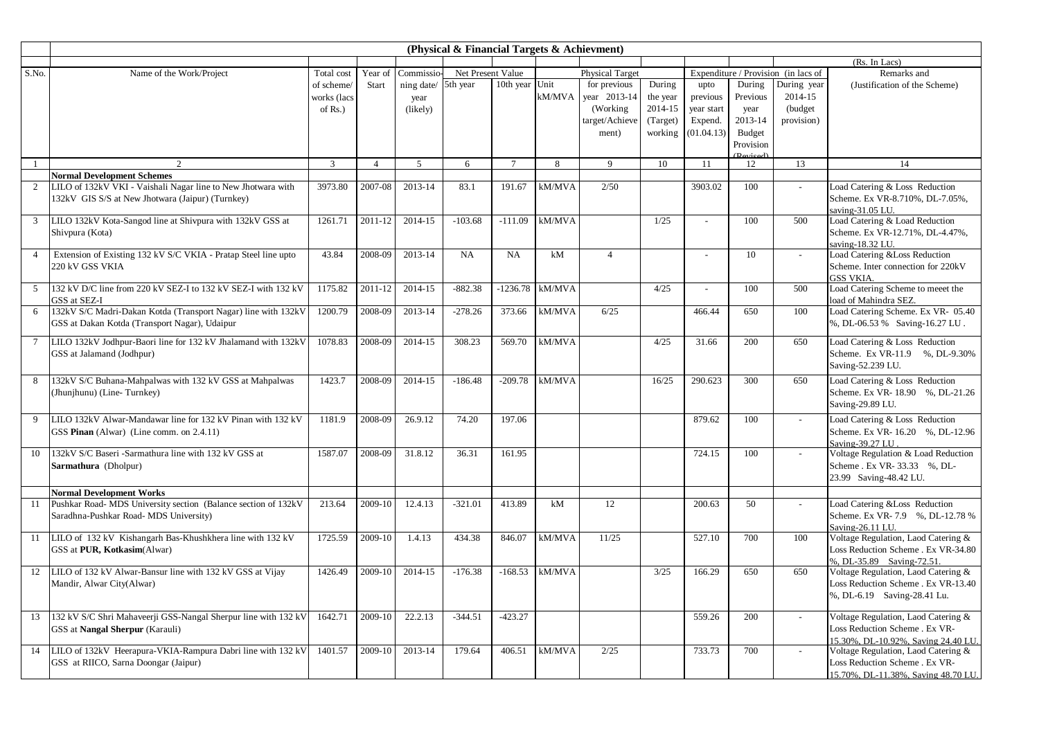## (Physical & Financial Targets & Achievment)

(Rs. In Lacs)

| S.No. | Name of the Work/Project | Total cost of scheme/ works (lacs of Rs.) | Year of Start | Commissioning date/ year (likely) | Net Present Value | | Unit | Physical Target | | Expenditure / Provision (in lacs of | | | Remarks and (Justification of the Scheme) |
|---|---|---|---|---|---|---|---|---|---|---|---|---|---|
| | | | | | 5th year | 10th year | kM/MVA | for previous year 2013-14 (Working target/Achievement) | During the year 2014-15 (Target) working | upto previous year start Expend. (01.04.13) | During Previous year 2013-14 Budget Provision (Revised) | During year 2014-15 (budget provision) | |
| 1 | 2 | 3 | 4 | 5 | 6 | 7 | 8 | 9 | 10 | 11 | 12 | 13 | 14 |
| | **Normal Development Schemes** | | | | | | | | | | | | |
| 2 | LILO of 132kV VKI - Vaishali Nagar line to New Jhotwara with 132kV GIS S/S at New Jhotwara (Jaipur) (Turnkey) | 3973.80 | 2007-08 | 2013-14 | 83.1 | 191.67 | kM/MVA | 2/50 | | 3903.02 | 100 | - | Load Catering & Loss Reduction Scheme. Ex VR-8.710%, DL-7.05%, saving-31.05 LU. |
| 3 | LILO 132kV Kota-Sangod line at Shivpura with 132kV GSS at Shivpura (Kota) | 1261.71 | 2011-12 | 2014-15 | -103.68 | -111.09 | kM/MVA | | 1/25 | - | 100 | 500 | Load Catering & Load Reduction Scheme. Ex VR-12.71%, DL-4.47%, saving-18.32 LU. |
| 4 | Extension of Existing 132 kV S/C VKIA - Pratap Steel line upto 220 kV GSS VKIA | 43.84 | 2008-09 | 2013-14 | NA | NA | kM | 4 | | - | 10 | - | Load Catering &Loss Reduction Scheme. Inter connection for 220kV GSS VKIA. |
| 5 | 132 kV D/C line from 220 kV SEZ-I to 132 kV SEZ-I with 132 kV GSS at SEZ-I | 1175.82 | 2011-12 | 2014-15 | -882.38 | -1236.78 | kM/MVA | | 4/25 | - | 100 | 500 | Load Catering Scheme to meeet the load of Mahindra SEZ. |
| 6 | 132kV S/C Madri-Dakan Kotda (Transport Nagar) line with 132kV GSS at Dakan Kotda (Transport Nagar), Udaipur | 1200.79 | 2008-09 | 2013-14 | -278.26 | 373.66 | kM/MVA | 6/25 | | 466.44 | 650 | 100 | Load Catering Scheme. Ex VR- 05.40 %, DL-06.53 % Saving-16.27 LU . |
| 7 | LILO 132kV Jodhpur-Baori line for 132 kV Jhalamand with 132kV GSS at Jalamand (Jodhpur) | 1078.83 | 2008-09 | 2014-15 | 308.23 | 569.70 | kM/MVA | | 4/25 | 31.66 | 200 | 650 | Load Catering & Loss Reduction Scheme. Ex VR-11.9 %, DL-9.30% Saving-52.239 LU. |
| 8 | 132kV S/C Buhana-Mahpalwas with 132 kV GSS at Mahpalwas (Jhunjhunu) (Line- Turnkey) | 1423.7 | 2008-09 | 2014-15 | -186.48 | -209.78 | kM/MVA | | 16/25 | 290.623 | 300 | 650 | Load Catering & Loss Reduction Scheme. Ex VR- 18.90 %, DL-21.26 Saving-29.89 LU. |
| 9 | LILO 132kV Alwar-Mandawar line for 132 kV Pinan with 132 kV GSS **Pinan** (Alwar) (Line comm. on 2.4.11) | 1181.9 | 2008-09 | 26.9.12 | 74.20 | 197.06 | | | | 879.62 | 100 | - | Load Catering & Loss Reduction Scheme. Ex VR- 16.20 %, DL-12.96 Saving-39.27 LU . |
| 10 | 132kV S/C Baseri -Sarmathura line with 132 kV GSS at **Sarmathura** (Dholpur) | 1587.07 | 2008-09 | 31.8.12 | 36.31 | 161.95 | | | | 724.15 | 100 | - | Voltage Regulation & Load Reduction Scheme . Ex VR- 33.33 %, DL-23.99 Saving-48.42 LU. |
| | **Normal Development Works** | | | | | | | | | | | | |
| 11 | Pushkar Road- MDS University section (Balance section of 132kV Saradhna-Pushkar Road- MDS University) | 213.64 | 2009-10 | 12.4.13 | -321.01 | 413.89 | kM | 12 | | 200.63 | 50 | - | Load Catering &Loss Reduction Scheme. Ex VR- 7.9 %, DL-12.78 % Saving-26.11 LU. |
| 11 | LILO of 132 kV Kishangarh Bas-Khushkhera line with 132 kV GSS at **PUR, Kotkasim**(Alwar) | 1725.59 | 2009-10 | 1.4.13 | 434.38 | 846.07 | kM/MVA | 11/25 | | 527.10 | 700 | 100 | Voltage Regulation, Laod Catering & Loss Reduction Scheme . Ex VR-34.80 %, DL-35.89 Saving-72.51. |
| 12 | LILO of 132 kV Alwar-Bansur line with 132 kV GSS at Vijay Mandir, Alwar City(Alwar) | 1426.49 | 2009-10 | 2014-15 | -176.38 | -168.53 | kM/MVA | | 3/25 | 166.29 | 650 | 650 | Voltage Regulation, Laod Catering & Loss Reduction Scheme . Ex VR-13.40 %, DL-6.19 Saving-28.41 Lu. |
| 13 | 132 kV S/C Shri Mahaveerji GSS-Nangal Sherpur line with 132 kV GSS at **Nangal Sherpur** (Karauli) | 1642.71 | 2009-10 | 22.2.13 | -344.51 | -423.27 | | | | 559.26 | 200 | - | Voltage Regulation, Laod Catering & Loss Reduction Scheme . Ex VR-15.30%, DL-10.92%, Saving 24.40 LU. |
| 14 | LILO of 132kV Heerapura-VKIA-Rampura Dabri line with 132 kV GSS at RIICO, Sarna Doongar (Jaipur) | 1401.57 | 2009-10 | 2013-14 | 179.64 | 406.51 | kM/MVA | 2/25 | | 733.73 | 700 | - | Voltage Regulation, Laod Catering & Loss Reduction Scheme . Ex VR-15.70%, DL-11.38%, Saving 48.70 LU. |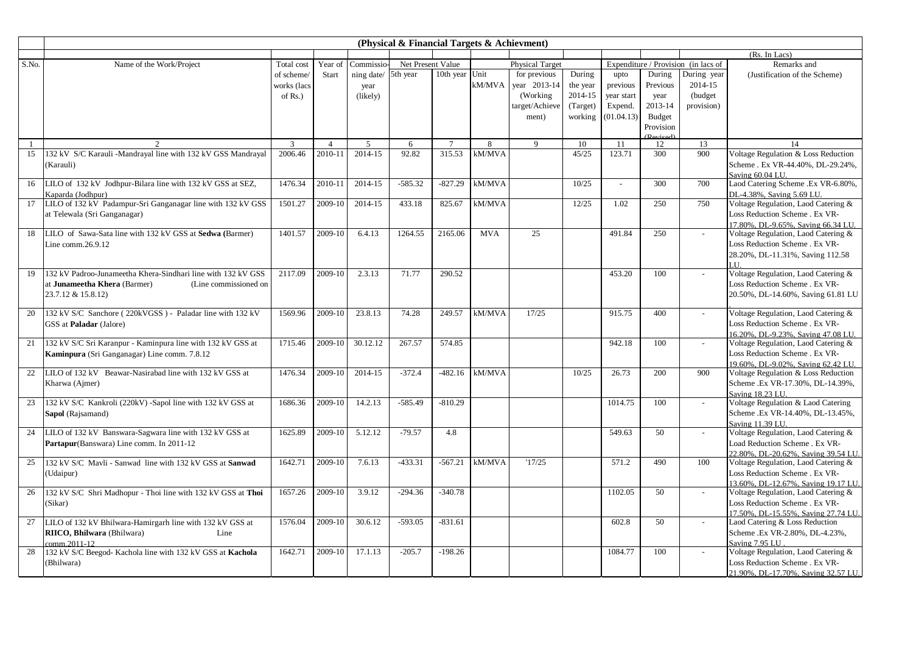## (Physical & Financial Targets & Achievment)

(Rs. In Lacs)

| S.No. | Name of the Work/Project | Total cost of scheme/ works (lacs of Rs.) | Year of Start | Commissioning date/ year (likely) | Net Present Value | | Unit kM/MVA | Physical Target | | Expenditure / Provision (in lacs of | | | Remarks and (Justification of the Scheme) |
|---|---|---|---|---|---|---|---|---|---|---|---|---|---|
| | | | | | 5th year | 10th year | | for previous year 2013-14 (Working target/Achievement) | During the year 2014-15 (Target) working | upto previous year start Expend. (01.04.13) | During Previous year 2013-14 Budget Provision (Revised) | During year 2014-15 (budget provision) | |
| 1 | 2 | 3 | 4 | 5 | 6 | 7 | 8 | 9 | 10 | 11 | 12 | 13 | 14 |
| 15 | 132 kV S/C Karauli -Mandrayal line with 132 kV GSS Mandrayal (Karauli) | 2006.46 | 2010-11 | 2014-15 | 92.82 | 315.53 | kM/MVA | | 45/25 | 123.71 | 300 | 900 | Voltage Regulation & Loss Reduction Scheme . Ex VR-44.40%, DL-29.24%, Saving 60.04 LU. |
| 16 | LILO of 132 kV Jodhpur-Bilara line with 132 kV GSS at SEZ, Kaparda (Jodhpur) | 1476.34 | 2010-11 | 2014-15 | -585.32 | -827.29 | kM/MVA | | 10/25 | - | 300 | 700 | Laod Catering Scheme .Ex VR-6.80%, DL-4.38%, Saving 5.69 LU. |
| 17 | LILO of 132 kV Padampur-Sri Ganganagar line with 132 kV GSS at Telewala (Sri Ganganagar) | 1501.27 | 2009-10 | 2014-15 | 433.18 | 825.67 | kM/MVA | | 12/25 | 1.02 | 250 | 750 | Voltage Regulation, Laod Catering & Loss Reduction Scheme . Ex VR-17.80%, DL-9.65%, Saving 66.34 LU. |
| 18 | LILO of Sawa-Sata line with 132 kV GSS at **Sedwa (**Barmer) Line comm.26.9.12 | 1401.57 | 2009-10 | 6.4.13 | 1264.55 | 2165.06 | MVA | 25 | | 491.84 | 250 | - | Voltage Regulation, Laod Catering & Loss Reduction Scheme . Ex VR-28.20%, DL-11.31%, Saving 112.58 LU. |
| 19 | 132 kV Padroo-Junameetha Khera-Sindhari line with 132 kV GSS at **Junameetha Khera** (Barmer) (Line commissioned on 23.7.12 & 15.8.12) | 2117.09 | 2009-10 | 2.3.13 | 71.77 | 290.52 | | | | 453.20 | 100 | - | Voltage Regulation, Laod Catering & Loss Reduction Scheme . Ex VR-20.50%, DL-14.60%, Saving 61.81 LU |
| 20 | 132 kV S/C Sanchore ( 220kVGSS ) - Paladar line with 132 kV GSS at **Paladar** (Jalore) | 1569.96 | 2009-10 | 23.8.13 | 74.28 | 249.57 | kM/MVA | 17/25 | | 915.75 | 400 | - | Voltage Regulation, Laod Catering & Loss Reduction Scheme . Ex VR-16.20%, DL-9.23%, Saving 47.08 LU. |
| 21 | 132 kV S/C Sri Karanpur - Kaminpura line with 132 kV GSS at **Kaminpura** (Sri Ganganagar) Line comm. 7.8.12 | 1715.46 | 2009-10 | 30.12.12 | 267.57 | 574.85 | | | | 942.18 | 100 | - | Voltage Regulation, Laod Catering & Loss Reduction Scheme . Ex VR-19.60%, DL-9.02%, Saving 62.42 LU. |
| 22 | LILO of 132 kV Beawar-Nasirabad line with 132 kV GSS at Kharwa (Ajmer) | 1476.34 | 2009-10 | 2014-15 | -372.4 | -482.16 | kM/MVA | | 10/25 | 26.73 | 200 | 900 | Voltage Regulation & Loss Reduction Scheme .Ex VR-17.30%, DL-14.39%, Saving 18.23 LU. |
| 23 | 132 kV S/C Kankroli (220kV) -Sapol line with 132 kV GSS at **Sapol** (Rajsamand) | 1686.36 | 2009-10 | 14.2.13 | -585.49 | -810.29 | | | | 1014.75 | 100 | - | Voltage Regulation & Laod Catering Scheme .Ex VR-14.40%, DL-13.45%, Saving 11.39 LU. |
| 24 | LILO of 132 kV Banswara-Sagwara line with 132 kV GSS at **Partapur**(Banswara) Line comm. In 2011-12 | 1625.89 | 2009-10 | 5.12.12 | -79.57 | 4.8 | | | | 549.63 | 50 | - | Voltage Regulation, Laod Catering & Load Reduction Scheme . Ex VR-22.80%, DL-20.62%, Saving 39.54 LU. |
| 25 | 132 kV S/C Mavli - Sanwad line with 132 kV GSS at **Sanwad** (Udaipur) | 1642.71 | 2009-10 | 7.6.13 | -433.31 | -567.21 | kM/MVA | '17/25 | | 571.2 | 490 | 100 | Voltage Regulation, Laod Catering & Loss Reduction Scheme . Ex VR-13.60%, DL-12.67%, Saving 19.17 LU. |
| 26 | 132 kV S/C Shri Madhopur - Thoi line with 132 kV GSS at **Thoi** (Sikar) | 1657.26 | 2009-10 | 3.9.12 | -294.36 | -340.78 | | | | 1102.05 | 50 | - | Voltage Regulation, Laod Catering & Loss Reduction Scheme . Ex VR-17.50%, DL-15.55%, Saving 27.74 LU. |
| 27 | LILO of 132 kV Bhilwara-Hamirgarh line with 132 kV GSS at **RIICO, Bhilwara** (Bhilwara) Line comm.2011-12 | 1576.04 | 2009-10 | 30.6.12 | -593.05 | -831.61 | | | | 602.8 | 50 | - | Laod Catering & Loss Reduction Scheme .Ex VR-2.80%, DL-4.23%, Saving 7.95 LU . |
| 28 | 132 kV S/C Beegod- Kachola line with 132 kV GSS at **Kachola** (Bhilwara) | 1642.71 | 2009-10 | 17.1.13 | -205.7 | -198.26 | | | | 1084.77 | 100 | - | Voltage Regulation, Laod Catering & Loss Reduction Scheme . Ex VR-21.90%, DL-17.70%, Saving 32.57 LU. |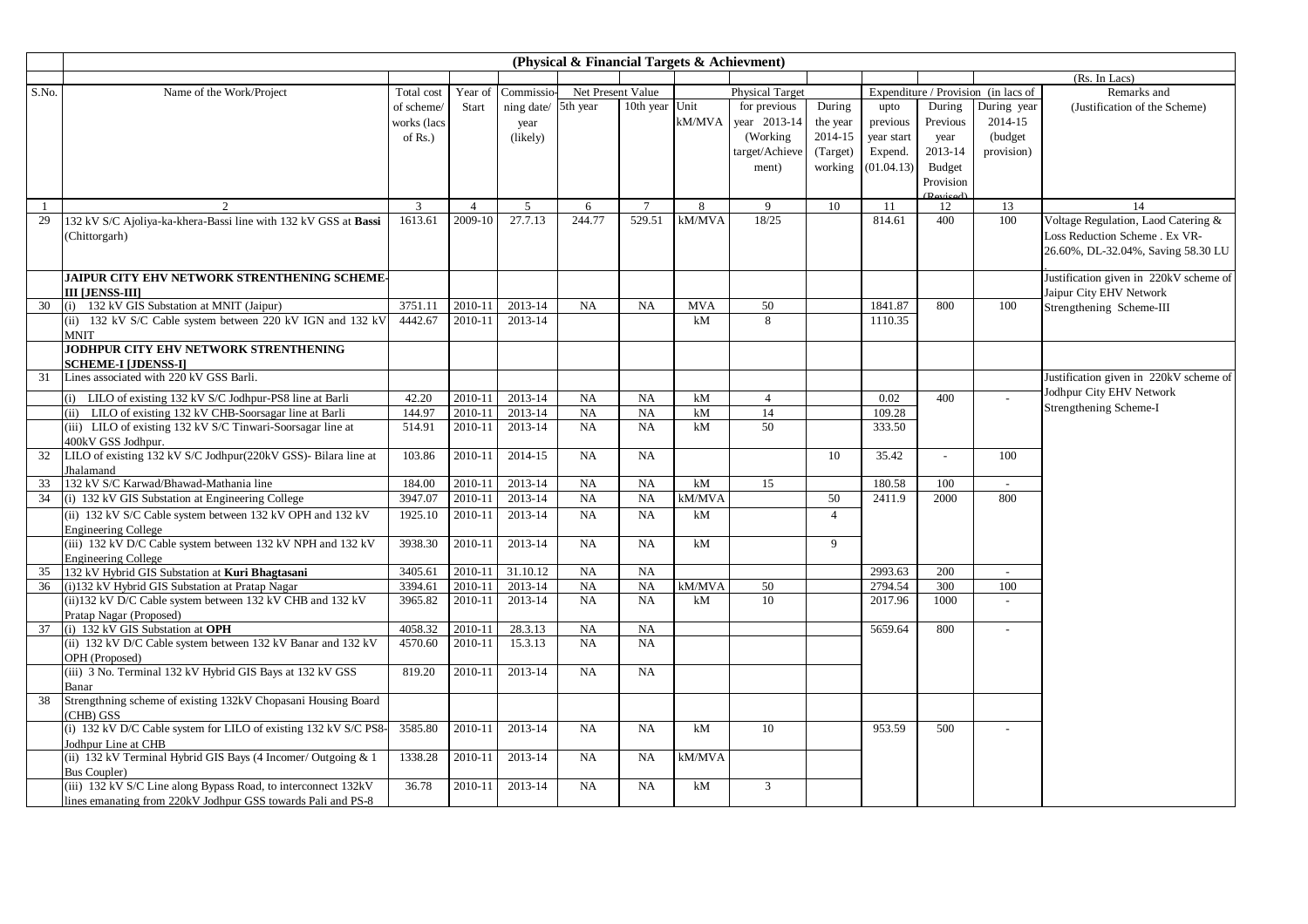## (Physical & Financial Targets & Achievment)

(Rs. In Lacs)

| S.No. | Name of the Work/Project | Total cost of scheme/ works (lacs of Rs.) | Year of Start | Commissioning date/ year (likely) | Net Present Value | | Physical Target | | | Expenditure / Provision (in lacs of | | | Remarks and (Justification of the Scheme) |
|---|---|---|---|---|---|---|---|---|---|---|---|---|---|
| | | | | | 5th year | 10th year | Unit kM/MVA | for previous year 2013-14 (Working target/Achievement) | During the year 2014-15 (Target) working | upto previous year start Expend. (01.04.13) | During Previous year 2013-14 Budget Provision (Revised) | During year 2014-15 (budget provision) | |
| 1 | 2 | 3 | 4 | 5 | 6 | 7 | 8 | 9 | 10 | 11 | 12 | 13 | 14 |
| 29 | 132 kV S/C Ajoliya-ka-khera-Bassi line with 132 kV GSS at **Bassi** (Chittorgarh) | 1613.61 | 2009-10 | 27.7.13 | 244.77 | 529.51 | kM/MVA | 18/25 | | 814.61 | 400 | 100 | Voltage Regulation, Laod Catering & Loss Reduction Scheme . Ex VR-26.60%, DL-32.04%, Saving 58.30 LU |
| | **JAIPUR CITY EHV NETWORK STRENTHENING SCHEME-III [JENSS-III]** | | | | | | | | | | | | Justification given in 220kV scheme of Jaipur City EHV Network Strengthening Scheme-III |
| 30 | (i) 132 kV GIS Substation at MNIT (Jaipur) | 3751.11 | 2010-11 | 2013-14 | NA | NA | MVA | 50 | | 1841.87 | 800 | 100 | |
| | (ii) 132 kV S/C Cable system between 220 kV IGN and 132 kV MNIT | 4442.67 | 2010-11 | 2013-14 | | | kM | 8 | | 1110.35 | | | |
| | **JODHPUR CITY EHV NETWORK STRENTHENING SCHEME-I [JDENSS-I]** | | | | | | | | | | | | |
| 31 | Lines associated with 220 kV GSS Barli. | | | | | | | | | | | | Justification given in 220kV scheme of Jodhpur City EHV Network Strengthening Scheme-I |
| | (i) LILO of existing 132 kV S/C Jodhpur-PS8 line at Barli | 42.20 | 2010-11 | 2013-14 | NA | NA | kM | 4 | | 0.02 | 400 | - | |
| | (ii) LILO of existing 132 kV CHB-Soorsagar line at Barli | 144.97 | 2010-11 | 2013-14 | NA | NA | kM | 14 | | 109.28 | | | |
| | (iii) LILO of existing 132 kV S/C Tinwari-Soorsagar line at 400kV GSS Jodhpur. | 514.91 | 2010-11 | 2013-14 | NA | NA | kM | 50 | | 333.50 | | | |
| 32 | LILO of existing 132 kV S/C Jodhpur(220kV GSS)- Bilara line at Jhalamand | 103.86 | 2010-11 | 2014-15 | NA | NA | | | 10 | 35.42 | - | 100 | |
| 33 | 132 kV S/C Karwad/Bhawad-Mathania line | 184.00 | 2010-11 | 2013-14 | NA | NA | kM | 15 | | 180.58 | 100 | - | |
| 34 | (i) 132 kV GIS Substation at Engineering College | 3947.07 | 2010-11 | 2013-14 | NA | NA | kM/MVA | | 50 | 2411.9 | 2000 | 800 | |
| | (ii) 132 kV S/C Cable system between 132 kV OPH and 132 kV Engineering College | 1925.10 | 2010-11 | 2013-14 | NA | NA | kM | | 4 | | | | |
| | (iii) 132 kV D/C Cable system between 132 kV NPH and 132 kV Engineering College | 3938.30 | 2010-11 | 2013-14 | NA | NA | kM | | 9 | | | | |
| 35 | 132 kV Hybrid GIS Substation at **Kuri Bhagtasani** | 3405.61 | 2010-11 | 31.10.12 | NA | NA | | | | 2993.63 | 200 | - | |
| 36 | (i)132 kV Hybrid GIS Substation at Pratap Nagar | 3394.61 | 2010-11 | 2013-14 | NA | NA | kM/MVA | 50 | | 2794.54 | 300 | 100 | |
| | (ii)132 kV D/C Cable system between 132 kV CHB and 132 kV Pratap Nagar (Proposed) | 3965.82 | 2010-11 | 2013-14 | NA | NA | kM | 10 | | 2017.96 | 1000 | - | |
| 37 | (i) 132 kV GIS Substation at **OPH** | 4058.32 | 2010-11 | 28.3.13 | NA | NA | | | | 5659.64 | 800 | - | |
| | (ii) 132 kV D/C Cable system between 132 kV Banar and 132 kV OPH (Proposed) | 4570.60 | 2010-11 | 15.3.13 | NA | NA | | | | | | | |
| | (iii) 3 No. Terminal 132 kV Hybrid GIS Bays at 132 kV GSS Banar | 819.20 | 2010-11 | 2013-14 | NA | NA | | | | | | | |
| 38 | Strengthning scheme of existing 132kV Chopasani Housing Board (CHB) GSS | | | | | | | | | | | | |
| | (i) 132 kV D/C Cable system for LILO of existing 132 kV S/C PS8-Jodhpur Line at CHB | 3585.80 | 2010-11 | 2013-14 | NA | NA | kM | 10 | | 953.59 | 500 | - | |
| | (ii) 132 kV Terminal Hybrid GIS Bays (4 Incomer/ Outgoing & 1 Bus Coupler) | 1338.28 | 2010-11 | 2013-14 | NA | NA | kM/MVA | | | | | | |
| | (iii) 132 kV S/C Line along Bypass Road, to interconnect 132kV lines emanating from 220kV Jodhpur GSS towards Pali and PS-8 | 36.78 | 2010-11 | 2013-14 | NA | NA | kM | 3 | | | | | |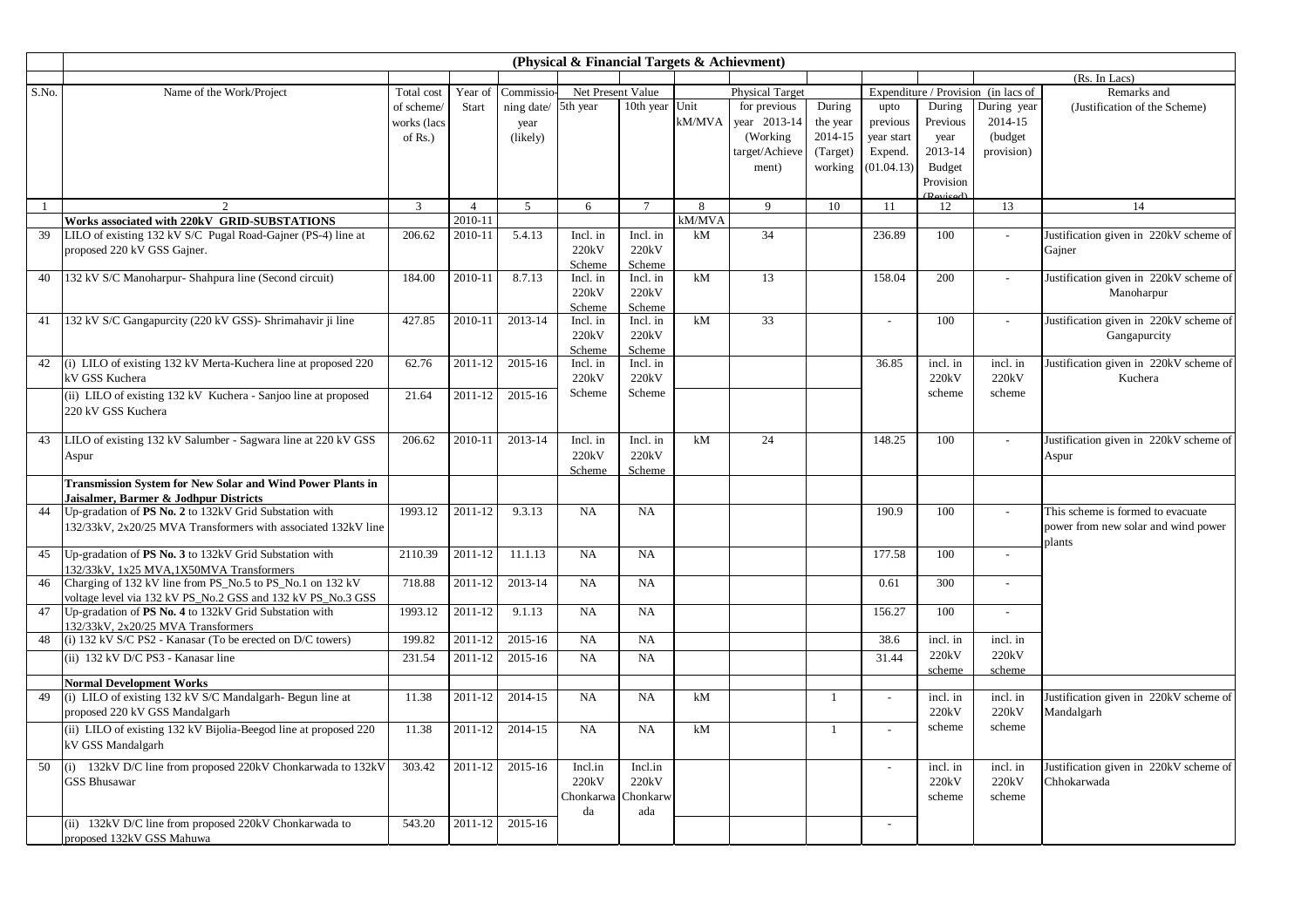## (Physical & Financial Targets & Achievment)

(Rs. In Lacs)

| S.No. | Name of the Work/Project | Total cost of scheme/ works (lacs of Rs.) | Year of Start | Commissioning year (likely) | Net Present Value | | Unit kM/MVA | Physical Target | | Expenditure / Provision (in lacs of | | | Remarks and (Justification of the Scheme) |
|---|---|---|---|---|---|---|---|---|---|---|---|---|---|
| | | | | | 5th year | 10th year | | for previous year 2013-14 (Working target/Achievement) | During the year 2014-15 (Target) working | upto previous year start Expend. (01.04.13) | During Previous year 2013-14 Budget Provision (Revised) | During year 2014-15 (budget provision) | |
| 1 | 2 | 3 | 4 | 5 | 6 | 7 | 8 | 9 | 10 | 11 | 12 | 13 | 14 |
| | **Works associated with 220kV GRID-SUBSTATIONS** | | 2010-11 | | | | kM/MVA | | | | | | |
| 39 | LILO of existing 132 kV S/C Pugal Road-Gajner (PS-4) line at proposed 220 kV GSS Gajner. | 206.62 | 2010-11 | 5.4.13 | Incl. in 220kV Scheme | Incl. in 220kV Scheme | kM | 34 | | 236.89 | 100 | - | Justification given in 220kV scheme of Gajner |
| 40 | 132 kV S/C Manoharpur- Shahpura line (Second circuit) | 184.00 | 2010-11 | 8.7.13 | Incl. in 220kV Scheme | Incl. in 220kV Scheme | kM | 13 | | 158.04 | 200 | - | Justification given in 220kV scheme of Manoharpur |
| 41 | 132 kV S/C Gangapurcity (220 kV GSS)- Shrimahavir ji line | 427.85 | 2010-11 | 2013-14 | Incl. in 220kV Scheme | Incl. in 220kV Scheme | kM | 33 | | - | 100 | - | Justification given in 220kV scheme of Gangapurcity |
| 42 | (i) LILO of existing 132 kV Merta-Kuchera line at proposed 220 kV GSS Kuchera | 62.76 | 2011-12 | 2015-16 | Incl. in 220kV Scheme | Incl. in 220kV Scheme | | | | 36.85 | incl. in 220kV scheme | incl. in 220kV scheme | Justification given in 220kV scheme of Kuchera |
| | (ii) LILO of existing 132 kV Kuchera - Sanjoo line at proposed 220 kV GSS Kuchera | 21.64 | 2011-12 | 2015-16 | | | | | | | | | |
| 43 | LILO of existing 132 kV Salumber - Sagwara line at 220 kV GSS Aspur | 206.62 | 2010-11 | 2013-14 | Incl. in 220kV Scheme | Incl. in 220kV Scheme | kM | 24 | | 148.25 | 100 | - | Justification given in 220kV scheme of Aspur |
| | **Transmission System for New Solar and Wind Power Plants in Jaisalmer, Barmer & Jodhpur Districts** | | | | | | | | | | | | |
| 44 | Up-gradation of **PS No. 2** to 132kV Grid Substation with 132/33kV, 2x20/25 MVA Transformers with associated 132kV line | 1993.12 | 2011-12 | 9.3.13 | NA | NA | | | | 190.9 | 100 | - | This scheme is formed to evacuate power from new solar and wind power plants |
| 45 | Up-gradation of **PS No. 3** to 132kV Grid Substation with 132/33kV, 1x25 MVA,1X50MVA Transformers | 2110.39 | 2011-12 | 11.1.13 | NA | NA | | | | 177.58 | 100 | - | |
| 46 | Charging of 132 kV line from PS_No.5 to PS_No.1 on 132 kV voltage level via 132 kV PS_No.2 GSS and 132 kV PS_No.3 GSS | 718.88 | 2011-12 | 2013-14 | NA | NA | | | | 0.61 | 300 | - | |
| 47 | Up-gradation of **PS No. 4** to 132kV Grid Substation with 132/33kV, 2x20/25 MVA Transformers | 1993.12 | 2011-12 | 9.1.13 | NA | NA | | | | 156.27 | 100 | - | |
| 48 | (i) 132 kV S/C PS2 - Kanasar (To be erected on D/C towers) | 199.82 | 2011-12 | 2015-16 | NA | NA | | | | 38.6 | incl. in 220kV scheme | incl. in 220kV scheme | |
| | (ii) 132 kV D/C PS3 - Kanasar line | 231.54 | 2011-12 | 2015-16 | NA | NA | | | | 31.44 | | | |
| | **Normal Development Works** | | | | | | | | | | | | |
| 49 | (i) LILO of existing 132 kV S/C Mandalgarh- Begun line at proposed 220 kV GSS Mandalgarh | 11.38 | 2011-12 | 2014-15 | NA | NA | kM | | 1 | - | incl. in 220kV scheme | incl. in 220kV scheme | Justification given in 220kV scheme of Mandalgarh |
| | (ii) LILO of existing 132 kV Bijolia-Beegod line at proposed 220 kV GSS Mandalgarh | 11.38 | 2011-12 | 2014-15 | NA | NA | kM | | 1 | - | | | |
| 50 | (i) 132kV D/C line from proposed 220kV Chonkarwada to 132kV GSS Bhusawar | 303.42 | 2011-12 | 2015-16 | Incl.in 220kV Chonkarwada | Incl.in 220kV Chonkarwada | | | | - | incl. in 220kV scheme | incl. in 220kV scheme | Justification given in 220kV scheme of Chhokarwada |
| | (ii) 132kV D/C line from proposed 220kV Chonkarwada to proposed 132kV GSS Mahuwa | 543.20 | 2011-12 | 2015-16 | | | | | | - | | | |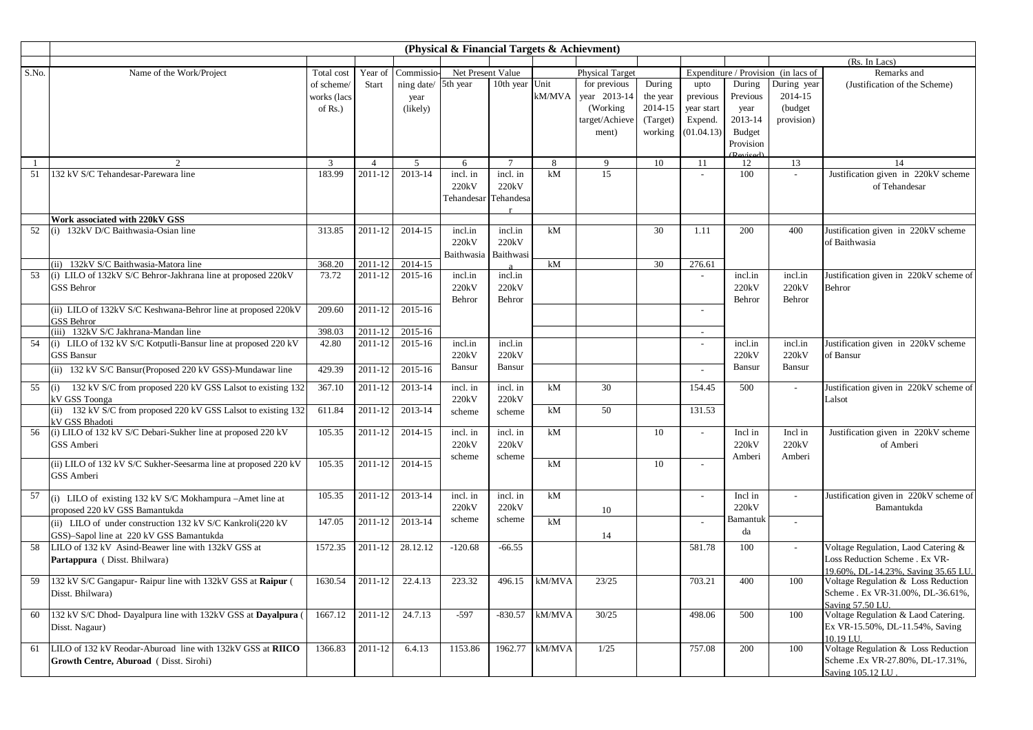**(Physical & Financial Targets & Achievment)**

(Rs. In Lacs)

| S.No. | Name of the Work/Project | Total cost of scheme/ works (lacs of Rs.) | Year of Start | Commissioning date/ year (likely) | Net Present Value | | Unit kM/MVA | Physical Target | | Expenditure / Provision (in lacs of | | | Remarks and (Justification of the Scheme) |
|---|---|---|---|---|---|---|---|---|---|---|---|---|---|
| | | | | | 5th year | 10th year | | for previous year 2013-14 (Working target/Achievement) | During the year 2014-15 (Target) working | upto previous year start Expend. (01.04.13) | During Previous year 2013-14 Budget Provision (Revised) | During year 2014-15 (budget provision) | |
| 1 | 2 | 3 | 4 | 5 | 6 | 7 | 8 | 9 | 10 | 11 | 12 | 13 | 14 |
| 51 | 132 kV S/C Tehandesar-Parewara line | 183.99 | 2011-12 | 2013-14 | incl. in 220kV Tehandesar | incl. in 220kV Tehandesar | kM | 15 | | - | 100 | - | Justification given in 220kV scheme of Tehandesar |
| | **Work associated with 220kV GSS** | | | | | | | | | | | | |
| 52 | (i) 132kV D/C Baithwasia-Osian line | 313.85 | 2011-12 | 2014-15 | incl.in 220kV Baithwasia | incl.in 220kV Baithwasia | kM | | 30 | 1.11 | 200 | 400 | Justification given in 220kV scheme of Baithwasia |
| | (ii) 132kV S/C Baithwasia-Matora line | 368.20 | 2011-12 | 2014-15 | | | kM | | 30 | 276.61 | | | |
| 53 | (i) LILO of 132kV S/C Behror-Jakhrana line at proposed 220kV GSS Behror | 73.72 | 2011-12 | 2015-16 | incl.in 220kV Behror | incl.in 220kV Behror | | | | - | incl.in 220kV Behror | incl.in 220kV Behror | Justification given in 220kV scheme of Behror |
| | (ii) LILO of 132kV S/C Keshwana-Behror line at proposed 220kV GSS Behror | 209.60 | 2011-12 | 2015-16 | | | | | | - | | | |
| | (iii) 132kV S/C Jakhrana-Mandan line | 398.03 | 2011-12 | 2015-16 | | | | | | - | | | |
| 54 | (i) LILO of 132 kV S/C Kotputli-Bansur line at proposed 220 kV GSS Bansur | 42.80 | 2011-12 | 2015-16 | incl.in 220kV Bansur | incl.in 220kV Bansur | | | | - | incl.in 220kV Bansur | incl.in 220kV Bansur | Justification given in 220kV scheme of Bansur |
| | (ii) 132 kV S/C Bansur(Proposed 220 kV GSS)-Mundawar line | 429.39 | 2011-12 | 2015-16 | | | | | | - | | | |
| 55 | (i) 132 kV S/C from proposed 220 kV GSS Lalsot to existing 132 kV GSS Toonga | 367.10 | 2011-12 | 2013-14 | incl. in 220kV scheme | incl. in 220kV scheme | kM | 30 | | 154.45 | 500 | - | Justification given in 220kV scheme of Lalsot |
| | (ii) 132 kV S/C from proposed 220 kV GSS Lalsot to existing 132 kV GSS Bhadoti | 611.84 | 2011-12 | 2013-14 | | | kM | 50 | | 131.53 | | | |
| 56 | (i) LILO of 132 kV S/C Debari-Sukher line at proposed 220 kV GSS Amberi | 105.35 | 2011-12 | 2014-15 | incl. in 220kV scheme | incl. in 220kV scheme | kM | | 10 | - | Incl in 220kV Amberi | Incl in 220kV Amberi | Justification given in 220kV scheme of Amberi |
| | (ii) LILO of 132 kV S/C Sukher-Seesarma line at proposed 220 kV GSS Amberi | 105.35 | 2011-12 | 2014-15 | | | kM | | 10 | - | | | |
| 57 | (i) LILO of existing 132 kV S/C Mokhampura –Amet line at proposed 220 kV GSS Bamantukda | 105.35 | 2011-12 | 2013-14 | incl. in 220kV scheme | incl. in 220kV scheme | kM | 10 | | - | Incl in 220kV Bamantukda | - | Justification given in 220kV scheme of Bamantukda |
| | (ii) LILO of under construction 132 kV S/C Kankroli(220 kV GSS)–Sapol line at 220 kV GSS Bamantukda | 147.05 | 2011-12 | 2013-14 | | | kM | 14 | | - | | - | |
| 58 | LILO of 132 kV Asind-Beawer line with 132kV GSS at **Partappura** ( Disst. Bhilwara) | 1572.35 | 2011-12 | 28.12.12 | -120.68 | -66.55 | | | | 581.78 | 100 | - | Voltage Regulation, Laod Catering & Loss Reduction Scheme . Ex VR-19.60%, DL-14.23%, Saving 35.65 LU. |
| 59 | 132 kV S/C Gangapur- Raipur line with 132kV GSS at **Raipur** ( Disst. Bhilwara) | 1630.54 | 2011-12 | 22.4.13 | 223.32 | 496.15 | kM/MVA | 23/25 | | 703.21 | 400 | 100 | Voltage Regulation & Loss Reduction Scheme . Ex VR-31.00%, DL-36.61%, Saving 57.50 LU. |
| 60 | 132 kV S/C Dhod- Dayalpura line with 132kV GSS at **Dayalpura** ( Disst. Nagaur) | 1667.12 | 2011-12 | 24.7.13 | -597 | -830.57 | kM/MVA | 30/25 | | 498.06 | 500 | 100 | Voltage Regulation & Laod Catering. Ex VR-15.50%, DL-11.54%, Saving 10.19 LU. |
| 61 | LILO of 132 kV Reodar-Aburoad line with 132kV GSS at **RIICO Growth Centre, Aburoad** ( Disst. Sirohi) | 1366.83 | 2011-12 | 6.4.13 | 1153.86 | 1962.77 | kM/MVA | 1/25 | | 757.08 | 200 | 100 | Voltage Regulation & Loss Reduction Scheme .Ex VR-27.80%, DL-17.31%, Saving 105.12 LU . |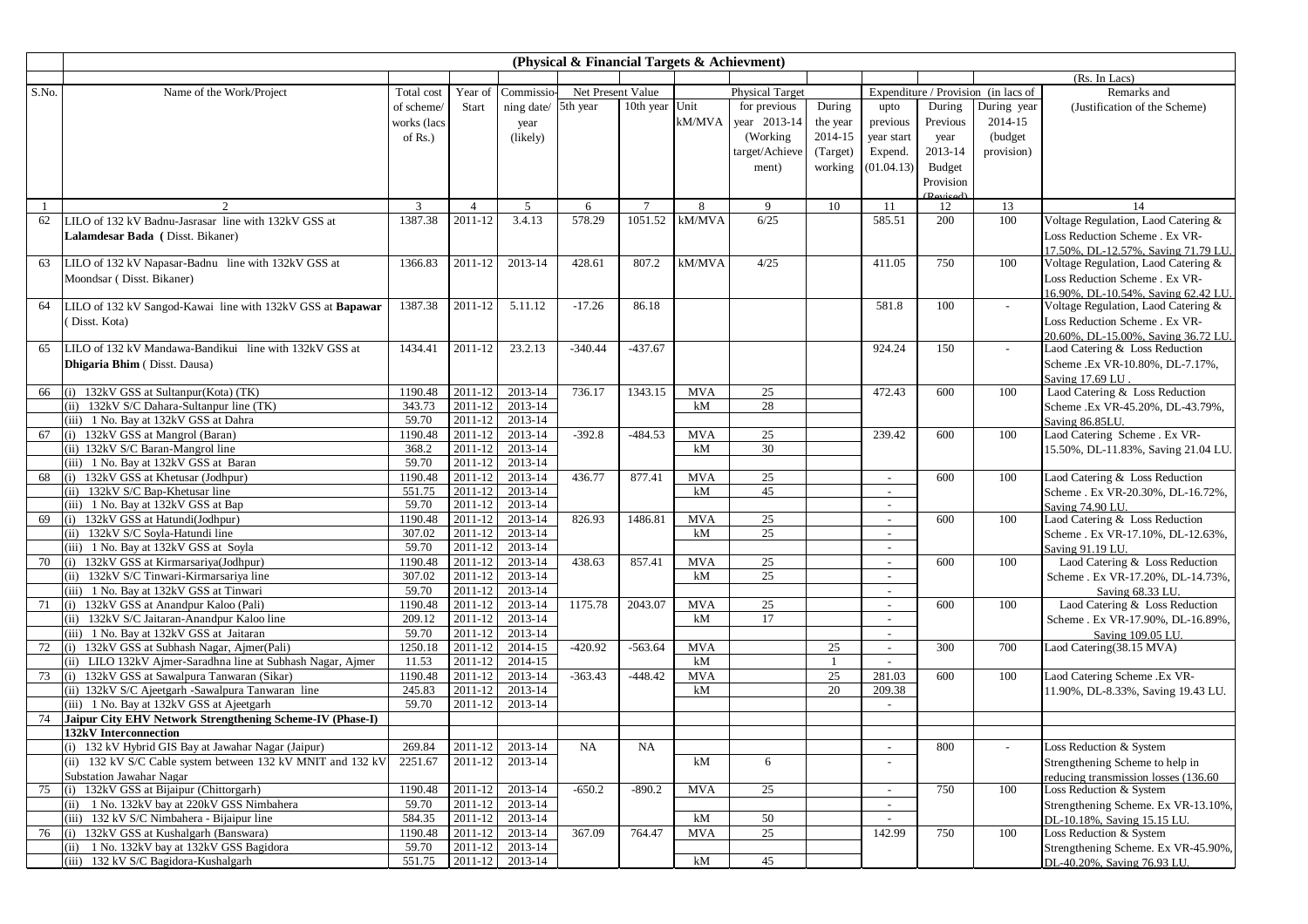## (Physical & Financial Targets & Achievment)

(Rs. In Lacs)

| S.No. | Name of the Work/Project | Total cost of scheme/ works (lacs of Rs.) | Year of Start | Commissioning date/ year (likely) | Net Present Value | | Physical Target | | | Expenditure / Provision (in lacs of | | | Remarks and (Justification of the Scheme) |
|---|---|---|---|---|---|---|---|---|---|---|---|---|---|
| | | | | | 5th year | 10th year | Unit kM/MVA | for previous year 2013-14 (Working target/Achievement) | During the year 2014-15 (Target) working | upto previous year start Expend. (01.04.13) | During Previous year 2013-14 Budget Provision (Revised) | During year 2014-15 (budget provision) | |
| 1 | 2 | 3 | 4 | 5 | 6 | 7 | 8 | 9 | 10 | 11 | 12 | 13 | 14 |
| 62 | LILO of 132 kV Badnu-Jasrasar line with 132kV GSS at **Lalamdesar Bada ( Disst. Bikaner)** | 1387.38 | 2011-12 | 3.4.13 | 578.29 | 1051.52 | kM/MVA | 6/25 | | 585.51 | 200 | 100 | Voltage Regulation, Laod Catering & Loss Reduction Scheme . Ex VR-17.50%, DL-12.57%, Saving 71.79 LU. |
| 63 | LILO of 132 kV Napasar-Badnu line with 132kV GSS at Moondsar ( Disst. Bikaner) | 1366.83 | 2011-12 | 2013-14 | 428.61 | 807.2 | kM/MVA | 4/25 | | 411.05 | 750 | 100 | Voltage Regulation, Laod Catering & Loss Reduction Scheme . Ex VR-16.90%, DL-10.54%, Saving 62.42 LU. |
| 64 | LILO of 132 kV Sangod-Kawai line with 132kV GSS at **Bapawar** ( Disst. Kota) | 1387.38 | 2011-12 | 5.11.12 | -17.26 | 86.18 | | | | 581.8 | 100 | - | Voltage Regulation, Laod Catering & Loss Reduction Scheme . Ex VR-20.60%, DL-15.00%, Saving 36.72 LU. |
| 65 | LILO of 132 kV Mandawa-Bandikui line with 132kV GSS at **Dhigaria Bhim** ( Disst. Dausa) | 1434.41 | 2011-12 | 23.2.13 | -340.44 | -437.67 | | | | 924.24 | 150 | - | Laod Catering & Loss Reduction Scheme .Ex VR-10.80%, DL-7.17%, Saving 17.69 LU . |
| 66 | (i) 132kV GSS at Sultanpur(Kota) (TK) | 1190.48 | 2011-12 | 2013-14 | 736.17 | 1343.15 | MVA | 25 | | 472.43 | 600 | 100 | Laod Catering & Loss Reduction Scheme .Ex VR-45.20%, DL-43.79%, Saving 86.85LU. |
| | (ii) 132kV S/C Dahara-Sultanpur line (TK) | 343.73 | 2011-12 | 2013-14 | | | kM | 28 | | | | | |
| | (iii) 1 No. Bay at 132kV GSS at Dahra | 59.70 | 2011-12 | 2013-14 | | | | | | | | | |
| 67 | (i) 132kV GSS at Mangrol (Baran) | 1190.48 | 2011-12 | 2013-14 | -392.8 | -484.53 | MVA | 25 | | 239.42 | 600 | 100 | Laod Catering Scheme . Ex VR-15.50%, DL-11.83%, Saving 21.04 LU. |
| | (ii) 132kV S/C Baran-Mangrol line | 368.2 | 2011-12 | 2013-14 | | | kM | 30 | | | | | |
| | (iii) 1 No. Bay at 132kV GSS at Baran | 59.70 | 2011-12 | 2013-14 | | | | | | | | | |
| 68 | (i) 132kV GSS at Khetusar (Jodhpur) | 1190.48 | 2011-12 | 2013-14 | 436.77 | 877.41 | MVA | 25 | | - | 600 | 100 | Laod Catering & Loss Reduction Scheme . Ex VR-20.30%, DL-16.72%, Saving 74.90 LU. |
| | (ii) 132kV S/C Bap-Khetusar line | 551.75 | 2011-12 | 2013-14 | | | kM | 45 | | - | | | |
| | (iii) 1 No. Bay at 132kV GSS at Bap | 59.70 | 2011-12 | 2013-14 | | | | | | - | | | |
| 69 | (i) 132kV GSS at Hatundi(Jodhpur) | 1190.48 | 2011-12 | 2013-14 | 826.93 | 1486.81 | MVA | 25 | | - | 600 | 100 | Laod Catering & Loss Reduction Scheme . Ex VR-17.10%, DL-12.63%, Saving 91.19 LU. |
| | (ii) 132kV S/C Soyla-Hatundi line | 307.02 | 2011-12 | 2013-14 | | | kM | 25 | | - | | | |
| | (iii) 1 No. Bay at 132kV GSS at Soyla | 59.70 | 2011-12 | 2013-14 | | | | | | - | | | |
| 70 | (i) 132kV GSS at Kirmarsariya(Jodhpur) | 1190.48 | 2011-12 | 2013-14 | 438.63 | 857.41 | MVA | 25 | | - | 600 | 100 | Laod Catering & Loss Reduction Scheme . Ex VR-17.20%, DL-14.73%, Saving 68.33 LU. |
| | (ii) 132kV S/C Tinwari-Kirmarsariya line | 307.02 | 2011-12 | 2013-14 | | | kM | 25 | | - | | | |
| | (iii) 1 No. Bay at 132kV GSS at Tinwari | 59.70 | 2011-12 | 2013-14 | | | | | | - | | | |
| 71 | (i) 132kV GSS at Anandpur Kaloo (Pali) | 1190.48 | 2011-12 | 2013-14 | 1175.78 | 2043.07 | MVA | 25 | | - | 600 | 100 | Laod Catering & Loss Reduction Scheme . Ex VR-17.90%, DL-16.89%, Saving 109.05 LU. |
| | (ii) 132kV S/C Jaitaran-Anandpur Kaloo line | 209.12 | 2011-12 | 2013-14 | | | kM | 17 | | - | | | |
| | (iii) 1 No. Bay at 132kV GSS at Jaitaran | 59.70 | 2011-12 | 2013-14 | | | | | | - | | | |
| 72 | (i) 132kV GSS at Subhash Nagar, Ajmer(Pali) | 1250.18 | 2011-12 | 2014-15 | -420.92 | -563.64 | MVA | | 25 | - | 300 | 700 | Laod Catering(38.15 MVA) |
| | (ii) LILO 132kV Ajmer-Saradhna line at Subhash Nagar, Ajmer | 11.53 | 2011-12 | 2014-15 | | | kM | | 1 | - | | | |
| 73 | (i) 132kV GSS at Sawalpura Tanwaran (Sikar) | 1190.48 | 2011-12 | 2013-14 | -363.43 | -448.42 | MVA | | 25 | 281.03 | 600 | 100 | Laod Catering Scheme .Ex VR-11.90%, DL-8.33%, Saving 19.43 LU. |
| | (ii) 132kV S/C Ajeetgarh -Sawalpura Tanwaran line | 245.83 | 2011-12 | 2013-14 | | | kM | | 20 | 209.38 | | | |
| | (iii) 1 No. Bay at 132kV GSS at Ajeetgarh | 59.70 | 2011-12 | 2013-14 | | | | | | - | | | |
| 74 | **Jaipur City EHV Network Strengthening Scheme-IV (Phase-I)** | | | | | | | | | | | | |
| | **132kV Interconnection** | | | | | | | | | | | | |
| | (i) 132 kV Hybrid GIS Bay at Jawahar Nagar (Jaipur) | 269.84 | 2011-12 | 2013-14 | NA | NA | | | | - | 800 | - | Loss Reduction & System Strengthening Scheme to help in reducing transmission losses (136.60 |
| | (ii) 132 kV S/C Cable system between 132 kV MNIT and 132 kV Substation Jawahar Nagar | 2251.67 | 2011-12 | 2013-14 | | | kM | 6 | | - | | | |
| 75 | (i) 132kV GSS at Bijaipur (Chittorgarh) | 1190.48 | 2011-12 | 2013-14 | -650.2 | -890.2 | MVA | 25 | | - | 750 | 100 | Loss Reduction & System Strengthening Scheme. Ex VR-13.10%, DL-10.18%, Saving 15.15 LU. |
| | (ii) 1 No. 132kV bay at 220kV GSS Nimbahera | 59.70 | 2011-12 | 2013-14 | | | | | | - | | | |
| | (iii) 132 kV S/C Nimbahera - Bijaipur line | 584.35 | 2011-12 | 2013-14 | | | kM | 50 | | - | | | |
| 76 | (i) 132kV GSS at Kushalgarh (Banswara) | 1190.48 | 2011-12 | 2013-14 | 367.09 | 764.47 | MVA | 25 | | 142.99 | 750 | 100 | Loss Reduction & System Strengthening Scheme. Ex VR-45.90%, DL-40.20%, Saving 76.93 LU. |
| | (ii) 1 No. 132kV bay at 132kV GSS Bagidora | 59.70 | 2011-12 | 2013-14 | | | | | | | | | |
| | (iii) 132 kV S/C Bagidora-Kushalgarh | 551.75 | 2011-12 | 2013-14 | | | kM | 45 | | | | | |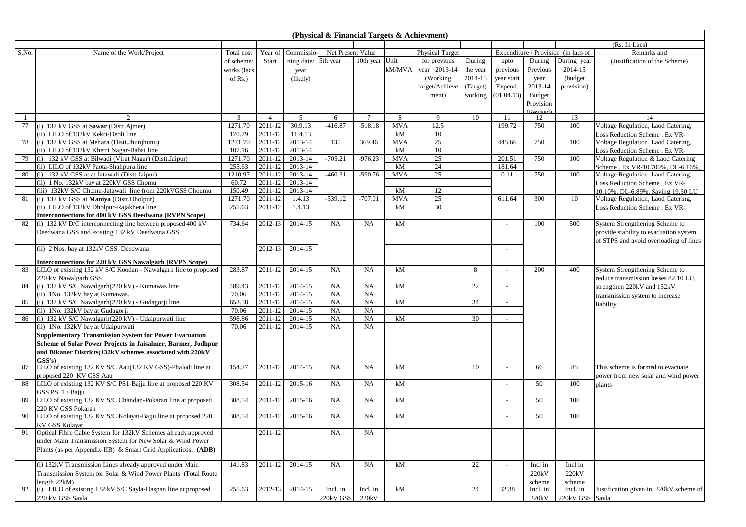# (Physical & Financial Targets & Achievment)

(Rs. In Lacs)

| S.No. | Name of the Work/Project | Total cost of scheme/ works (lacs of Rs.) | Year of Start | Commissio-ning date/ year (likely) | Net Present Value | | Unit kM/MVA | Physical Target | | Expenditure / Provision (in lacs of | | | Remarks and (Justification of the Scheme) |
|---|---|---|---|---|---|---|---|---|---|---|---|---|---|
| | | | | | 5th year | 10th year | | for previous year 2013-14 (Working target/Achieve ment) | During the year 2014-15 (Target) working | upto previous year start Expend. (01.04.13) | During Previous year 2013-14 Budget Provision (Revised) | During year 2014-15 (budget provision) | |
| 1 | 2 | 3 | 4 | 5 | 6 | 7 | 8 | 9 | 10 | 11 | 12 | 13 | 14 |
| 77 | (i) 132 kV GSS at **Sawar** (Distt.Ajmer) | 1271.70 | 2011-12 | 30.9.13 | -416.87 | -518.18 | MVA | 12.5 | | 199.72 | 750 | 100 | Voltage Regulation, Laod Catering, |
| | (ii) LILO of 132kV Kekri-Deoli line | 170.79 | 2011-12 | 11.4.13 | | | kM | 10 | | | | | Loss Reduction Scheme . Ex VR- |
| 78 | (i) 132 kV GSS at Mehara (Distt.Jhunjhunu) | 1271.70 | 2011-12 | 2013-14 | 135 | 369.46 | MVA | 25 | | 445.66 | 750 | 100 | Voltage Regulation, Laod Catering, |
| | (ii) LILO of 132kV Khetri Nagar-Babai line | 107.16 | 2011-12 | 2013-14 | | | kM | 10 | | | | | Loss Reduction Scheme . Ex VR- |
| 79 | (i) 132 kV GSS at Bilwadi (Virat Nagar) (Distt.Jaipur) | 1271.70 | 2011-12 | 2013-14 | -705.21 | -976.23 | MVA | 25 | | 201.51 | 750 | 100 | Voltage Regulation & Laod Catering |
| | (ii) LILO of 132kV Paota-Shahpura line | 255.63 | 2011-12 | 2013-14 | | | kM | 24 | | 181.64 | | | Scheme . Ex VR-10.700%, DL-6.16%, |
| 80 | (i) 132 kV GSS at at Jatawali (Distt.Jaipur) | 1210.97 | 2011-12 | 2013-14 | -460.31 | -590.76 | MVA | 25 | | 0.11 | 750 | 100 | Voltage Regulation, Laod Catering, |
| | (ii) 1 No. 132kV bay at 220kV GSS Chomu | 60.72 | 2011-12 | 2013-14 | | | | | | | | | Loss Reduction Scheme . Ex VR- |
| | (iii) 132kV S/C Chomu-Jatawali line from 220kVGSS Choumu | 150.49 | 2011-12 | 2013-14 | | | kM | 12 | | | | | 10.10%, DL-6.89%, Saving 19.30 LU |
| 81 | (i) 132 kV GSS at **Maniya** (Distt.Dholpur) | 1271.70 | 2011-12 | 1.4.13 | -539.12 | -707.01 | MVA | 25 | | 611.64 | 300 | 10 | Voltage Regulation, Laod Catering, |
| | (ii) LILO of 132kV Dholpur-Rajakhera line | 255.63 | 2011-12 | 1.4.13 | | | kM | 30 | | | | | Loss Reduction Scheme . Ex VR- |
| | **Interconnections for 400 kV GSS Deedwana (RVPN Scope)** | | | | | | | | | | | | |
| 82 | (i) 132 kV D/C interconnecting line between proposed 400 kV Deedwana GSS and existing 132 kV Deedwana GSS | 734.64 | 2012-13 | 2014-15 | NA | NA | kM | | | - | 100 | 500 | System Strengthening Scheme to provide stability to evacuation system of STPS and avoid overloading of lines |
| | (ii) 2 Nos. bay at 132kV GSS Deedwana | | 2012-13 | 2014-15 | | | | | | - | | | |
| | **Interconnections for 220 kV GSS Nawalgarh (RVPN Scope)** | | | | | | | | | | | | |
| 83 | LILO of existing 132 kV S/C Koodan - Nawalgarh line to proposed 220 kV Nawalgarh GSS | 283.87 | 2011-12 | 2014-15 | NA | NA | kM | | 8 | - | 200 | 400 | System Strengthening Scheme to reduce transmission losses 82.10 LU, strengthen 220kV and 132kV transmission system to increase liability. |
| 84 | (i) 132 kV S/C Nawalgarh(220 kV) - Kumawas line | 489.43 | 2011-12 | 2014-15 | NA | NA | kM | | 22 | - | | | |
| | (ii) 1No. 132kV bay at Kumawas. | 70.06 | 2011-12 | 2014-15 | NA | NA | | | | | | | |
| 85 | (i) 132 kV S/C Nawalgarh(220 kV) - Gudagorji line | 653.58 | 2011-12 | 2014-15 | NA | NA | kM | | 34 | - | | | |
| | (ii) 1No. 132kV bay at Gudagorji | 70.06 | 2011-12 | 2014-15 | NA | NA | | | | | | | |
| 86 | (i) 132 kV S/C Nawalgarh(220 kV) - Udaipurwati line | 598.86 | 2011-12 | 2014-15 | NA | NA | kM | | 30 | - | | | |
| | (ii) 1No. 132kV bay at Udaipurwati | 70.06 | 2011-12 | 2014-15 | NA | NA | | | | | | | |
| | **Supplementary Transmission System for Power Evacuation Scheme of Solar Power Projects in Jaisalmer, Barmer, Jodhpur and Bikaner Districts(132kV schemes associated with 220kV GSS's)** | | | | | | | | | | | | |
| 87 | LILO of existing 132 KV S/C Aau(132 KV GSS)-Phalodi line at proposed 220 KV GSS Aau | 154.27 | 2011-12 | 2014-15 | NA | NA | kM | | 10 | - | 66 | 85 | This scheme is formed to evacuate power from new solar and wind power plants |
| 88 | LILO of existing 132 KV S/C PS1-Bajju line at proposed 220 KV GSS PS_1 / Bajju | 308.54 | 2011-12 | 2015-16 | NA | NA | kM | | | - | 50 | 100 | |
| 89 | LILO of existing 132 KV S/C Chandan-Pokaran line at proposed 220 KV GSS Pokaran | 308.54 | 2011-12 | 2015-16 | NA | NA | kM | | | - | 50 | 100 | |
| 90 | LILO of existing 132 KV S/C Kolayat-Bajju line at proposed 220 KV GSS Kolayat | 308.54 | 2011-12 | 2015-16 | NA | NA | kM | | | - | 50 | 100 | |
| 91 | Optical Fibre Cable System for 132kV Schemes already approved under Main Transmission System for New Solar & Wind Power Plants (as per Appendix-IIB) & Smart Grid Applications. **(ADB)** | | 2011-12 | | NA | NA | | | | | | | |
| | (i) 132kV Transmission Lines already approved under Main Transmission System for Solar & Wind Power Plants (Total Route length 22kM) | 141.83 | 2011-12 | 2014-15 | NA | NA | kM | | 22 | - | Incl in 220kV scheme | Incl in 220kV scheme | |
| 92 | (i) LILO of existing 132 kV S/C Sayla-Daspan line at proposed 220 kV GSS Sayla | 255.63 | 2012-13 | 2014-15 | Incl. in 220kV GSS | Incl. in 220kV | kM | | 24 | 32.38 | Incl. in 220kV | Incl. in 220kV GSS | Justification given in 220kV scheme of Sayla |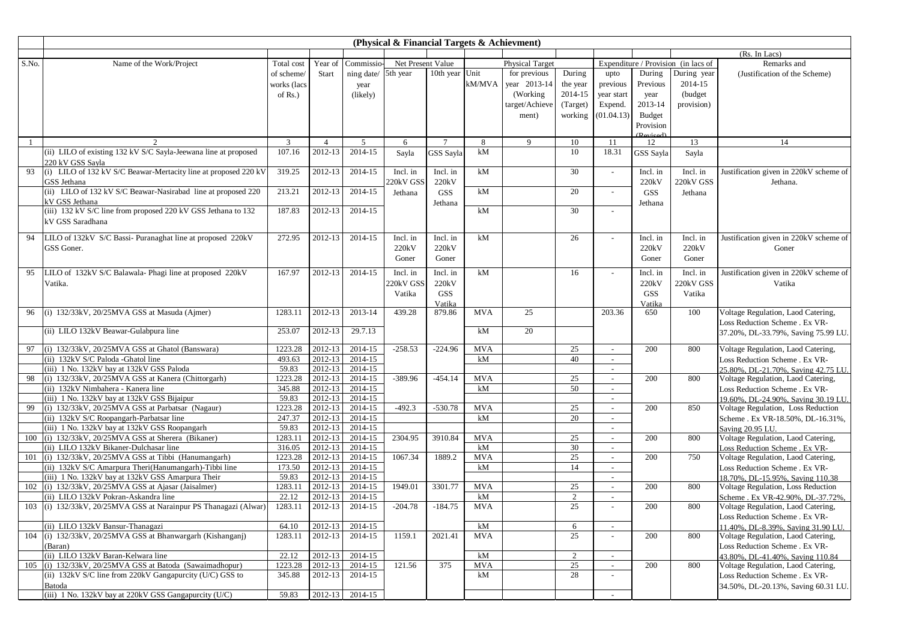## (Physical & Financial Targets & Achievment)

(Rs. In Lacs)

| S.No. | Name of the Work/Project | Total cost of scheme/ works (lacs of Rs.) | Year of Start | Commissio-ning date/ year (likely) | Net Present Value | | Unit kM/MVA | Physical Target | | Expenditure / Provision (in lacs of | | | Remarks and (Justification of the Scheme) |
|---|---|---|---|---|---|---|---|---|---|---|---|---|---|
| | | | | | 5th year | 10th year | | for previous year 2013-14 (Working target/Achievement) | During the year 2014-15 (Target) working | upto previous year start Expend. (01.04.13) | During Previous year 2013-14 Budget Provision (Revised) | During year 2014-15 (budget provision) | |
| 1 | 2 | 3 | 4 | 5 | 6 | 7 | 8 | 9 | 10 | 11 | 12 | 13 | 14 |
| | (ii) LILO of existing 132 kV S/C Sayla-Jeewana line at proposed 220 kV GSS Sayla | 107.16 | 2012-13 | 2014-15 | Sayla | GSS Sayla | kM | | 10 | 18.31 | GSS Sayla | Sayla | |
| 93 | (i) LILO of 132 kV S/C Beawar-Mertacity line at proposed 220 kV GSS Jethana | 319.25 | 2012-13 | 2014-15 | Incl. in 220kV GSS Jethana | Incl. in 220kV GSS Jethana | kM | | 30 | - | Incl. in 220kV GSS Jethana | Incl. in 220kV GSS Jethana | Justification given in 220kV scheme of Jethana. |
| | (ii) LILO of 132 kV S/C Beawar-Nasirabad line at proposed 220 kV GSS Jethana | 213.21 | 2012-13 | 2014-15 | | | kM | | 20 | - | | | |
| | (iii) 132 kV S/C line from proposed 220 kV GSS Jethana to 132 kV GSS Saradhana | 187.83 | 2012-13 | 2014-15 | | | kM | | 30 | - | | | |
| 94 | LILO of 132kV S/C Bassi- Puranaghat line at proposed 220kV GSS Goner. | 272.95 | 2012-13 | 2014-15 | Incl. in 220kV Goner | Incl. in 220kV Goner | kM | | 26 | - | Incl. in 220kV Goner | Incl. in 220kV Goner | Justification given in 220kV scheme of Goner |
| 95 | LILO of 132kV S/C Balawala- Phagi line at proposed 220kV Vatika. | 167.97 | 2012-13 | 2014-15 | Incl. in 220kV GSS Vatika | Incl. in 220kV GSS Vatika | kM | | 16 | - | Incl. in 220kV GSS Vatika | Incl. in 220kV GSS Vatika | Justification given in 220kV scheme of Vatika |
| 96 | (i) 132/33kV, 20/25MVA GSS at Masuda (Ajmer) | 1283.11 | 2012-13 | 2013-14 | 439.28 | 879.86 | MVA | 25 | | 203.36 | 650 | 100 | Voltage Regulation, Laod Catering, Loss Reduction Scheme . Ex VR-37.20%, DL-33.79%, Saving 75.99 LU. |
| | (ii) LILO 132kV Beawar-Gulabpura line | 253.07 | 2012-13 | 29.7.13 | | | kM | 20 | | | | | |
| 97 | (i) 132/33kV, 20/25MVA GSS at Ghatol (Banswara) | 1223.28 | 2012-13 | 2014-15 | -258.53 | -224.96 | MVA | | 25 | - | 200 | 800 | Voltage Regulation, Laod Catering, Loss Reduction Scheme . Ex VR-25.80%, DL-21.70%, Saving 42.75 LU. |
| | (ii) 132kV S/C Paloda -Ghatol line | 493.63 | 2012-13 | 2014-15 | | | kM | | 40 | - | | | |
| | (iii) 1 No. 132kV bay at 132kV GSS Paloda | 59.83 | 2012-13 | 2014-15 | | | | | | - | | | |
| 98 | (i) 132/33kV, 20/25MVA GSS at Kanera (Chittorgarh) | 1223.28 | 2012-13 | 2014-15 | -389.96 | -454.14 | MVA | | 25 | - | 200 | 800 | Voltage Regulation, Laod Catering, Loss Reduction Scheme . Ex VR-19.60%, DL-24.90%, Saving 30.19 LU. |
| | (ii) 132kV Nimbahera - Kanera line | 345.88 | 2012-13 | 2014-15 | | | kM | | 50 | - | | | |
| | (iii) 1 No. 132kV bay at 132kV GSS Bijaipur | 59.83 | 2012-13 | 2014-15 | | | | | | - | | | |
| 99 | (i) 132/33kV, 20/25MVA GSS at Parbatsar (Nagaur) | 1223.28 | 2012-13 | 2014-15 | -492.3 | -530.78 | MVA | | 25 | - | 200 | 850 | Voltage Regulation, Loss Reduction Scheme . Ex VR-18.50%, DL-16.31%, Saving 20.95 LU. |
| | (ii) 132kV S/C Roopangarh-Parbatsar line | 247.37 | 2012-13 | 2014-15 | | | kM | | 20 | - | | | |
| | (iii) 1 No. 132kV bay at 132kV GSS Roopangarh | 59.83 | 2012-13 | 2014-15 | | | | | | - | | | |
| 100 | (i) 132/33kV, 20/25MVA GSS at Sherera (Bikaner) | 1283.11 | 2012-13 | 2014-15 | 2304.95 | 3910.84 | MVA | | 25 | - | 200 | 800 | Voltage Regulation, Laod Catering, Loss Reduction Scheme . Ex VR- |
| | (ii) LILO 132kV Bikaner-Dulchasar line | 316.05 | 2012-13 | 2014-15 | | | kM | | 30 | - | | | |
| 101 | (i) 132/33kV, 20/25MVA GSS at Tibbi (Hanumangarh) | 1223.28 | 2012-13 | 2014-15 | 1067.34 | 1889.2 | MVA | | 25 | - | 200 | 750 | Voltage Regulation, Laod Catering, Loss Reduction Scheme . Ex VR-18.70%, DL-15.95%, Saving 110.38 |
| | (ii) 132kV S/C Amarpura Theri(Hanumangarh)-Tibbi line | 173.50 | 2012-13 | 2014-15 | | | kM | | 14 | - | | | |
| | (iii) 1 No. 132kV bay at 132kV GSS Amarpura Their | 59.83 | 2012-13 | 2014-15 | | | | | | - | | | |
| 102 | (i) 132/33kV, 20/25MVA GSS at Ajasar (Jaisalmer) | 1283.11 | 2012-13 | 2014-15 | 1949.01 | 3301.77 | MVA | | 25 | - | 200 | 800 | Voltage Regulation, Loss Reduction Scheme . Ex VR-42.90%, DL-37.72%, |
| | (ii) LILO 132kV Pokran-Askandra line | 22.12 | 2012-13 | 2014-15 | | | kM | | 2 | - | | | |
| 103 | (i) 132/33kV, 20/25MVA GSS at Narainpur PS Thanagazi (Alwar) | 1283.11 | 2012-13 | 2014-15 | -204.78 | -184.75 | MVA | | 25 | - | 200 | 800 | Voltage Regulation, Laod Catering, Loss Reduction Scheme . Ex VR-11.40%, DL-8.39%, Saving 31.90 LU. |
| | (ii) LILO 132kV Bansur-Thanagazi | 64.10 | 2012-13 | 2014-15 | | | kM | | 6 | - | | | |
| 104 | (i) 132/33kV, 20/25MVA GSS at Bhanwargarh (Kishanganj) (Baran) | 1283.11 | 2012-13 | 2014-15 | 1159.1 | 2021.41 | MVA | | 25 | - | 200 | 800 | Voltage Regulation, Laod Catering, Loss Reduction Scheme . Ex VR-43.80%, DL-41.40%, Saving 110.84 |
| | (ii) LILO 132kV Baran-Kelwara line | 22.12 | 2012-13 | 2014-15 | | | kM | | 2 | - | | | |
| 105 | (i) 132/33kV, 20/25MVA GSS at Batoda (Sawaimadhopur) | 1223.28 | 2012-13 | 2014-15 | 121.56 | 375 | MVA | | 25 | - | 200 | 800 | Voltage Regulation, Laod Catering, Loss Reduction Scheme . Ex VR-34.50%, DL-20.13%, Saving 60.31 LU. |
| | (ii) 132kV S/C line from 220kV Gangapurcity (U/C) GSS to Batoda | 345.88 | 2012-13 | 2014-15 | | | kM | | 28 | - | | | |
| | (iii) 1 No. 132kV bay at 220kV GSS Gangapurcity (U/C) | 59.83 | 2012-13 | 2014-15 | | | | | | - | | | |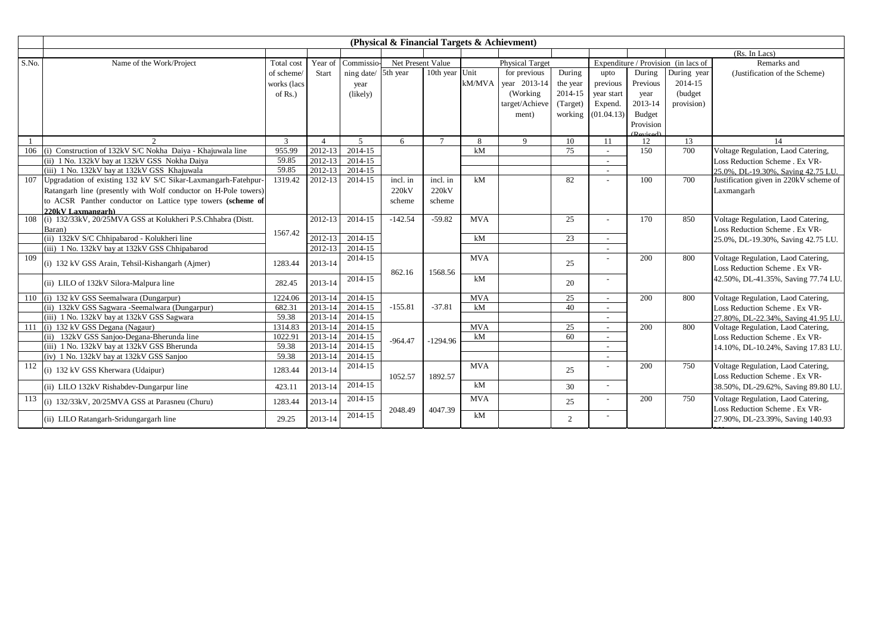## (Physical & Financial Targets & Achievment)

(Rs. In Lacs)

| S.No. | Name of the Work/Project | Total cost of scheme/ works (lacs of Rs.) | Year of Start | Commissioning date/ year (likely) | Net Present Value | | Physical Target | | | Expenditure / Provision (in lacs of | | | Remarks and (Justification of the Scheme) |
|---|---|---|---|---|---|---|---|---|---|---|---|---|---|
| | | | | | 5th year | 10th year | Unit kM/MVA | for previous year 2013-14 (Working target/Achievement) | During the year 2014-15 (Target) working | upto previous year start Expend. (01.04.13) | During Previous year 2013-14 Budget Provision (Revised) | During year 2014-15 (budget provision) | |
| 1 | 2 | 3 | 4 | 5 | 6 | 7 | 8 | 9 | 10 | 11 | 12 | 13 | 14 |
| 106 | (i) Construction of 132kV S/C Nokha Daiya - Khajuwala line | 955.99 | 2012-13 | 2014-15 | | | kM | | 75 | - | 150 | 700 | Voltage Regulation, Laod Catering, Loss Reduction Scheme . Ex VR-25.0%, DL-19.30%, Saving 42.75 LU. |
| | (ii) 1 No. 132kV bay at 132kV GSS Nokha Daiya | 59.85 | 2012-13 | 2014-15 | | | | | | - | | | |
| | (iii) 1 No. 132kV bay at 132kV GSS Khajuwala | 59.85 | 2012-13 | 2014-15 | | | | | | - | | | |
| 107 | Upgradation of existing 132 kV S/C Sikar-Laxmangarh-Fatehpur-Ratangarh line (presently with Wolf conductor on H-Pole towers) to ACSR Panther conductor on Lattice type towers **(scheme of 220kV Laxmangarh)** | 1319.42 | 2012-13 | 2014-15 | incl. in 220kV scheme | incl. in 220kV scheme | kM | | 82 | - | 100 | 700 | Justification given in 220kV scheme of Laxmangarh |
| 108 | (i) 132/33kV, 20/25MVA GSS at Kolukheri P.S.Chhabra (Distt. Baran) | 1567.42 | 2012-13 | 2014-15 | -142.54 | -59.82 | MVA | | 25 | - | 170 | 850 | Voltage Regulation, Laod Catering, Loss Reduction Scheme . Ex VR-25.0%, DL-19.30%, Saving 42.75 LU. |
| | (ii) 132kV S/C Chhipabarod - Kolukheri line | | 2012-13 | 2014-15 | | | kM | | 23 | - | | | |
| | (iii) 1 No. 132kV bay at 132kV GSS Chhipabarod | | 2012-13 | 2014-15 | | | | | | - | | | |
| 109 | (i) 132 kV GSS Arain, Tehsil-Kishangarh (Ajmer) | 1283.44 | 2013-14 | 2014-15 | 862.16 | 1568.56 | MVA | | 25 | - | 200 | 800 | Voltage Regulation, Laod Catering, Loss Reduction Scheme . Ex VR-42.50%, DL-41.35%, Saving 77.74 LU. |
| | (ii) LILO of 132kV Silora-Malpura line | 282.45 | 2013-14 | 2014-15 | | | kM | | 20 | - | | | |
| 110 | (i) 132 kV GSS Seemalwara (Dungarpur) | 1224.06 | 2013-14 | 2014-15 | -155.81 | -37.81 | MVA | | 25 | - | 200 | 800 | Voltage Regulation, Laod Catering, Loss Reduction Scheme . Ex VR-27.80%, DL-22.34%, Saving 41.95 LU. |
| | (ii) 132kV GSS Sagwara -Seemalwara (Dungarpur) | 682.31 | 2013-14 | 2014-15 | | | kM | | 40 | - | | | |
| | (iii) 1 No. 132kV bay at 132kV GSS Sagwara | 59.38 | 2013-14 | 2014-15 | | | | | | - | | | |
| 111 | (i) 132 kV GSS Degana (Nagaur) | 1314.83 | 2013-14 | 2014-15 | -964.47 | -1294.96 | MVA | | 25 | - | 200 | 800 | Voltage Regulation, Laod Catering, Loss Reduction Scheme . Ex VR-14.10%, DL-10.24%, Saving 17.83 LU. |
| | (ii) 132kV GSS Sanjoo-Degana-Bherunda line | 1022.91 | 2013-14 | 2014-15 | | | kM | | 60 | - | | | |
| | (iii) 1 No. 132kV bay at 132kV GSS Bherunda | 59.38 | 2013-14 | 2014-15 | | | | | | - | | | |
| | (iv) 1 No. 132kV bay at 132kV GSS Sanjoo | 59.38 | 2013-14 | 2014-15 | | | | | | - | | | |
| 112 | (i) 132 kV GSS Kherwara (Udaipur) | 1283.44 | 2013-14 | 2014-15 | 1052.57 | 1892.57 | MVA | | 25 | - | 200 | 750 | Voltage Regulation, Laod Catering, Loss Reduction Scheme . Ex VR-38.50%, DL-29.62%, Saving 89.80 LU. |
| | (ii) LILO 132kV Rishabdev-Dungarpur line | 423.11 | 2013-14 | 2014-15 | | | kM | | 30 | - | | | |
| 113 | (i) 132/33kV, 20/25MVA GSS at Parasneu (Churu) | 1283.44 | 2013-14 | 2014-15 | 2048.49 | 4047.39 | MVA | | 25 | - | 200 | 750 | Voltage Regulation, Laod Catering, Loss Reduction Scheme . Ex VR-27.90%, DL-23.39%, Saving 140.93 |
| | (ii) LILO Ratangarh-Sridungargarh line | 29.25 | 2013-14 | 2014-15 | | | kM | | 2 | - | | | |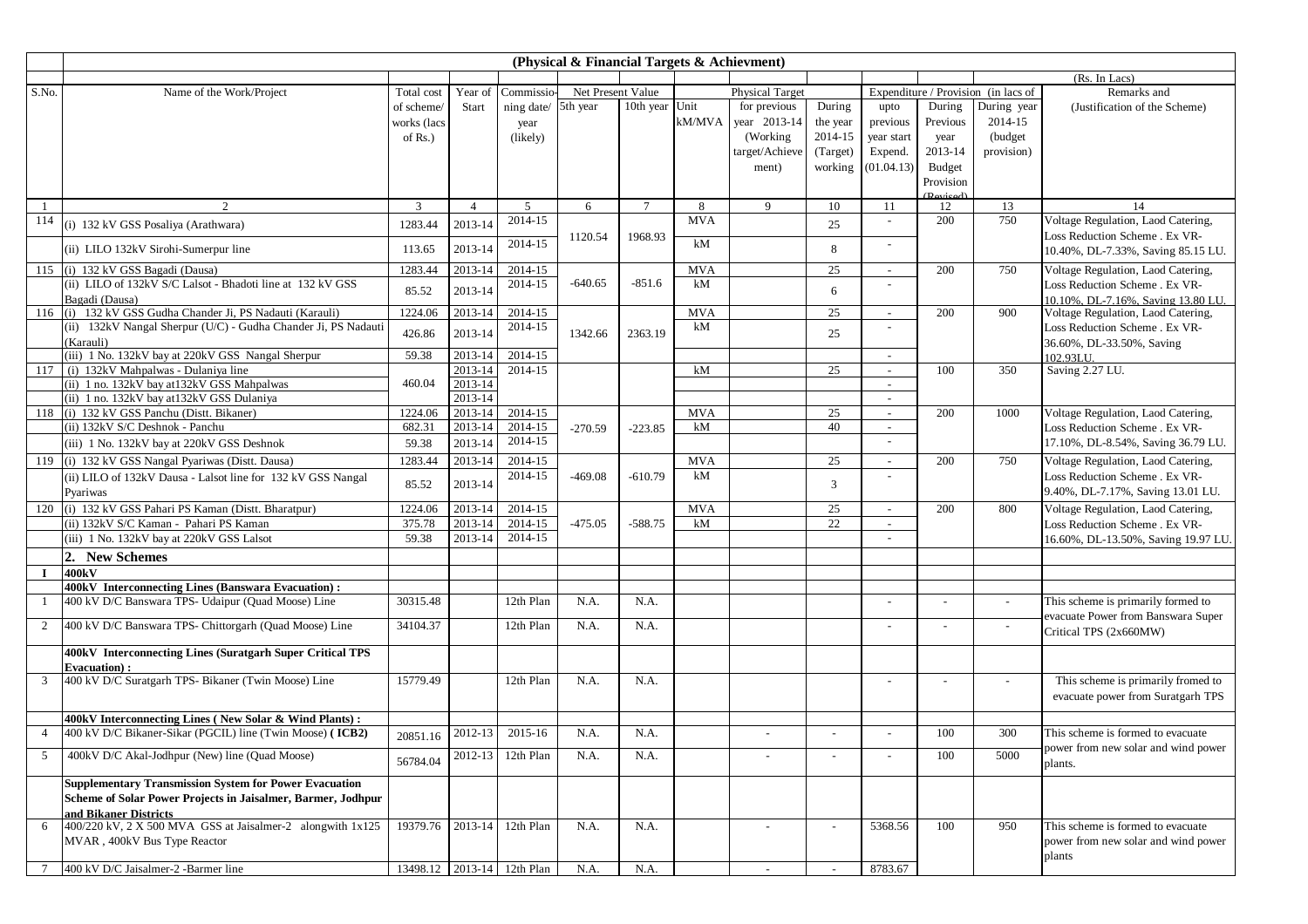**(Physical & Financial Targets & Achievment)**

(Rs. In Lacs)

| S.No. | Name of the Work/Project | Total cost of scheme/ works (lacs of Rs.) | Year of Start | Commissioning date/ year (likely) | Net Present Value | | Unit kM/MVA | Physical Target | | Expenditure / Provision (in lacs of | | | Remarks and (Justification of the Scheme) |
|---|---|---|---|---|---|---|---|---|---|---|---|---|---|
| | | | | | 5th year | 10th year | | for previous year 2013-14 (Working target/Achievement) | During the year 2014-15 (Target) working | upto previous year start Expend. (01.04.13) | During Previous year 2013-14 Budget Provision (Revised) | During year 2014-15 (budget provision) | |
| 1 | 2 | 3 | 4 | 5 | 6 | 7 | 8 | 9 | 10 | 11 | 12 | 13 | 14 |
| 114 | (i) 132 kV GSS Posaliya (Arathwara) | 1283.44 | 2013-14 | 2014-15 | 1120.54 | 1968.93 | MVA | | 25 | - | 200 | 750 | Voltage Regulation, Laod Catering, Loss Reduction Scheme . Ex VR-10.40%, DL-7.33%, Saving 85.15 LU. |
| | (ii) LILO 132kV Sirohi-Sumerpur line | 113.65 | 2013-14 | 2014-15 | | | kM | | 8 | - | | | |
| 115 | (i) 132 kV GSS Bagadi (Dausa) | 1283.44 | 2013-14 | 2014-15 | -640.65 | -851.6 | MVA | | 25 | - | 200 | 750 | Voltage Regulation, Laod Catering, Loss Reduction Scheme . Ex VR-10.10%, DL-7.16%, Saving 13.80 LU. |
| | (ii) LILO of 132kV S/C Lalsot - Bhadoti line at 132 kV GSS Bagadi (Dausa) | 85.52 | 2013-14 | 2014-15 | | | kM | | 6 | - | | | |
| 116 | (i) 132 kV GSS Gudha Chander Ji, PS Nadauti (Karauli) | 1224.06 | 2013-14 | 2014-15 | 1342.66 | 2363.19 | MVA | | 25 | - | 200 | 900 | Voltage Regulation, Laod Catering, Loss Reduction Scheme . Ex VR-36.60%, DL-33.50%, Saving 102.93LU. |
| | (ii) 132kV Nangal Sherpur (U/C) - Gudha Chander Ji, PS Nadauti (Karauli) | 426.86 | 2013-14 | 2014-15 | | | kM | | 25 | - | | | |
| | (iii) 1 No. 132kV bay at 220kV GSS Nangal Sherpur | 59.38 | 2013-14 | 2014-15 | | | | | | - | | | |
| 117 | (i) 132kV Mahpalwas - Dulaniya line | 460.04 | 2013-14 | 2014-15 | | | kM | | 25 | - | 100 | 350 | Saving 2.27 LU. |
| | (ii) 1 no. 132kV bay at132kV GSS Mahpalwas | | 2013-14 | | | | | | | - | | | |
| | (ii) 1 no. 132kV bay at132kV GSS Dulaniya | | 2013-14 | | | | | | | - | | | |
| 118 | (i) 132 kV GSS Panchu (Distt. Bikaner) | 1224.06 | 2013-14 | 2014-15 | -270.59 | -223.85 | MVA | | 25 | - | 200 | 1000 | Voltage Regulation, Laod Catering, Loss Reduction Scheme . Ex VR-17.10%, DL-8.54%, Saving 36.79 LU. |
| | (ii) 132kV S/C Deshnok - Panchu | 682.31 | 2013-14 | 2014-15 | | | kM | | 40 | - | | | |
| | (iii) 1 No. 132kV bay at 220kV GSS Deshnok | 59.38 | 2013-14 | 2014-15 | | | | | | - | | | |
| 119 | (i) 132 kV GSS Nangal Pyariwas (Distt. Dausa) | 1283.44 | 2013-14 | 2014-15 | -469.08 | -610.79 | MVA | | 25 | - | 200 | 750 | Voltage Regulation, Laod Catering, Loss Reduction Scheme . Ex VR-9.40%, DL-7.17%, Saving 13.01 LU. |
| | (ii) LILO of 132kV Dausa - Lalsot line for 132 kV GSS Nangal Pyariwas | 85.52 | 2013-14 | 2014-15 | | | kM | | 3 | - | | | |
| 120 | (i) 132 kV GSS Pahari PS Kaman (Distt. Bharatpur) | 1224.06 | 2013-14 | 2014-15 | -475.05 | -588.75 | MVA | | 25 | - | 200 | 800 | Voltage Regulation, Laod Catering, Loss Reduction Scheme . Ex VR-16.60%, DL-13.50%, Saving 19.97 LU. |
| | (ii) 132kV S/C Kaman - Pahari PS Kaman | 375.78 | 2013-14 | 2014-15 | | | kM | | 22 | - | | | |
| | (iii) 1 No. 132kV bay at 220kV GSS Lalsot | 59.38 | 2013-14 | 2014-15 | | | | | | - | | | |
| | **2. New Schemes** | | | | | | | | | | | | |
| **I** | **400kV** | | | | | | | | | | | | |
| | **400kV Interconnecting Lines (Banswara Evacuation) :** | | | | | | | | | | | | |
| 1 | 400 kV D/C Banswara TPS- Udaipur (Quad Moose) Line | 30315.48 | | 12th Plan | N.A. | N.A. | | | | - | - | - | This scheme is primarily formed to evacuate Power from Banswara Super Critical TPS (2x660MW) |
| 2 | 400 kV D/C Banswara TPS- Chittorgarh (Quad Moose) Line | 34104.37 | | 12th Plan | N.A. | N.A. | | | | - | - | - | |
| | **400kV Interconnecting Lines (Suratgarh Super Critical TPS Evacuation) :** | | | | | | | | | | | | |
| 3 | 400 kV D/C Suratgarh TPS- Bikaner (Twin Moose) Line | 15779.49 | | 12th Plan | N.A. | N.A. | | | | - | - | - | This scheme is primarily fromed to evacuate power from Suratgarh TPS |
| | **400kV Interconnecting Lines ( New Solar & Wind Plants) :** | | | | | | | | | | | | |
| 4 | 400 kV D/C Bikaner-Sikar (PGCIL) line (Twin Moose) **( ICB2)** | 20851.16 | 2012-13 | 2015-16 | N.A. | N.A. | | - | - | - | 100 | 300 | This scheme is formed to evacuate power from new solar and wind power plants. |
| 5 | 400kV D/C Akal-Jodhpur (New) line (Quad Moose) | 56784.04 | 2012-13 | 12th Plan | N.A. | N.A. | | - | - | - | 100 | 5000 | |
| | **Supplementary Transmission System for Power Evacuation Scheme of Solar Power Projects in Jaisalmer, Barmer, Jodhpur and Bikaner Districts** | | | | | | | | | | | | |
| 6 | 400/220 kV, 2 X 500 MVA GSS at Jaisalmer-2 alongwith 1x125 MVAR , 400kV Bus Type Reactor | 19379.76 | 2013-14 | 12th Plan | N.A. | N.A. | | - | - | 5368.56 | 100 | 950 | This scheme is formed to evacuate power from new solar and wind power plants |
| 7 | 400 kV D/C Jaisalmer-2 -Barmer line | 13498.12 | 2013-14 | 12th Plan | N.A. | N.A. | | - | - | 8783.67 | | | |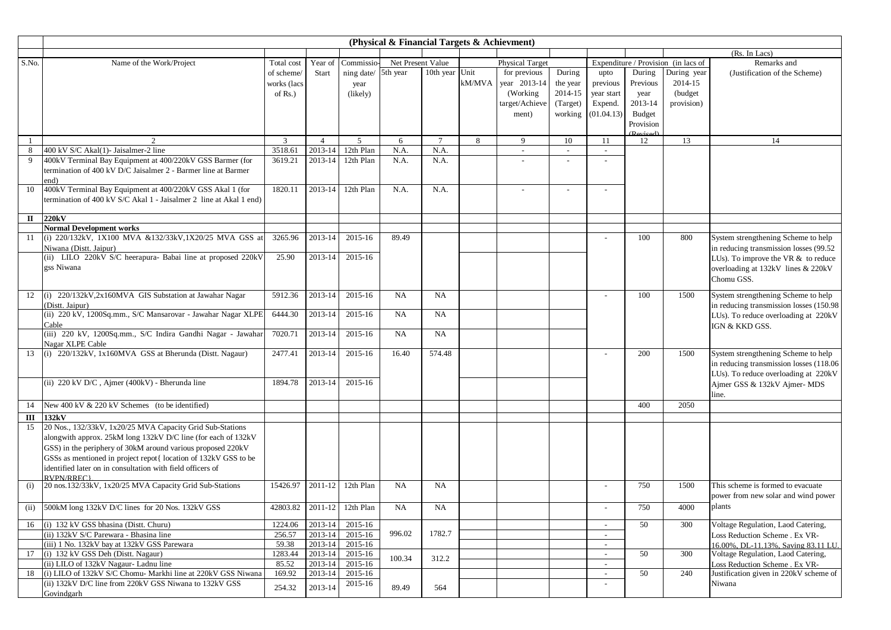## (Physical & Financial Targets & Achievment)

(Rs. In Lacs)

| S.No. | Name of the Work/Project | Total cost of scheme/ works (lacs of Rs.) | Year of Start | Commissioning date/ year (likely) | Net Present Value | | Physical Target | | | Expenditure / Provision (in lacs of | | | Remarks and (Justification of the Scheme) |
|---|---|---|---|---|---|---|---|---|---|---|---|---|---|
| | | | | | 5th year | 10th year | Unit kM/MVA | for previous year 2013-14 (Working target/Achievement) | During the year 2014-15 (Target) working | upto previous year start Expend. (01.04.13) | During Previous year 2013-14 Budget Provision (Revised) | During year 2014-15 (budget provision) | |
| 1 | 2 | 3 | 4 | 5 | 6 | 7 | 8 | 9 | 10 | 11 | 12 | 13 | 14 |
| 8 | 400 kV S/C Akal(1)- Jaisalmer-2 line | 3518.61 | 2013-14 | 12th Plan | N.A. | N.A. | | - | - | - | | | |
| 9 | 400kV Terminal Bay Equipment at 400/220kV GSS Barmer (for termination of 400 kV D/C Jaisalmer 2 - Barmer line at Barmer end) | 3619.21 | 2013-14 | 12th Plan | N.A. | N.A. | | - | - | - | | | |
| 10 | 400kV Terminal Bay Equipment at 400/220kV GSS Akal 1 (for termination of 400 kV S/C Akal 1 - Jaisalmer 2 line at Akal 1 end) | 1820.11 | 2013-14 | 12th Plan | N.A. | N.A. | | - | - | - | | | |
| **II** | **220kV** | | | | | | | | | | | | |
| | **Normal Development works** | | | | | | | | | | | | |
| 11 | (i) 220/132kV, 1X100 MVA &132/33kV,1X20/25 MVA GSS at Niwana (Distt. Jaipur) | 3265.96 | 2013-14 | 2015-16 | 89.49 | | | | | - | 100 | 800 | System strengthening Scheme to help in reducing transmission losses (99.52 LUs). To improve the VR & to reduce overloading at 132kV lines & 220kV Chomu GSS. |
| | (ii) LILO 220kV S/C heerapura- Babai line at proposed 220kV gss Niwana | 25.90 | 2013-14 | 2015-16 | | | | | | | | | |
| 12 | (i) 220/132kV,2x160MVA GIS Substation at Jawahar Nagar (Distt. Jaipur) | 5912.36 | 2013-14 | 2015-16 | NA | NA | | | | - | 100 | 1500 | System strengthening Scheme to help in reducing transmission losses (150.98 LUs). To reduce overloading at 220kV IGN & KKD GSS. |
| | (ii) 220 kV, 1200Sq.mm., S/C Mansarovar - Jawahar Nagar XLPE Cable | 6444.30 | 2013-14 | 2015-16 | NA | NA | | | | | | | |
| | (iii) 220 kV, 1200Sq.mm., S/C Indira Gandhi Nagar - Jawahar Nagar XLPE Cable | 7020.71 | 2013-14 | 2015-16 | NA | NA | | | | | | | |
| 13 | (i) 220/132kV, 1x160MVA GSS at Bherunda (Distt. Nagaur) | 2477.41 | 2013-14 | 2015-16 | 16.40 | 574.48 | | | | - | 200 | 1500 | System strengthening Scheme to help in reducing transmission losses (118.06 LUs). To reduce overloading at 220kV Ajmer GSS & 132kV Ajmer- MDS line. |
| | (ii) 220 kV D/C , Ajmer (400kV) - Bherunda line | 1894.78 | 2013-14 | 2015-16 | | | | | | | | | |
| 14 | New 400 kV & 220 kV Schemes (to be identified) | | | | | | | | | | 400 | 2050 | |
| **III** | **132kV** | | | | | | | | | | | | |
| 15 | 20 Nos., 132/33kV, 1x20/25 MVA Capacity Grid Sub-Stations alongwith approx. 25kM long 132kV D/C line (for each of 132kV GSS) in the periphery of 30kM around various proposed 220kV GSSs as mentioned in project repot{ location of 132kV GSS to be identified later on in consultation with field officers of RVPN/RREC} | | | | | | | | | | | | |
| (i) | 20 nos.132/33kV, 1x20/25 MVA Capacity Grid Sub-Stations | 15426.97 | 2011-12 | 12th Plan | NA | NA | | | | - | 750 | 1500 | This scheme is formed to evacuate power from new solar and wind power plants |
| (ii) | 500kM long 132kV D/C lines for 20 Nos. 132kV GSS | 42803.82 | 2011-12 | 12th Plan | NA | NA | | | | - | 750 | 4000 | |
| 16 | (i) 132 kV GSS bhasina (Distt. Churu) | 1224.06 | 2013-14 | 2015-16 | 996.02 | 1782.7 | | | | - | 50 | 300 | Voltage Regulation, Laod Catering, Loss Reduction Scheme . Ex VR-16.00%, DL-11.13%, Saving 83.11 LU. |
| | (ii) 132kV S/C Parewara - Bhasina line | 256.57 | 2013-14 | 2015-16 | | | | | | - | | | |
| | (iii) 1 No. 132kV bay at 132kV GSS Parewara | 59.38 | 2013-14 | 2015-16 | | | | | | - | | | |
| 17 | (i) 132 kV GSS Deh (Distt. Nagaur) | 1283.44 | 2013-14 | 2015-16 | 100.34 | 312.2 | | | | - | 50 | 300 | Voltage Regulation, Laod Catering, Loss Reduction Scheme . Ex VR- |
| | (ii) LILO of 132kV Nagaur- Ladnu line | 85.52 | 2013-14 | 2015-16 | | | | | | - | | | |
| 18 | (i) LILO of 132kV S/C Chomu- Markhi line at 220kV GSS Niwana | 169.92 | 2013-14 | 2015-16 | 89.49 | 564 | | | | - | 50 | 240 | Justification given in 220kV scheme of Niwana |
| | (ii) 132kV D/C line from 220kV GSS Niwana to 132kV GSS Govindgarh | 254.32 | 2013-14 | 2015-16 | | | | | | - | | | |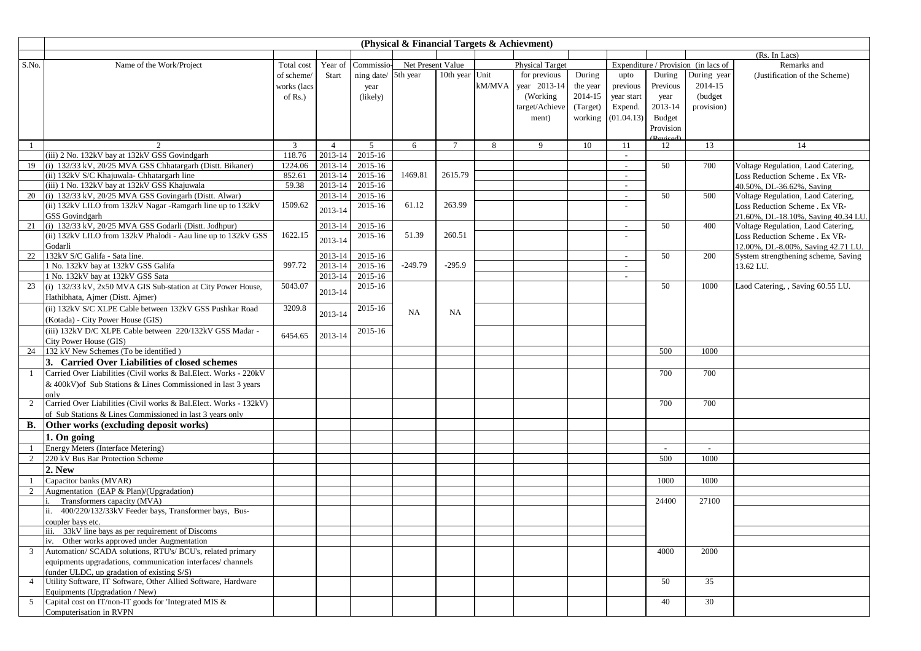**(Physical & Financial Targets & Achievment)**

(Rs. In Lacs)

| S.No. | Name of the Work/Project | Total cost of scheme/ works (lacs of Rs.) | Year of Start | Commissioning date/ year (likely) | Net Present Value | | Physical Target | | | Expenditure / Provision (in lacs of | | | Remarks and (Justification of the Scheme) |
|---|---|---|---|---|---|---|---|---|---|---|---|---|---|
| | | | | | 5th year | 10th year | Unit kM/MVA | for previous year 2013-14 (Working target/Achievement) | During the year 2014-15 (Target) working | upto previous year start Expend. (01.04.13) | During Previous year 2013-14 Budget Provision (Revised) | During year 2014-15 (budget provision) | |
| 1 | 2 | 3 | 4 | 5 | 6 | 7 | 8 | 9 | 10 | 11 | 12 | 13 | 14 |
| | (iii) 2 No. 132kV bay at 132kV GSS Govindgarh | 118.76 | 2013-14 | 2015-16 | | | | | | - | | | |
| 19 | (i) 132/33 kV, 20/25 MVA GSS Chhatargarh (Distt. Bikaner) | 1224.06 | 2013-14 | 2015-16 | 1469.81 | 2615.79 | | | | - | 50 | 700 | Voltage Regulation, Laod Catering, Loss Reduction Scheme . Ex VR-40.50%, DL-36.62%, Saving |
| | (ii) 132kV S/C Khajuwala- Chhatargarh line | 852.61 | 2013-14 | 2015-16 | | | | | | - | | | |
| | (iii) 1 No. 132kV bay at 132kV GSS Khajuwala | 59.38 | 2013-14 | 2015-16 | | | | | | - | | | |
| 20 | (i) 132/33 kV, 20/25 MVA GSS Govingarh (Distt. Alwar) | 1509.62 | 2013-14 | 2015-16 | 61.12 | 263.99 | | | | - | 50 | 500 | Voltage Regulation, Laod Catering, Loss Reduction Scheme . Ex VR-21.60%, DL-18.10%, Saving 40.34 LU. |
| | (ii) 132kV LILO from 132kV Nagar -Ramgarh line up to 132kV GSS Govindgarh | | 2013-14 | 2015-16 | | | | | | - | | | |
| 21 | (i) 132/33 kV, 20/25 MVA GSS Godarli (Distt. Jodhpur) | 1622.15 | 2013-14 | 2015-16 | 51.39 | 260.51 | | | | - | 50 | 400 | Voltage Regulation, Laod Catering, Loss Reduction Scheme . Ex VR-12.00%, DL-8.00%, Saving 42.71 LU. |
| | (ii) 132kV LILO from 132kV Phalodi - Aau line up to 132kV GSS Godarli | | 2013-14 | 2015-16 | | | | | | - | | | |
| 22 | 132kV S/C Galifa - Sata line. | 997.72 | 2013-14 | 2015-16 | -249.79 | -295.9 | | | | - | 50 | 200 | System strengthening scheme, Saving 13.62 LU. |
| | 1 No. 132kV bay at 132kV GSS Galifa | | 2013-14 | 2015-16 | | | | | | - | | | |
| | 1 No. 132kV bay at 132kV GSS Sata | | 2013-14 | 2015-16 | | | | | | - | | | |
| 23 | (i) 132/33 kV, 2x50 MVA GIS Sub-station at City Power House, Hathibhata, Ajmer (Distt. Ajmer) | 5043.07 | 2013-14 | 2015-16 | NA | NA | | | | | 50 | 1000 | Laod Catering, , Saving 60.55 LU. |
| | (ii) 132kV S/C XLPE Cable between 132kV GSS Pushkar Road (Kotada) - City Power House (GIS) | 3209.8 | 2013-14 | 2015-16 | | | | | | | | | |
| | (iii) 132kV D/C XLPE Cable between 220/132kV GSS Madar - City Power House (GIS) | 6454.65 | 2013-14 | 2015-16 | | | | | | | | | |
| 24 | 132 kV New Schemes (To be identified ) | | | | | | | | | | 500 | 1000 | |
| | **3. Carried Over Liabilities of closed schemes** | | | | | | | | | | | | |
| 1 | Carried Over Liabilities (Civil works & Bal.Elect. Works - 220kV & 400kV)of Sub Stations & Lines Commissioned in last 3 years only | | | | | | | | | | 700 | 700 | |
| 2 | Carried Over Liabilities (Civil works & Bal.Elect. Works - 132kV) of Sub Stations & Lines Commissioned in last 3 years only | | | | | | | | | | 700 | 700 | |
| **B.** | **Other works (excluding deposit works)** | | | | | | | | | | | | |
| | **1. On going** | | | | | | | | | | | | |
| 1 | Energy Meters (Interface Metering) | | | | | | | | | | - | - | |
| 2 | 220 kV Bus Bar Protection Scheme | | | | | | | | | | 500 | 1000 | |
| | **2. New** | | | | | | | | | | | | |
| 1 | Capacitor banks (MVAR) | | | | | | | | | | 1000 | 1000 | |
| 2 | Augmentation (EAP & Plan)/(Upgradation) | | | | | | | | | | | | |
| | i. Transformers capacity (MVA) | | | | | | | | | | 24400 | 27100 | |
| | ii. 400/220/132/33kV Feeder bays, Transformer bays, Bus-coupler bays etc. | | | | | | | | | | | | |
| | iii. 33kV line bays as per requirement of Discoms | | | | | | | | | | | | |
| | iv. Other works approved under Augmentation | | | | | | | | | | | | |
| 3 | Automation/ SCADA solutions, RTU's/ BCU's, related primary equipments upgradations, communication interfaces/ channels (under ULDC, up gradation of existing S/S) | | | | | | | | | | 4000 | 2000 | |
| 4 | Utility Software, IT Software, Other Allied Software, Hardware Equipments (Upgradation / New) | | | | | | | | | | 50 | 35 | |
| 5 | Capital cost on IT/non-IT goods for 'Integrated MIS & Computerisation in RVPN | | | | | | | | | | 40 | 30 | |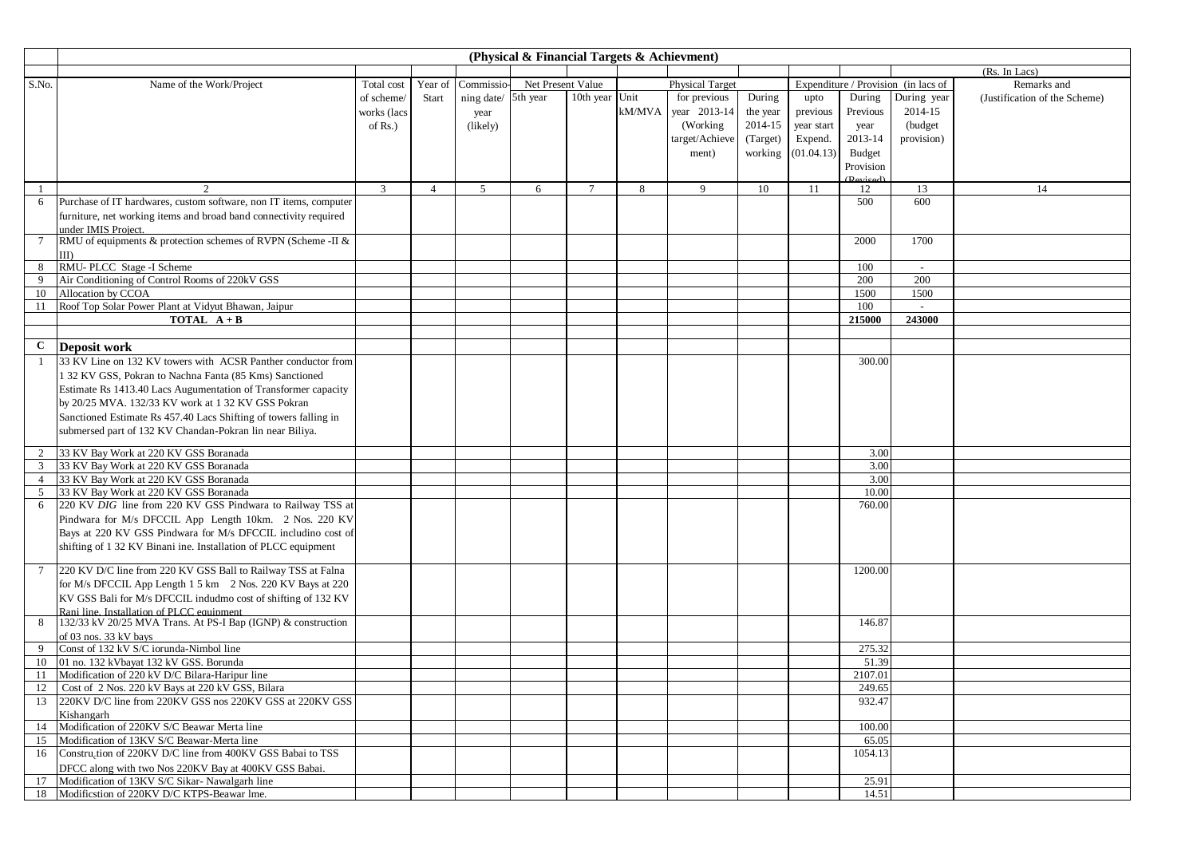| (Physical & Financial Targets & Achievment) | | | | | | | | | | | | | |
|---|---|---|---|---|---|---|---|---|---|---|---|---|---|
| | | | | | | | | | | | | | (Rs. In Lacs) |
| S.No. | Name of the Work/Project | Total cost of scheme/ works (lacs of Rs.) | Year of Start | Commissioning date/ year (likely) | Net Present Value | | Physical Target | | | Expenditure / Provision (in lacs of | | | Remarks and (Justification of the Scheme) |
| | | | | | 5th year | 10th year | Unit kM/MVA | for previous year 2013-14 (Working target/Achievement) | During the year 2014-15 (Target) working | upto previous year start Expend. (01.04.13) | During Previous year 2013-14 Budget Provision (Revised) | During year 2014-15 (budget provision) | |
| 1 | 2 | 3 | 4 | 5 | 6 | 7 | 8 | 9 | 10 | 11 | 12 | 13 | 14 |
| 6 | Purchase of IT hardwares, custom software, non IT items, computer furniture, net working items and broad band connectivity required under IMIS Project. | | | | | | | | | | 500 | 600 | |
| 7 | RMU of equipments & protection schemes of RVPN (Scheme -II & III) | | | | | | | | | | 2000 | 1700 | |
| 8 | RMU- PLCC Stage -I Scheme | | | | | | | | | | 100 | - | |
| 9 | Air Conditioning of Control Rooms of 220kV GSS | | | | | | | | | | 200 | 200 | |
| 10 | Allocation by CCOA | | | | | | | | | | 1500 | 1500 | |
| 11 | Roof Top Solar Power Plant at Vidyut Bhawan, Jaipur | | | | | | | | | | 100 | - | |
| | **TOTAL A + B** | | | | | | | | | | **215000** | **243000** | |
| | | | | | | | | | | | | | |
| **C** | **Deposit work** | | | | | | | | | | | | |
| 1 | 33 KV Line on 132 KV towers with ACSR Panther conductor from 1 32 KV GSS, Pokran to Nachna Fanta (85 Kms) Sanctioned Estimate Rs 1413.40 Lacs Augumentation of Transformer capacity by 20/25 MVA. 132/33 KV work at 1 32 KV GSS Pokran Sanctioned Estimate Rs 457.40 Lacs Shifting of towers falling in submersed part of 132 KV Chandan-Pokran lin near Biliya. | | | | | | | | | | 300.00 | | |
| 2 | 33 KV Bay Work at 220 KV GSS Boranada | | | | | | | | | | 3.00 | | |
| 3 | 33 KV Bay Work at 220 KV GSS Boranada | | | | | | | | | | 3.00 | | |
| 4 | 33 KV Bay Work at 220 KV GSS Boranada | | | | | | | | | | 3.00 | | |
| 5 | 33 KV Bay Work at 220 KV GSS Boranada | | | | | | | | | | 10.00 | | |
| 6 | 220 KV *DIG* line from 220 KV GSS Pindwara to Railway TSS at Pindwara for M/s DFCCIL App Length 10km. 2 Nos. 220 KV Bays at 220 KV GSS Pindwara for M/s DFCCIL includino cost of shifting of 1 32 KV Binani ine. Installation of PLCC equipment | | | | | | | | | | 760.00 | | |
| 7 | 220 KV D/C line from 220 KV GSS Ball to Railway TSS at Falna for M/s DFCCIL App Length 1 5 km 2 Nos. 220 KV Bays at 220 KV GSS Bali for M/s DFCCIL indudmo cost of shifting of 132 KV Rani line. Installation of PLCC equipment | | | | | | | | | | 1200.00 | | |
| 8 | 132/33 kV 20/25 MVA Trans. At PS-I Bap (IGNP) & construction of 03 nos. 33 kV bays | | | | | | | | | | 146.87 | | |
| 9 | Const of 132 kV S/C iorunda-Nimbol line | | | | | | | | | | 275.32 | | |
| 10 | 01 no. 132 kVbayat 132 kV GSS. Borunda | | | | | | | | | | 51.39 | | |
| 11 | Modification of 220 kV D/C Bilara-Haripur line | | | | | | | | | | 2107.01 | | |
| 12 | Cost of 2 Nos. 220 kV Bays at 220 kV GSS, Bilara | | | | | | | | | | 249.65 | | |
| 13 | 220KV D/C line from 220KV GSS nos 220KV GSS at 220KV GSS Kishangarh | | | | | | | | | | 932.47 | | |
| 14 | Modification of 220KV S/C Beawar Merta line | | | | | | | | | | 100.00 | | |
| 15 | Modification of 13KV S/C Beawar-Merta line | | | | | | | | | | 65.05 | | |
| 16 | Constru,tion of 220KV D/C line from 400KV GSS Babai to TSS DFCC along with two Nos 220KV Bay at 400KV GSS Babai. | | | | | | | | | | 1054.13 | | |
| 17 | Modification of 13KV S/C Sikar- Nawalgarh line | | | | | | | | | | 25.91 | | |
| 18 | Modificstion of 220KV D/C KTPS-Beawar lme. | | | | | | | | | | 14.51 | | |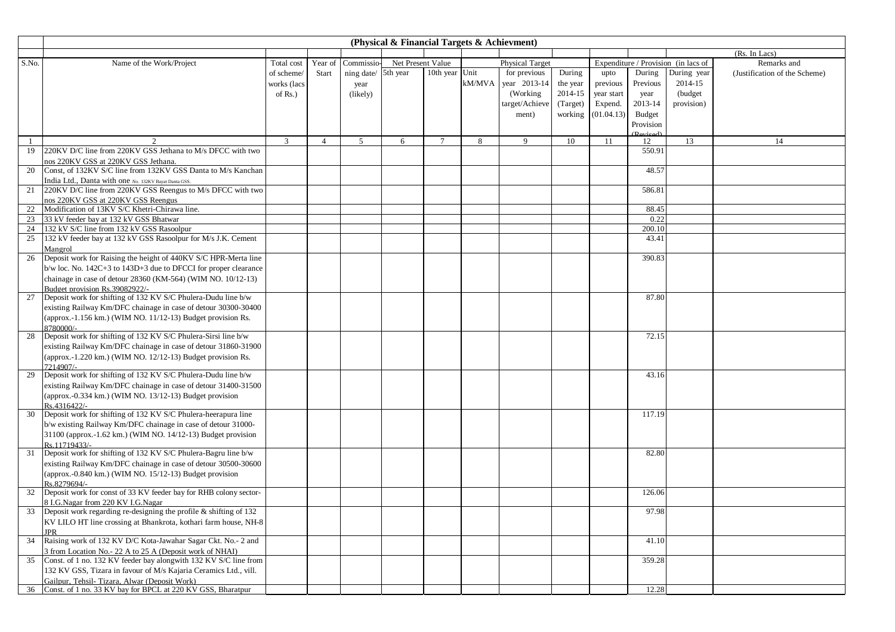**(Physical & Financial Targets & Achievment)**

(Rs. In Lacs)

| S.No. | Name of the Work/Project | Total cost of scheme/ works (lacs of Rs.) | Year of Start | Commissioning date/ year (likely) | Net Present Value | | Unit kM/MVA | Physical Target | | Expenditure / Provision (in lacs of | | | Remarks and (Justification of the Scheme) |
|---|---|---|---|---|---|---|---|---|---|---|---|---|---|
| | | | | | 5th year | 10th year | | for previous year 2013-14 (Working target/Achievement) | During the year 2014-15 (Target) working | upto previous year start Expend. (01.04.13) | During Previous year 2013-14 Budget Provision (Revised) | During year 2014-15 (budget provision) | |
| 1 | 2 | 3 | 4 | 5 | 6 | 7 | 8 | 9 | 10 | 11 | 12 | 13 | 14 |
| 19 | 220KV D/C line from 220KV GSS Jethana to M/s DFCC with two nos 220KV GSS at 220KV GSS Jethana. | | | | | | | | | | 550.91 | | |
| 20 | Const, of 132KV S/C line from 132KV GSS Danta to M/s Kanchan India Ltd., Danta with one No. 132KV Bayat Danta GSS. | | | | | | | | | | 48.57 | | |
| 21 | 220KV D/C line from 220KV GSS Reengus to M/s DFCC with two nos 220KV GSS at 220KV GSS Reengus | | | | | | | | | | 586.81 | | |
| 22 | Modification of 13KV S/C Khetri-Chirawa line. | | | | | | | | | | 88.45 | | |
| 23 | 33 kV feeder bay at 132 kV GSS Bhatwar | | | | | | | | | | 0.22 | | |
| 24 | 132 kV S/C line from 132 kV GSS Rasoolpur | | | | | | | | | | 200.10 | | |
| 25 | 132 kV feeder bay at 132 kV GSS Rasoolpur for M/s J.K. Cement Mangrol | | | | | | | | | | 43.41 | | |
| 26 | Deposit work for Raising the height of 440KV S/C HPR-Merta line b/w loc. No. 142C+3 to 143D+3 due to DFCCI for proper clearance chainage in case of detour 28360 (KM-564) (WIM NO. 10/12-13) Budget provision Rs.39082922/- | | | | | | | | | | 390.83 | | |
| 27 | Deposit work for shifting of 132 KV S/C Phulera-Dudu line b/w existing Railway Km/DFC chainage in case of detour 30300-30400 (approx.-1.156 km.) (WIM NO. 11/12-13) Budget provision Rs. 8780000/- | | | | | | | | | | 87.80 | | |
| 28 | Deposit work for shifting of 132 KV S/C Phulera-Sirsi line b/w existing Railway Km/DFC chainage in case of detour 31860-31900 (approx.-1.220 km.) (WIM NO. 12/12-13) Budget provision Rs. 7214907/- | | | | | | | | | | 72.15 | | |
| 29 | Deposit work for shifting of 132 KV S/C Phulera-Dudu line b/w existing Railway Km/DFC chainage in case of detour 31400-31500 (approx.-0.334 km.) (WIM NO. 13/12-13) Budget provision Rs.4316422/- | | | | | | | | | | 43.16 | | |
| 30 | Deposit work for shifting of 132 KV S/C Phulera-heerapura line b/w existing Railway Km/DFC chainage in case of detour 31000-31100 (approx.-1.62 km.) (WIM NO. 14/12-13) Budget provision Rs.11719433/- | | | | | | | | | | 117.19 | | |
| 31 | Deposit work for shifting of 132 KV S/C Phulera-Bagru line b/w existing Railway Km/DFC chainage in case of detour 30500-30600 (approx.-0.840 km.) (WIM NO. 15/12-13) Budget provision Rs.8279694/- | | | | | | | | | | 82.80 | | |
| 32 | Deposit work for const of 33 KV feeder bay for RHB colony sector-8 I.G.Nagar from 220 KV I.G.Nagar | | | | | | | | | | 126.06 | | |
| 33 | Deposit work regarding re-designing the profile & shifting of 132 KV LILO HT line crossing at Bhankrota, kothari farm house, NH-8 JPR | | | | | | | | | | 97.98 | | |
| 34 | Raising work of 132 KV D/C Kota-Jawahar Sagar Ckt. No.- 2 and 3 from Location No.- 22 A to 25 A (Deposit work of NHAI) | | | | | | | | | | 41.10 | | |
| 35 | Const. of 1 no. 132 KV feeder bay alongwith 132 KV S/C line from 132 KV GSS, Tizara in favour of M/s Kajaria Ceramics Ltd., vill. Gailpur, Tehsil- Tizara, Alwar (Deposit Work) | | | | | | | | | | 359.28 | | |
| 36 | Const. of 1 no. 33 KV bay for BPCL at 220 KV GSS, Bharatpur | | | | | | | | | | 12.28 | | |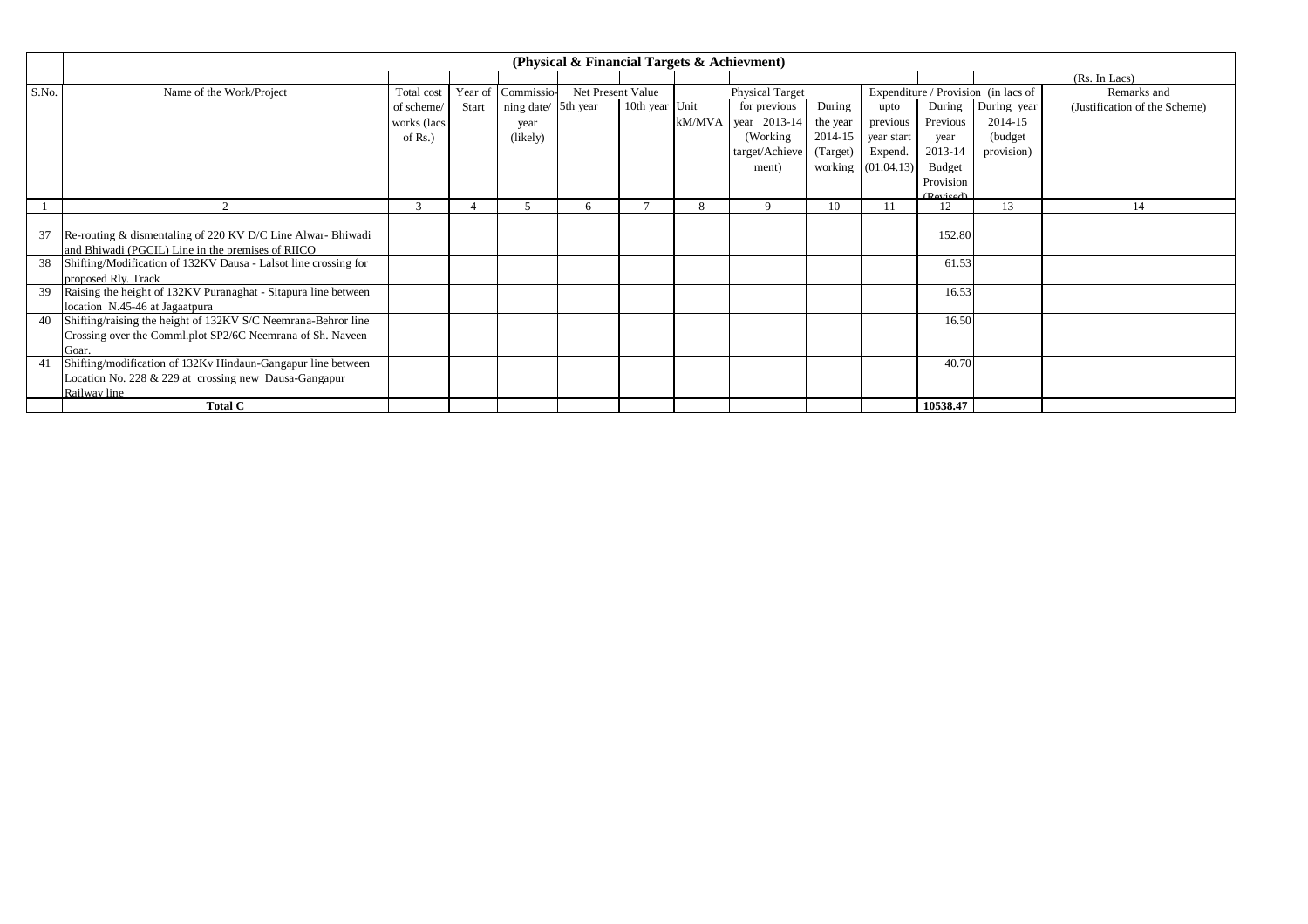| | **(Physical & Financial Targets & Achievment)** | | | | | | | | | | | | |
|---|---|---|---|---|---|---|---|---|---|---|---|---|---|
| | | | | | | | | | | | | | (Rs. In Lacs) |
| S.No. | Name of the Work/Project | Total cost of scheme/ works (lacs of Rs.) | Year of Start | Commissio-ning date/ year (likely) | Net Present Value | | Physical Target | | | Expenditure / Provision (in lacs of | | | Remarks and (Justification of the Scheme) |
| | | | | | 5th year | 10th year | Unit kM/MVA | for previous year 2013-14 (Working target/Achievement) | During the year 2014-15 (Target) working | upto previous year start Expend. (01.04.13) | During Previous year 2013-14 Budget Provision (Revised) | During year 2014-15 (budget provision) | |
| 1 | 2 | 3 | 4 | 5 | 6 | 7 | 8 | 9 | 10 | 11 | 12 | 13 | 14 |
| 37 | Re-routing & dismentaling of 220 KV D/C Line Alwar- Bhiwadi and Bhiwadi (PGCIL) Line in the premises of RIICO | | | | | | | | | | 152.80 | | |
| 38 | Shifting/Modification of 132KV Dausa - Lalsot line crossing for proposed Rly. Track | | | | | | | | | | 61.53 | | |
| 39 | Raising the height of 132KV Puranaghat - Sitapura line between location N.45-46 at Jagaatpura | | | | | | | | | | 16.53 | | |
| 40 | Shifting/raising the height of 132KV S/C Neemrana-Behror line Crossing over the Comml.plot SP2/6C Neemrana of Sh. Naveen Goar. | | | | | | | | | | 16.50 | | |
| 41 | Shifting/modification of 132Kv Hindaun-Gangapur line between Location No. 228 & 229 at crossing new Dausa-Gangapur Railway line | | | | | | | | | | 40.70 | | |
| | **Total C** | | | | | | | | | | **10538.47** | | |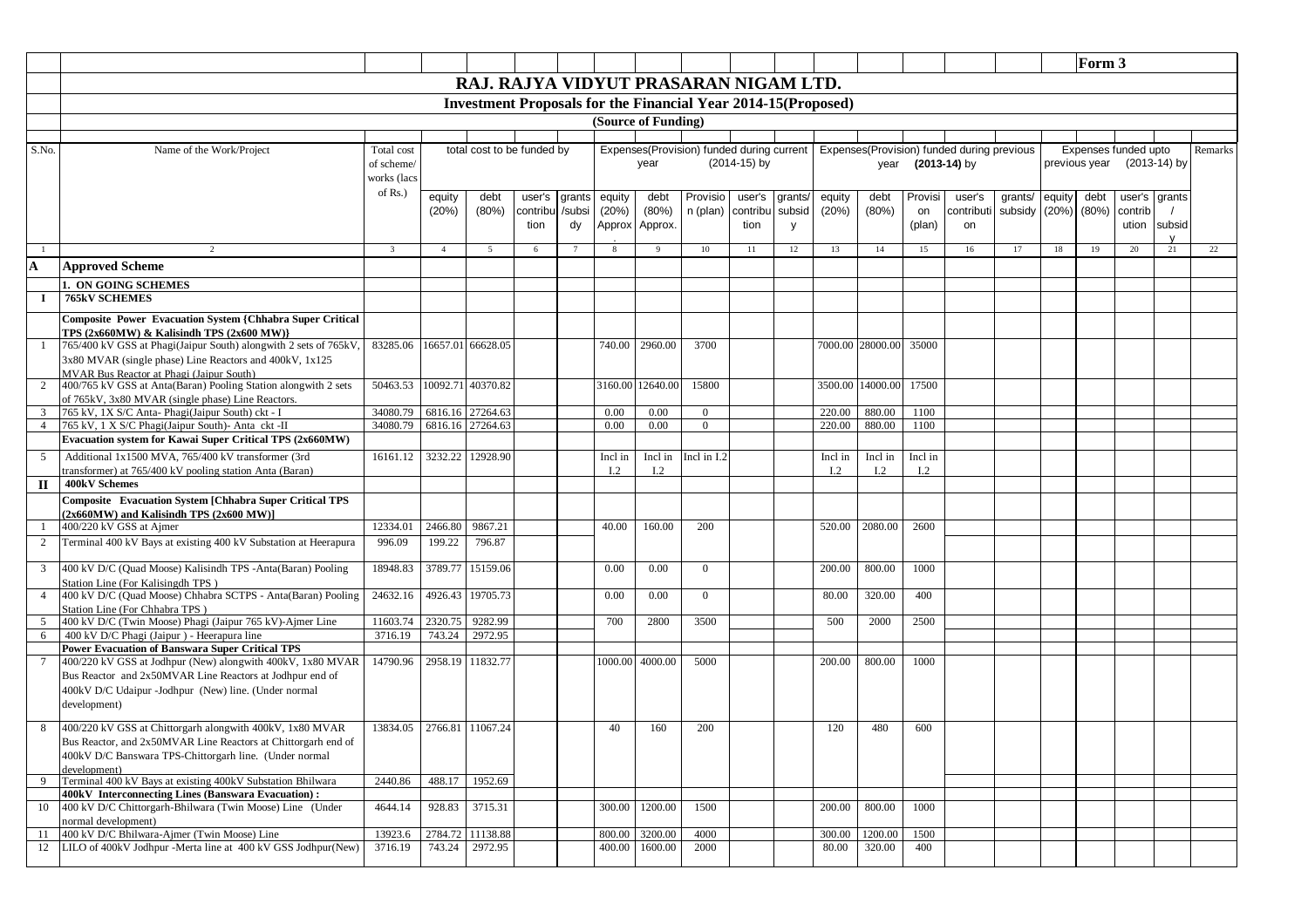Form 3

# RAJ. RAJYA VIDYUT PRASARAN NIGAM LTD.

## Investment Proposals for the Financial Year 2014-15(Proposed)

### (Source of Funding)

| S.No. | Name of the Work/Project | Total cost of scheme/ works (lacs of Rs.) | total cost to be funded by | | | | Expenses(Provision) funded during current year (2014-15) by | | | | | Expenses(Provision) funded during previous year (2013-14) by | | | | | Expenses funded upto previous year (2013-14) by | | | | Remarks |
|---|---|---|---|---|---|---|---|---|---|---|---|---|---|---|---|---|---|---|---|---|---|
| | | | equity (20%) | debt (80%) | user's contribution | grants /subsidy | equity (20%) Approx. | debt (80%) Approx. | Provision (plan) | user's contribution | grants/ subsidy | equity (20%) | debt (80%) | Provision (plan) | user's contribution | grants/ subsidy | equity (20%) | debt (80%) | user's contribution | grants / subsidy | |
| 1 | 2 | 3 | 4 | 5 | 6 | 7 | 8 | 9 | 10 | 11 | 12 | 13 | 14 | 15 | 16 | 17 | 18 | 19 | 20 | 21 | 22 |
| **A** | **Approved Scheme** | | | | | | | | | | | | | | | | | | | | |
| | **1. ON GOING SCHEMES** | | | | | | | | | | | | | | | | | | | | |
| **I** | **765kV SCHEMES** | | | | | | | | | | | | | | | | | | | | |
| | **Composite Power Evacuation System {Chhabra Super Critical TPS (2x660MW) & Kalisindh TPS (2x600 MW)}** | | | | | | | | | | | | | | | | | | | | |
| 1 | 765/400 kV GSS at Phagi(Jaipur South) alongwith 2 sets of 765kV, 3x80 MVAR (single phase) Line Reactors and 400kV, 1x125 MVAR Bus Reactor at Phagi (Jaipur South) | 83285.06 | 16657.01 | 66628.05 | | | 740.00 | 2960.00 | 3700 | | | 7000.00 | 28000.00 | 35000 | | | | | | | |
| 2 | 400/765 kV GSS at Anta(Baran) Pooling Station alongwith 2 sets of 765kV, 3x80 MVAR (single phase) Line Reactors. | 50463.53 | 10092.71 | 40370.82 | | | 3160.00 | 12640.00 | 15800 | | | 3500.00 | 14000.00 | 17500 | | | | | | | |
| 3 | 765 kV, 1X S/C Anta- Phagi(Jaipur South) ckt - I | 34080.79 | 6816.16 | 27264.63 | | | 0.00 | 0.00 | 0 | | | 220.00 | 880.00 | 1100 | | | | | | | |
| 4 | 765 kV, 1 X S/C Phagi(Jaipur South)- Anta ckt -II | 34080.79 | 6816.16 | 27264.63 | | | 0.00 | 0.00 | 0 | | | 220.00 | 880.00 | 1100 | | | | | | | |
| | **Evacuation system for Kawai Super Critical TPS (2x660MW)** | | | | | | | | | | | | | | | | | | | | |
| 5 | Additional 1x1500 MVA, 765/400 kV transformer (3rd transformer) at 765/400 kV pooling station Anta (Baran) | 16161.12 | 3232.22 | 12928.90 | | | Incl in I.2 | Incl in I.2 | Incl in I.2 | | | Incl in I.2 | Incl in I.2 | Incl in I.2 | | | | | | | |
| **II** | **400kV Schemes** | | | | | | | | | | | | | | | | | | | | |
| | **Composite Evacuation System [Chhabra Super Critical TPS (2x660MW) and Kalisindh TPS (2x600 MW)]** | | | | | | | | | | | | | | | | | | | | |
| 1 | 400/220 kV GSS at Ajmer | 12334.01 | 2466.80 | 9867.21 | | | 40.00 | 160.00 | 200 | | | 520.00 | 2080.00 | 2600 | | | | | | | |
| 2 | Terminal 400 kV Bays at existing 400 kV Substation at Heerapura | 996.09 | 199.22 | 796.87 | | | | | | | | | | | | | | | | | |
| 3 | 400 kV D/C (Quad Moose) Kalisindh TPS -Anta(Baran) Pooling Station Line (For Kalisingdh TPS ) | 18948.83 | 3789.77 | 15159.06 | | | 0.00 | 0.00 | 0 | | | 200.00 | 800.00 | 1000 | | | | | | | |
| 4 | 400 kV D/C (Quad Moose) Chhabra SCTPS - Anta(Baran) Pooling Station Line (For Chhabra TPS ) | 24632.16 | 4926.43 | 19705.73 | | | 0.00 | 0.00 | 0 | | | 80.00 | 320.00 | 400 | | | | | | | |
| 5 | 400 kV D/C (Twin Moose) Phagi (Jaipur 765 kV)-Ajmer Line | 11603.74 | 2320.75 | 9282.99 | | | 700 | 2800 | 3500 | | | 500 | 2000 | 2500 | | | | | | | |
| 6 | 400 kV D/C Phagi (Jaipur ) - Heerapura line | 3716.19 | 743.24 | 2972.95 | | | | | | | | | | | | | | | | | |
| | **Power Evacuation of Banswara Super Critical TPS** | | | | | | | | | | | | | | | | | | | | |
| 7 | 400/220 kV GSS at Jodhpur (New) alongwith 400kV, 1x80 MVAR Bus Reactor and 2x50MVAR Line Reactors at Jodhpur end of 400kV D/C Udaipur -Jodhpur (New) line. (Under normal development) | 14790.96 | 2958.19 | 11832.77 | | | 1000.00 | 4000.00 | 5000 | | | 200.00 | 800.00 | 1000 | | | | | | | |
| 8 | 400/220 kV GSS at Chittorgarh alongwith 400kV, 1x80 MVAR Bus Reactor, and 2x50MVAR Line Reactors at Chittorgarh end of 400kV D/C Banswara TPS-Chittorgarh line. (Under normal development) | 13834.05 | 2766.81 | 11067.24 | | | 40 | 160 | 200 | | | 120 | 480 | 600 | | | | | | | |
| 9 | Terminal 400 kV Bays at existing 400kV Substation Bhilwara | 2440.86 | 488.17 | 1952.69 | | | | | | | | | | | | | | | | | |
| | **400kV Interconnecting Lines (Banswara Evacuation) :** | | | | | | | | | | | | | | | | | | | | |
| 10 | 400 kV D/C Chittorgarh-Bhilwara (Twin Moose) Line (Under normal development) | 4644.14 | 928.83 | 3715.31 | | | 300.00 | 1200.00 | 1500 | | | 200.00 | 800.00 | 1000 | | | | | | | |
| 11 | 400 kV D/C Bhilwara-Ajmer (Twin Moose) Line | 13923.6 | 2784.72 | 11138.88 | | | 800.00 | 3200.00 | 4000 | | | 300.00 | 1200.00 | 1500 | | | | | | | |
| 12 | LILO of 400kV Jodhpur -Merta line at 400 kV GSS Jodhpur(New) | 3716.19 | 743.24 | 2972.95 | | | 400.00 | 1600.00 | 2000 | | | 80.00 | 320.00 | 400 | | | | | | | |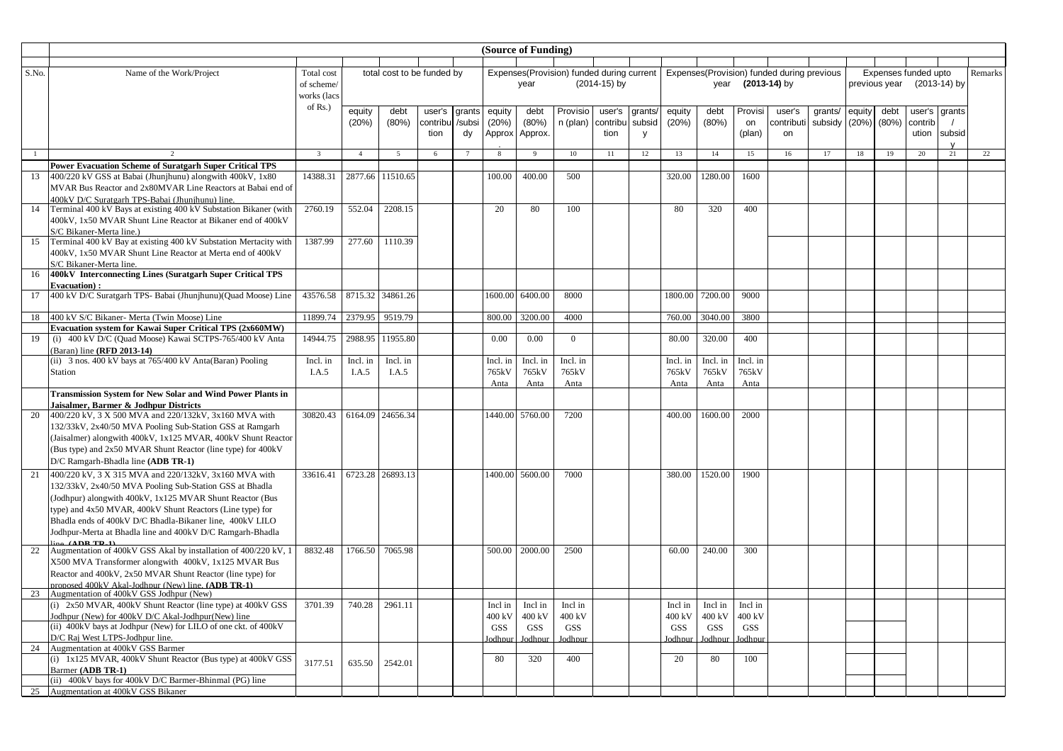**(Source of Funding)**

| S.No. | Name of the Work/Project | Total cost of scheme/ works (lacs of Rs.) | total cost to be funded by | | | | Expenses(Provision) funded during current year (2014-15) by | | | | | Expenses(Provision) funded during previous year (2013-14) by | | | | | Expenses funded upto previous year (2013-14) by | | | | Remarks |
|---|---|---|---|---|---|---|---|---|---|---|---|---|---|---|---|---|---|---|---|---|---|
| | | | equity (20%) | debt (80%) | user's contribution | grants /subsidy | equity (20%) Approx. | debt (80%) Approx. | Provision (plan) | user's contribution | grants/ subsidy | equity (20%) | debt (80%) | Provision (plan) | user's contribution | grants/ subsidy | equity (20%) | debt (80%) | user's contribution | grants / subsidy | |
| 1 | 2 | 3 | 4 | 5 | 6 | 7 | 8 | 9 | 10 | 11 | 12 | 13 | 14 | 15 | 16 | 17 | 18 | 19 | 20 | 21 | 22 |
| | **Power Evacuation Scheme of Suratgarh Super Critical TPS** | | | | | | | | | | | | | | | | | | | | |
| 13 | 400/220 kV GSS at Babai (Jhunjhunu) alongwith 400kV, 1x80 MVAR Bus Reactor and 2x80MVAR Line Reactors at Babai end of 400kV D/C Suratgarh TPS-Babai (Jhunjhunu) line. | 14388.31 | 2877.66 | 11510.65 | | | 100.00 | 400.00 | 500 | | | 320.00 | 1280.00 | 1600 | | | | | | | |
| 14 | Terminal 400 kV Bays at existing 400 kV Substation Bikaner (with 400kV, 1x50 MVAR Shunt Line Reactor at Bikaner end of 400kV S/C Bikaner-Merta line.) | 2760.19 | 552.04 | 2208.15 | | | 20 | 80 | 100 | | | 80 | 320 | 400 | | | | | | | |
| 15 | Terminal 400 kV Bay at existing 400 kV Substation Mertacity with 400kV, 1x50 MVAR Shunt Line Reactor at Merta end of 400kV S/C Bikaner-Merta line. | 1387.99 | 277.60 | 1110.39 | | | | | | | | | | | | | | | | | |
| 16 | **400kV Interconnecting Lines (Suratgarh Super Critical TPS Evacuation) :** | | | | | | | | | | | | | | | | | | | | |
| 17 | 400 kV D/C Suratgarh TPS- Babai (Jhunjhunu)(Quad Moose) Line | 43576.58 | 8715.32 | 34861.26 | | | 1600.00 | 6400.00 | 8000 | | | 1800.00 | 7200.00 | 9000 | | | | | | | |
| 18 | 400 kV S/C Bikaner- Merta (Twin Moose) Line | 11899.74 | 2379.95 | 9519.79 | | | 800.00 | 3200.00 | 4000 | | | 760.00 | 3040.00 | 3800 | | | | | | | |
| | **Evacuation system for Kawai Super Critical TPS (2x660MW)** | | | | | | | | | | | | | | | | | | | | |
| 19 | (i) 400 kV D/C (Quad Moose) Kawai SCTPS-765/400 kV Anta (Baran) line **(RFD 2013-14)** | 14944.75 | 2988.95 | 11955.80 | | | 0.00 | 0.00 | 0 | | | 80.00 | 320.00 | 400 | | | | | | | |
| | (ii) 3 nos. 400 kV bays at 765/400 kV Anta(Baran) Pooling Station | Incl. in I.A.5 | Incl. in I.A.5 | Incl. in I.A.5 | | | Incl. in 765kV Anta | Incl. in 765kV Anta | Incl. in 765kV Anta | | | Incl. in 765kV Anta | Incl. in 765kV Anta | Incl. in 765kV Anta | | | | | | | |
| | **Transmission System for New Solar and Wind Power Plants in Jaisalmer, Barmer & Jodhpur Districts** | | | | | | | | | | | | | | | | | | | | |
| 20 | 400/220 kV, 3 X 500 MVA and 220/132kV, 3x160 MVA with 132/33kV, 2x40/50 MVA Pooling Sub-Station GSS at Ramgarh (Jaisalmer) alongwith 400kV, 1x125 MVAR, 400kV Shunt Reactor (Bus type) and 2x50 MVAR Shunt Reactor (line type) for 400kV D/C Ramgarh-Bhadla line **(ADB TR-1)** | 30820.43 | 6164.09 | 24656.34 | | | 1440.00 | 5760.00 | 7200 | | | 400.00 | 1600.00 | 2000 | | | | | | | |
| 21 | 400/220 kV, 3 X 315 MVA and 220/132kV, 3x160 MVA with 132/33kV, 2x40/50 MVA Pooling Sub-Station GSS at Bhadla (Jodhpur) alongwith 400kV, 1x125 MVAR Shunt Reactor (Bus type) and 4x50 MVAR, 400kV Shunt Reactors (Line type) for Bhadla ends of 400kV D/C Bhadla-Bikaner line, 400kV LILO Jodhpur-Merta at Bhadla line and 400kV D/C Ramgarh-Bhadla line **(ADB TR-1)** | 33616.41 | 6723.28 | 26893.13 | | | 1400.00 | 5600.00 | 7000 | | | 380.00 | 1520.00 | 1900 | | | | | | | |
| 22 | Augmentation of 400kV GSS Akal by installation of 400/220 kV, 1 X500 MVA Transformer alongwith 400kV, 1x125 MVAR Bus Reactor and 400kV, 2x50 MVAR Shunt Reactor (line type) for proposed 400kV Akal-Jodhpur (New) line. **(ADB TR-1)** | 8832.48 | 1766.50 | 7065.98 | | | 500.00 | 2000.00 | 2500 | | | 60.00 | 240.00 | 300 | | | | | | | |
| 23 | Augmentation of 400kV GSS Jodhpur (New) | | | | | | | | | | | | | | | | | | | | |
| | (i) 2x50 MVAR, 400kV Shunt Reactor (line type) at 400kV GSS Jodhpur (New) for 400kV D/C Akal-Jodhpur(New) line<br>(ii) 400kV bays at Jodhpur (New) for LILO of one ckt. of 400kV D/C Raj West LTPS-Jodhpur line. | 3701.39 | 740.28 | 2961.11 | | | Incl in 400 kV GSS Jodhpur | Incl in 400 kV GSS Jodhpur | Incl in 400 kV GSS Jodhpur | | | Incl in 400 kV GSS Jodhpur | Incl in 400 kV GSS Jodhpur | Incl in 400 kV GSS Jodhpur | | | | | | | |
| 24 | Augmentation at 400kV GSS Barmer | | | | | | | | | | | | | | | | | | | | |
| | (i) 1x125 MVAR, 400kV Shunt Reactor (Bus type) at 400kV GSS Barmer **(ADB TR-1)**<br>(ii) 400kV bays for 400kV D/C Barmer-Bhinmal (PG) line | 3177.51 | 635.50 | 2542.01 | | | 80 | 320 | 400 | | | 20 | 80 | 100 | | | | | | | |
| 25 | Augmentation at 400kV GSS Bikaner | | | | | | | | | | | | | | | | | | | | |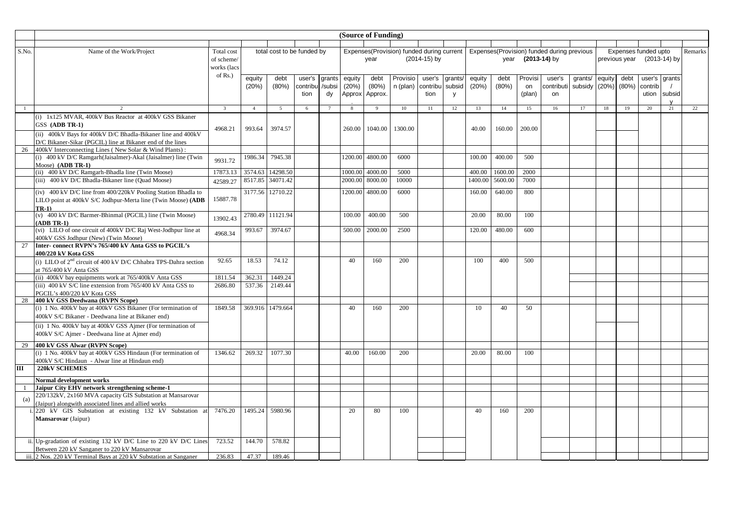**(Source of Funding)**

| S.No. | Name of the Work/Project | Total cost of scheme/ works (lacs of Rs.) | total cost to be funded by | | | | Expenses(Provision) funded during current year (2014-15) by | | | | | Expenses(Provision) funded during previous year (2013-14) by | | | | | Expenses funded upto previous year (2013-14) by | | | | Remarks |
|---|---|---|---|---|---|---|---|---|---|---|---|---|---|---|---|---|---|---|---|---|---|
| | | | equity (20%) | debt (80%) | user's contribution | grants /subsidy | equity (20%) Approx. | debt (80%) Approx. | Provision (plan) | user's contribution | grants/ subsidy | equity (20%) | debt (80%) | Provision (plan) | user's contribution | grants/ subsidy | equity (20%) | debt (80%) | user's contribution | grants / subsidy | |
| 1 | 2 | 3 | 4 | 5 | 6 | 7 | 8 | 9 | 10 | 11 | 12 | 13 | 14 | 15 | 16 | 17 | 18 | 19 | 20 | 21 | 22 |
| | (i) 1x125 MVAR, 400kV Bus Reactor at 400kV GSS Bikaner GSS **(ADB TR-1)** (ii) 400kV Bays for 400kV D/C Bhadla-Bikaner line and 400kV D/C Bikaner-Sikar (PGCIL) line at Bikaner end of the lines | 4968.21 | 993.64 | 3974.57 | | | 260.00 | 1040.00 | 1300.00 | | | 40.00 | 160.00 | 200.00 | | | | | | | |
| 26 | 400kV Interconnecting Lines ( New Solar & Wind Plants) : | | | | | | | | | | | | | | | | | | | | |
| | (i) 400 kV D/C Ramgarh(Jaisalmer)-Akal (Jaisalmer) line (Twin Moose) **(ADB TR-1)** | 9931.72 | 1986.34 | 7945.38 | | | 1200.00 | 4800.00 | 6000 | | | 100.00 | 400.00 | 500 | | | | | | | |
| | (ii) 400 kV D/C Ramgarh-Bhadla line (Twin Moose) | 17873.13 | 3574.63 | 14298.50 | | | 1000.00 | 4000.00 | 5000 | | | 400.00 | 1600.00 | 2000 | | | | | | | |
| | (iii) 400 kV D/C Bhadla-Bikaner line (Quad Moose) | 42589.27 | 8517.85 | 34071.42 | | | 2000.00 | 8000.00 | 10000 | | | 1400.00 | 5600.00 | 7000 | | | | | | | |
| | (iv) 400 kV D/C line from 400/220kV Pooling Station Bhadla to LILO point at 400kV S/C Jodhpur-Merta line (Twin Moose) **(ADB TR-1)** | 15887.78 | 3177.56 | 12710.22 | | | 1200.00 | 4800.00 | 6000 | | | 160.00 | 640.00 | 800 | | | | | | | |
| | (v) 400 kV D/C Barmer-Bhinmal (PGCIL) line (Twin Moose) **(ADB TR-1)** | 13902.43 | 2780.49 | 11121.94 | | | 100.00 | 400.00 | 500 | | | 20.00 | 80.00 | 100 | | | | | | | |
| | (vi) LILO of one circuit of 400kV D/C Raj West-Jodhpur line at 400kV GSS Jodhpur (New) (Twin Moose) | 4968.34 | 993.67 | 3974.67 | | | 500.00 | 2000.00 | 2500 | | | 120.00 | 480.00 | 600 | | | | | | | |
| 27 | **Inter- connect RVPN's 765/400 kV Anta GSS to PGCIL's 400/220 kV Kota GSS** | | | | | | | | | | | | | | | | | | | | |
| | (i) LILO of 2nd circuit of 400 kV D/C Chhabra TPS-Dahra section at 765/400 kV Anta GSS | 92.65 | 18.53 | 74.12 | | | 40 | 160 | 200 | | | 100 | 400 | 500 | | | | | | | |
| | (ii) 400kV bay equipments work at 765/400kV Anta GSS | 1811.54 | 362.31 | 1449.24 | | | | | | | | | | | | | | | | | |
| | (iii) 400 kV S/C line extension from 765/400 kV Anta GSS to PGCIL's 400/220 kV Kota GSS | 2686.80 | 537.36 | 2149.44 | | | | | | | | | | | | | | | | | |
| 28 | **400 kV GSS Deedwana (RVPN Scope)** | | | | | | | | | | | | | | | | | | | | |
| | (i) 1 No. 400kV bay at 400kV GSS Bikaner (For termination of 400kV S/C Bikaner - Deedwana line at Bikaner end) (ii) 1 No. 400kV bay at 400kV GSS Ajmer (For termination of 400kV S/C Ajmer - Deedwana line at Ajmer end) | 1849.58 | 369.916 | 1479.664 | | | 40 | 160 | 200 | | | 10 | 40 | 50 | | | | | | | |
| 29 | **400 kV GSS Alwar (RVPN Scope)** | | | | | | | | | | | | | | | | | | | | |
| | (i) 1 No. 400kV bay at 400kV GSS Hindaun (For termination of 400kV S/C Hindaun - Alwar line at Hindaun end) | 1346.62 | 269.32 | 1077.30 | | | 40.00 | 160.00 | 200 | | | 20.00 | 80.00 | 100 | | | | | | | |
| **III** | **220kV SCHEMES** | | | | | | | | | | | | | | | | | | | | |
| | **Normal development works** | | | | | | | | | | | | | | | | | | | | |
| 1 | **Jaipur City EHV network strengthening scheme-1** | | | | | | | | | | | | | | | | | | | | |
| (a) | 220/132kV, 2x160 MVA capacity GIS Substation at Mansarovar (Jaipur) alongwith associated lines and allied works | | | | | | | | | | | | | | | | | | | | |
| i. | 220 kV GIS Substation at existing 132 kV Substation at **Mansarovar** (Jaipur) | 7476.20 | 1495.24 | 5980.96 | | | 20 | 80 | 100 | | | 40 | 160 | 200 | | | | | | | |
| ii. | Up-gradation of existing 132 kV D/C Line to 220 kV D/C Lines Between 220 kV Sanganer to 220 kV Mansarovar | 723.52 | 144.70 | 578.82 | | | | | | | | | | | | | | | | | |
| iii. | 2 Nos. 220 kV Terminal Bays at 220 kV Substation at Sanganer | 236.83 | 47.37 | 189.46 | | | | | | | | | | | | | | | | | |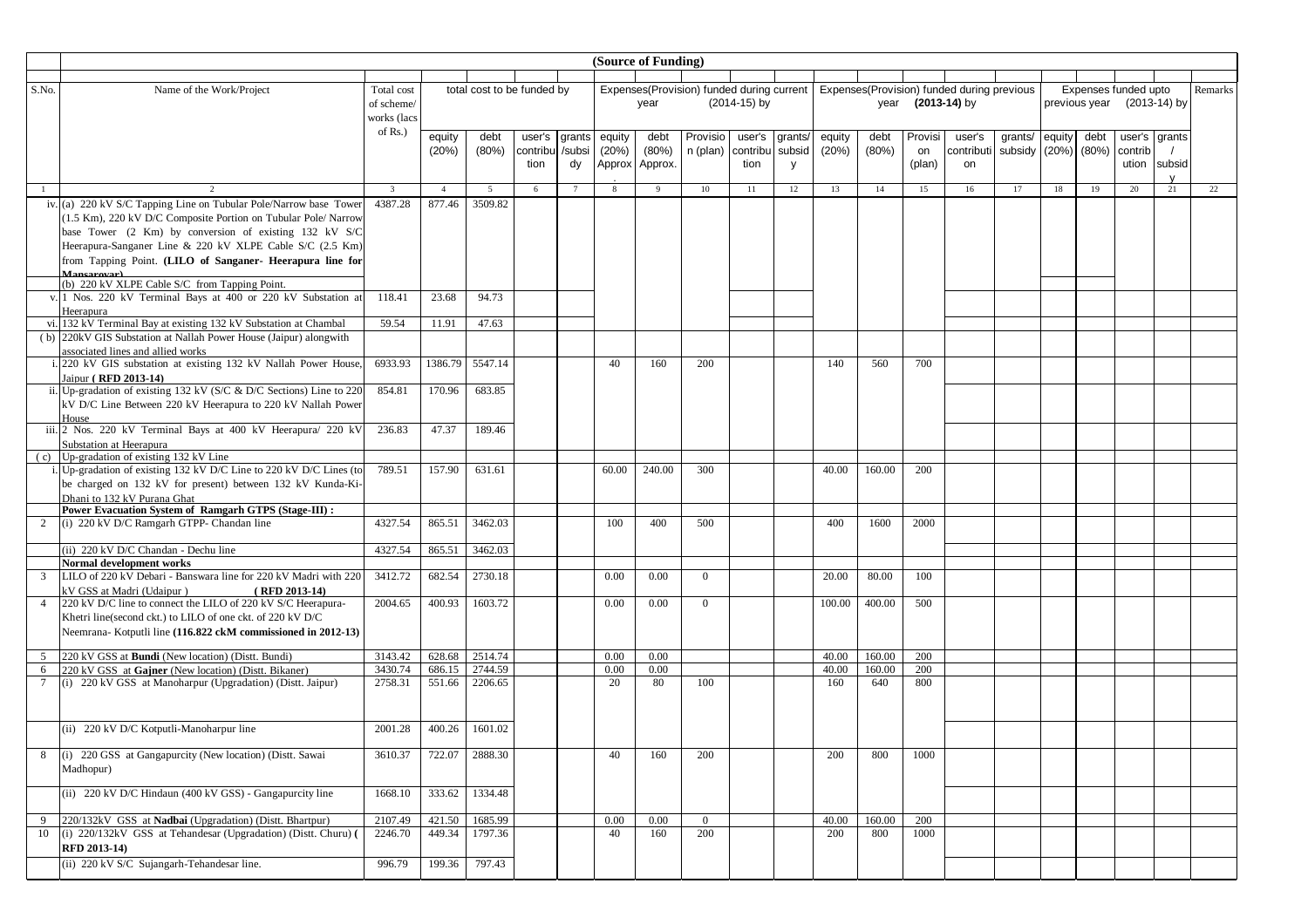(Source of Funding)

| S.No. | Name of the Work/Project | Total cost of scheme/ works (lacs of Rs.) | total cost to be funded by | | | | Expenses(Provision) funded during current year (2014-15) by | | | | | Expenses(Provision) funded during previous year (2013-14) by | | | | | Expenses funded upto previous year (2013-14) by | | | | Remarks |
|---|---|---|---|---|---|---|---|---|---|---|---|---|---|---|---|---|---|---|---|---|---|
| | | | equity (20%) | debt (80%) | user's contribution | grants /subsidy | equity (20%) Approx. | debt (80%) Approx. | Provision (plan) | user's contribution | grants/ subsidy | equity (20%) | debt (80%) | Provision (plan) | user's contribution | grants/ subsidy | equity (20%) | debt (80%) | user's contribution | grants / subsidy | |
| 1 | 2 | 3 | 4 | 5 | 6 | 7 | 8 | 9 | 10 | 11 | 12 | 13 | 14 | 15 | 16 | 17 | 18 | 19 | 20 | 21 | 22 |
| iv. | (a) 220 kV S/C Tapping Line on Tubular Pole/Narrow base Tower (1.5 Km), 220 kV D/C Composite Portion on Tubular Pole/ Narrow base Tower (2 Km) by conversion of existing 132 kV S/C Heerapura-Sanganer Line & 220 kV XLPE Cable S/C (2.5 Km) from Tapping Point. **(LILO of Sanganer- Heerapura line for Mansarovar)** | 4387.28 | 877.46 | 3509.82 | | | | | | | | | | | | | | | | | |
| | (b) 220 kV XLPE Cable S/C from Tapping Point. | | | | | | | | | | | | | | | | | | | | |
| v. | 1 Nos. 220 kV Terminal Bays at 400 or 220 kV Substation at Heerapura | 118.41 | 23.68 | 94.73 | | | | | | | | | | | | | | | | | |
| vi. | 132 kV Terminal Bay at existing 132 kV Substation at Chambal | 59.54 | 11.91 | 47.63 | | | | | | | | | | | | | | | | | |
| ( b) | 220kV GIS Substation at Nallah Power House (Jaipur) alongwith associated lines and allied works | | | | | | | | | | | | | | | | | | | | |
| i. | 220 kV GIS substation at existing 132 kV Nallah Power House, Jaipur **( RFD 2013-14)** | 6933.93 | 1386.79 | 5547.14 | | | 40 | 160 | 200 | | | 140 | 560 | 700 | | | | | | | |
| ii. | Up-gradation of existing 132 kV (S/C & D/C Sections) Line to 220 kV D/C Line Between 220 kV Heerapura to 220 kV Nallah Power House | 854.81 | 170.96 | 683.85 | | | | | | | | | | | | | | | | | |
| iii. | 2 Nos. 220 kV Terminal Bays at 400 kV Heerapura/ 220 kV Substation at Heerapura | 236.83 | 47.37 | 189.46 | | | | | | | | | | | | | | | | | |
| ( c) | Up-gradation of existing 132 kV Line | | | | | | | | | | | | | | | | | | | | |
| i. | Up-gradation of existing 132 kV D/C Line to 220 kV D/C Lines (to be charged on 132 kV for present) between 132 kV Kunda-Ki-Dhani to 132 kV Purana Ghat | 789.51 | 157.90 | 631.61 | | | 60.00 | 240.00 | 300 | | | 40.00 | 160.00 | 200 | | | | | | | |
| | **Power Evacuation System of Ramgarh GTPS (Stage-III) :** | | | | | | | | | | | | | | | | | | | | |
| 2 | (i) 220 kV D/C Ramgarh GTPP- Chandan line | 4327.54 | 865.51 | 3462.03 | | | 100 | 400 | 500 | | | 400 | 1600 | 2000 | | | | | | | |
| | (ii) 220 kV D/C Chandan - Dechu line | 4327.54 | 865.51 | 3462.03 | | | | | | | | | | | | | | | | | |
| | **Normal development works** | | | | | | | | | | | | | | | | | | | | |
| 3 | LILO of 220 kV Debari - Banswara line for 220 kV Madri with 220 kV GSS at Madri (Udaipur ) **( RFD 2013-14)** | 3412.72 | 682.54 | 2730.18 | | | 0.00 | 0.00 | 0 | | | 20.00 | 80.00 | 100 | | | | | | | |
| 4 | 220 kV D/C line to connect the LILO of 220 kV S/C Heerapura-Khetri line(second ckt.) to LILO of one ckt. of 220 kV D/C Neemrana- Kotputli line **(116.822 ckM commissioned in 2012-13)** | 2004.65 | 400.93 | 1603.72 | | | 0.00 | 0.00 | 0 | | | 100.00 | 400.00 | 500 | | | | | | | |
| 5 | 220 kV GSS at **Bundi** (New location) (Distt. Bundi) | 3143.42 | 628.68 | 2514.74 | | | 0.00 | 0.00 | | | | 40.00 | 160.00 | 200 | | | | | | | |
| 6 | 220 kV GSS at **Gajner** (New location) (Distt. Bikaner) | 3430.74 | 686.15 | 2744.59 | | | 0.00 | 0.00 | | | | 40.00 | 160.00 | 200 | | | | | | | |
| 7 | (i) 220 kV GSS at Manoharpur (Upgradation) (Distt. Jaipur) | 2758.31 | 551.66 | 2206.65 | | | 20 | 80 | 100 | | | 160 | 640 | 800 | | | | | | | |
| | (ii) 220 kV D/C Kotputli-Manoharpur line | 2001.28 | 400.26 | 1601.02 | | | | | | | | | | | | | | | | | |
| 8 | (i) 220 GSS at Gangapurcity (New location) (Distt. Sawai Madhopur) | 3610.37 | 722.07 | 2888.30 | | | 40 | 160 | 200 | | | 200 | 800 | 1000 | | | | | | | |
| | (ii) 220 kV D/C Hindaun (400 kV GSS) - Gangapurcity line | 1668.10 | 333.62 | 1334.48 | | | | | | | | | | | | | | | | | |
| 9 | 220/132kV GSS at **Nadbai** (Upgradation) (Distt. Bhartpur) | 2107.49 | 421.50 | 1685.99 | | | 0.00 | 0.00 | 0 | | | 40.00 | 160.00 | 200 | | | | | | | |
| 10 | (i) 220/132kV GSS at Tehandesar (Upgradation) (Distt. Churu) **( RFD 2013-14)** | 2246.70 | 449.34 | 1797.36 | | | 40 | 160 | 200 | | | 200 | 800 | 1000 | | | | | | | |
| | (ii) 220 kV S/C Sujangarh-Tehandesar line. | 996.79 | 199.36 | 797.43 | | | | | | | | | | | | | | | | | |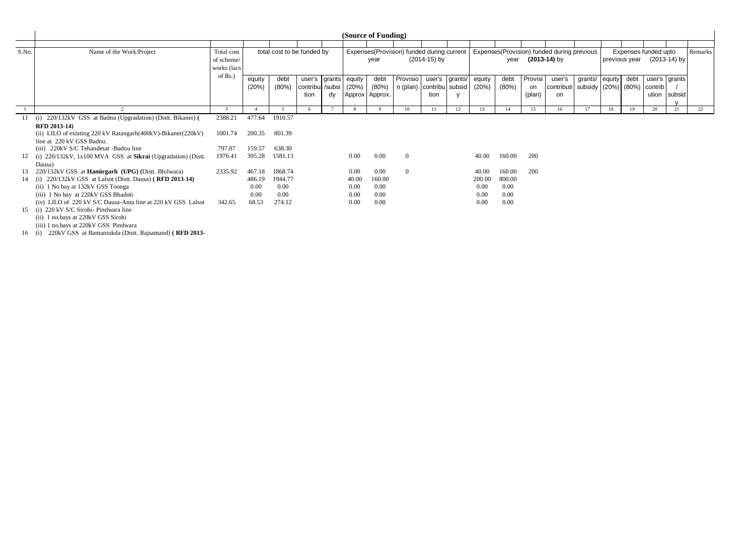**(Source of Funding)**

| S.No. | Name of the Work/Project | Total cost of scheme/ works (lacs of Rs.) | total cost to be funded by | | | | Expenses(Provision) funded during current year (2014-15) by | | | | | Expenses(Provision) funded during previous year (2013-14) by | | | | | Expenses funded upto previous year (2013-14) by | | | | Remarks |
|---|---|---|---|---|---|---|---|---|---|---|---|---|---|---|---|---|---|---|---|---|---|
| | | | equity (20%) | debt (80%) | user's contribution | grants /subsidy | equity (20%) Approx. | debt (80%) Approx. | Provision (plan) | user's contribution | grants/ subsidy | equity (20%) | debt (80%) | Provision (plan) | user's contribution | grants/ subsidy | equity (20%) | debt (80%) | user's contribution | grants / subsidy | |
| 1 | 2 | 3 | 4 | 5 | 6 | 7 | 8 | 9 | 10 | 11 | 12 | 13 | 14 | 15 | 16 | 17 | 18 | 19 | 20 | 21 | 22 |
| 11 | (i) 220/132kV GSS at Badnu (Upgradation) (Distt. Bikaner) ( **RFD 2013-14)** | 2388.21 | 477.64 | 1910.57 | | | | | | | | | | | | | | | | | |
| | (ii) LILO of existing 220 kV Ratangarh(400kV)-Bikaner(220kV) line at 220 kV GSS Badnu. | 1001.74 | 200.35 | 801.39 | | | | | | | | | | | | | | | | | |
| | (iii) 220kV S/C Tehandesar -Badnu line | 797.87 | 159.57 | 638.30 | | | | | | | | | | | | | | | | | |
| 12 | (i) 220/132kV, 1x100 MVA GSS at **Sikrai** (Upgradation) (Distt. Dausa) | 1976.41 | 395.28 | 1581.13 | | | 0.00 | 0.00 | 0 | | | 40.00 | 160.00 | 200 | | | | | | | |
| 13 | 220/132kV GSS at **Hamirgarh (UPG) (**Distt. Bhilwara) | 2335.92 | 467.18 | 1868.74 | | | 0.00 | 0.00 | 0 | | | 40.00 | 160.00 | 200 | | | | | | | |
| 14 | (i) 220/132kV GSS at Lalsot (Distt. Dausa) **( RFD 2013-14)** | | 486.19 | 1944.77 | | | 40.00 | 160.00 | | | | 200.00 | 800.00 | | | | | | | | |
| | (ii) 1 No bay at 132kV GSS Toonga | | 0.00 | 0.00 | | | 0.00 | 0.00 | | | | 0.00 | 0.00 | | | | | | | | |
| | (iii) 1 No bay at 220kV GSS Bhadoti | | 0.00 | 0.00 | | | 0.00 | 0.00 | | | | 0.00 | 0.00 | | | | | | | | |
| | (iv) LILO of 220 kV S/C Dausa-Anta line at 220 kV GSS Lalsot | 342.65 | 68.53 | 274.12 | | | 0.00 | 0.00 | | | | 0.00 | 0.00 | | | | | | | | |
| 15 | (i) 220 kV S/C Sirohi- Pindwara line | | | | | | | | | | | | | | | | | | | | |
| | (ii) 1 no.bays at 220kV GSS Sirohi | | | | | | | | | | | | | | | | | | | | |
| | (iii) 1 no.bays at 220kV GSS Pindwara | | | | | | | | | | | | | | | | | | | | |
| 16 | (i) 220kV GSS at Bamantukda (Distt. Rajsamand) **( RFD 2013-** | | | | | | | | | | | | | | | | | | | | |